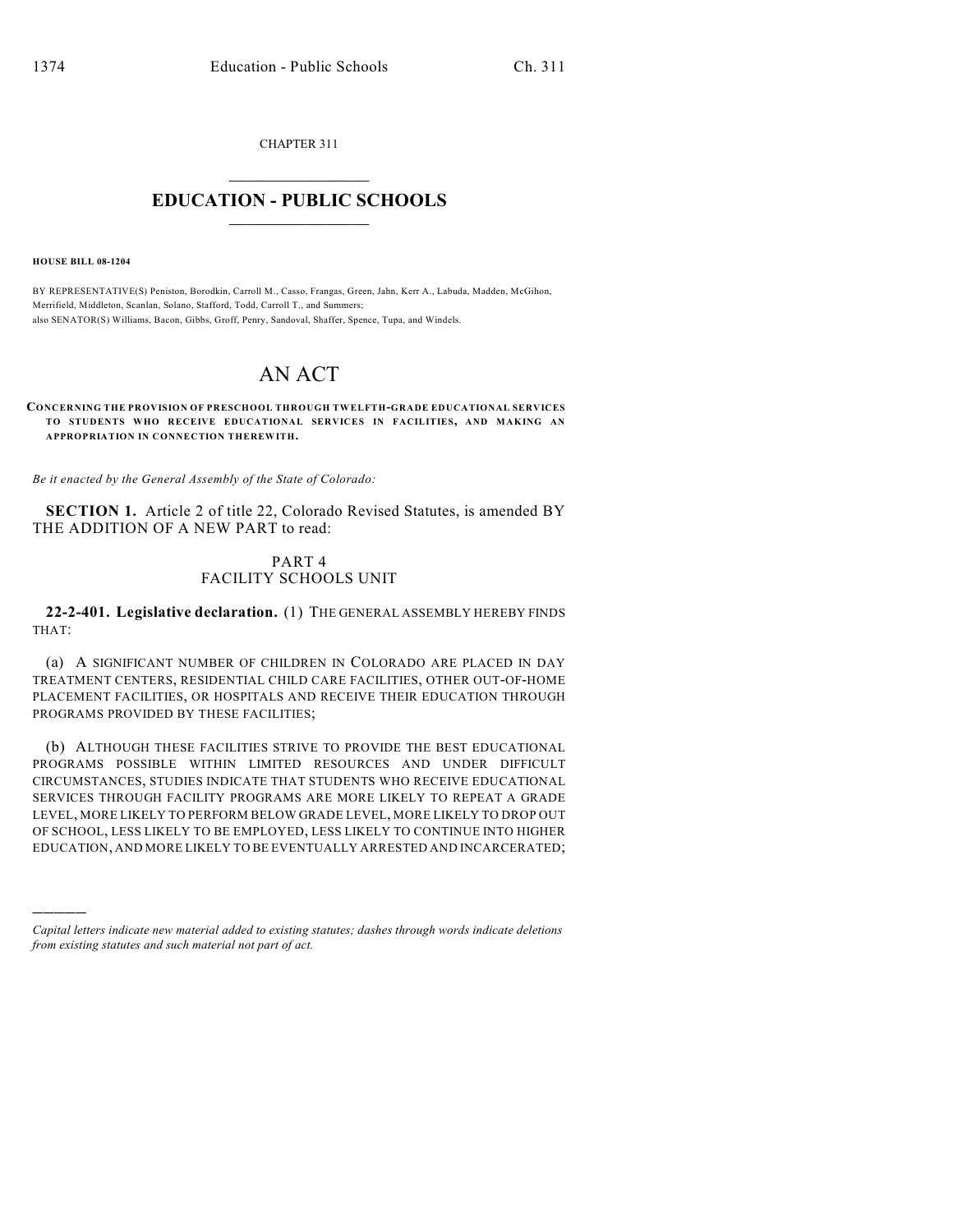CHAPTER 311

# EDUCATION - PUBLIC SCHOOLS

**HOUSE BILL 08-1204**

BY REPRESENTATIVE(S) Peniston, Borodkin, Carroll M., Casso, Frangas, Green, Jahn, Kerr A., Labuda, Madden, McGihon, Merrifield, Middleton, Scanlan, Solano, Stafford, Todd, Carroll T., and Summers;
also SENATOR(S) Williams, Bacon, Gibbs, Groff, Penry, Sandoval, Shaffer, Spence, Tupa, and Windels.

# AN ACT

**CONCERNING THE PROVISION OF PRESCHOOL THROUGH TWELFTH-GRADE EDUCATIONAL SERVICES TO STUDENTS WHO RECEIVE EDUCATIONAL SERVICES IN FACILITIES, AND MAKING AN APPROPRIATION IN CONNECTION THEREWITH.**

*Be it enacted by the General Assembly of the State of Colorado:*

**SECTION 1.** Article 2 of title 22, Colorado Revised Statutes, is amended BY THE ADDITION OF A NEW PART to read:

PART 4
FACILITY SCHOOLS UNIT

**22-2-401. Legislative declaration.** (1) THE GENERAL ASSEMBLY HEREBY FINDS THAT:

(a) A SIGNIFICANT NUMBER OF CHILDREN IN COLORADO ARE PLACED IN DAY TREATMENT CENTERS, RESIDENTIAL CHILD CARE FACILITIES, OTHER OUT-OF-HOME PLACEMENT FACILITIES, OR HOSPITALS AND RECEIVE THEIR EDUCATION THROUGH PROGRAMS PROVIDED BY THESE FACILITIES;

(b) ALTHOUGH THESE FACILITIES STRIVE TO PROVIDE THE BEST EDUCATIONAL PROGRAMS POSSIBLE WITHIN LIMITED RESOURCES AND UNDER DIFFICULT CIRCUMSTANCES, STUDIES INDICATE THAT STUDENTS WHO RECEIVE EDUCATIONAL SERVICES THROUGH FACILITY PROGRAMS ARE MORE LIKELY TO REPEAT A GRADE LEVEL, MORE LIKELY TO PERFORM BELOW GRADE LEVEL, MORE LIKELY TO DROP OUT OF SCHOOL, LESS LIKELY TO BE EMPLOYED, LESS LIKELY TO CONTINUE INTO HIGHER EDUCATION, AND MORE LIKELY TO BE EVENTUALLY ARRESTED AND INCARCERATED;

*Capital letters indicate new material added to existing statutes; dashes through words indicate deletions from existing statutes and such material not part of act.*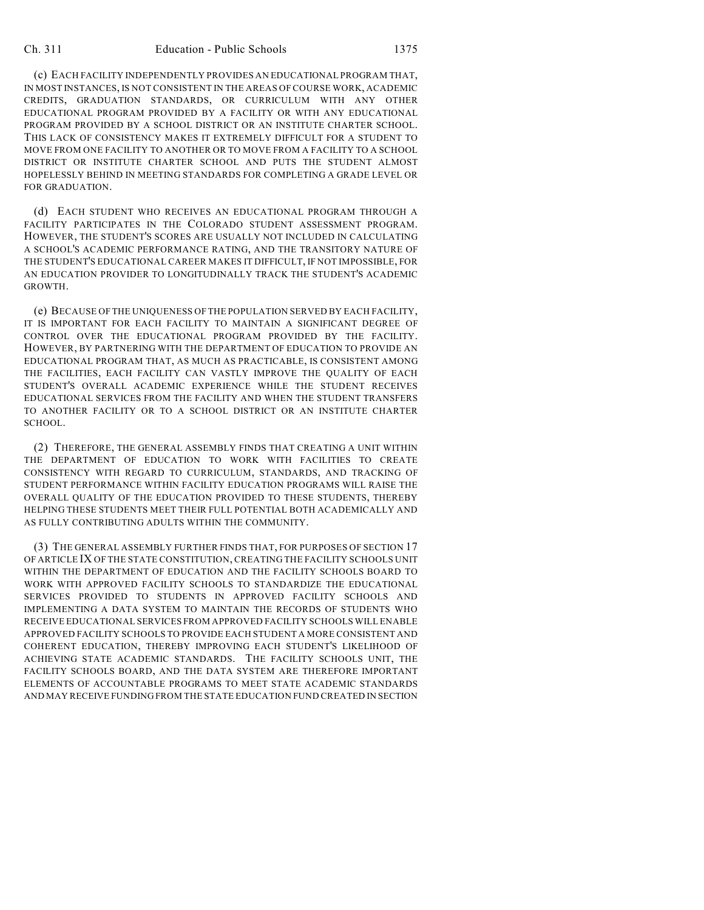(c) EACH FACILITY INDEPENDENTLY PROVIDES AN EDUCATIONAL PROGRAM THAT, IN MOST INSTANCES, IS NOT CONSISTENT IN THE AREAS OF COURSE WORK, ACADEMIC CREDITS, GRADUATION STANDARDS, OR CURRICULUM WITH ANY OTHER EDUCATIONAL PROGRAM PROVIDED BY A FACILITY OR WITH ANY EDUCATIONAL PROGRAM PROVIDED BY A SCHOOL DISTRICT OR AN INSTITUTE CHARTER SCHOOL. THIS LACK OF CONSISTENCY MAKES IT EXTREMELY DIFFICULT FOR A STUDENT TO MOVE FROM ONE FACILITY TO ANOTHER OR TO MOVE FROM A FACILITY TO A SCHOOL DISTRICT OR INSTITUTE CHARTER SCHOOL AND PUTS THE STUDENT ALMOST HOPELESSLY BEHIND IN MEETING STANDARDS FOR COMPLETING A GRADE LEVEL OR FOR GRADUATION.

(d) EACH STUDENT WHO RECEIVES AN EDUCATIONAL PROGRAM THROUGH A FACILITY PARTICIPATES IN THE COLORADO STUDENT ASSESSMENT PROGRAM. HOWEVER, THE STUDENT'S SCORES ARE USUALLY NOT INCLUDED IN CALCULATING A SCHOOL'S ACADEMIC PERFORMANCE RATING, AND THE TRANSITORY NATURE OF THE STUDENT'S EDUCATIONAL CAREER MAKES IT DIFFICULT, IF NOT IMPOSSIBLE, FOR AN EDUCATION PROVIDER TO LONGITUDINALLY TRACK THE STUDENT'S ACADEMIC GROWTH.

(e) BECAUSE OF THE UNIQUENESS OF THE POPULATION SERVED BY EACH FACILITY, IT IS IMPORTANT FOR EACH FACILITY TO MAINTAIN A SIGNIFICANT DEGREE OF CONTROL OVER THE EDUCATIONAL PROGRAM PROVIDED BY THE FACILITY. HOWEVER, BY PARTNERING WITH THE DEPARTMENT OF EDUCATION TO PROVIDE AN EDUCATIONAL PROGRAM THAT, AS MUCH AS PRACTICABLE, IS CONSISTENT AMONG THE FACILITIES, EACH FACILITY CAN VASTLY IMPROVE THE QUALITY OF EACH STUDENT'S OVERALL ACADEMIC EXPERIENCE WHILE THE STUDENT RECEIVES EDUCATIONAL SERVICES FROM THE FACILITY AND WHEN THE STUDENT TRANSFERS TO ANOTHER FACILITY OR TO A SCHOOL DISTRICT OR AN INSTITUTE CHARTER SCHOOL.

(2) THEREFORE, THE GENERAL ASSEMBLY FINDS THAT CREATING A UNIT WITHIN THE DEPARTMENT OF EDUCATION TO WORK WITH FACILITIES TO CREATE CONSISTENCY WITH REGARD TO CURRICULUM, STANDARDS, AND TRACKING OF STUDENT PERFORMANCE WITHIN FACILITY EDUCATION PROGRAMS WILL RAISE THE OVERALL QUALITY OF THE EDUCATION PROVIDED TO THESE STUDENTS, THEREBY HELPING THESE STUDENTS MEET THEIR FULL POTENTIAL BOTH ACADEMICALLY AND AS FULLY CONTRIBUTING ADULTS WITHIN THE COMMUNITY.

(3) THE GENERAL ASSEMBLY FURTHER FINDS THAT, FOR PURPOSES OF SECTION 17 OF ARTICLE IX OF THE STATE CONSTITUTION, CREATING THE FACILITY SCHOOLS UNIT WITHIN THE DEPARTMENT OF EDUCATION AND THE FACILITY SCHOOLS BOARD TO WORK WITH APPROVED FACILITY SCHOOLS TO STANDARDIZE THE EDUCATIONAL SERVICES PROVIDED TO STUDENTS IN APPROVED FACILITY SCHOOLS AND IMPLEMENTING A DATA SYSTEM TO MAINTAIN THE RECORDS OF STUDENTS WHO RECEIVE EDUCATIONAL SERVICES FROM APPROVED FACILITY SCHOOLS WILL ENABLE APPROVED FACILITY SCHOOLS TO PROVIDE EACH STUDENT A MORE CONSISTENT AND COHERENT EDUCATION, THEREBY IMPROVING EACH STUDENT'S LIKELIHOOD OF ACHIEVING STATE ACADEMIC STANDARDS. THE FACILITY SCHOOLS UNIT, THE FACILITY SCHOOLS BOARD, AND THE DATA SYSTEM ARE THEREFORE IMPORTANT ELEMENTS OF ACCOUNTABLE PROGRAMS TO MEET STATE ACADEMIC STANDARDS AND MAY RECEIVE FUNDING FROM THE STATE EDUCATION FUND CREATED IN SECTION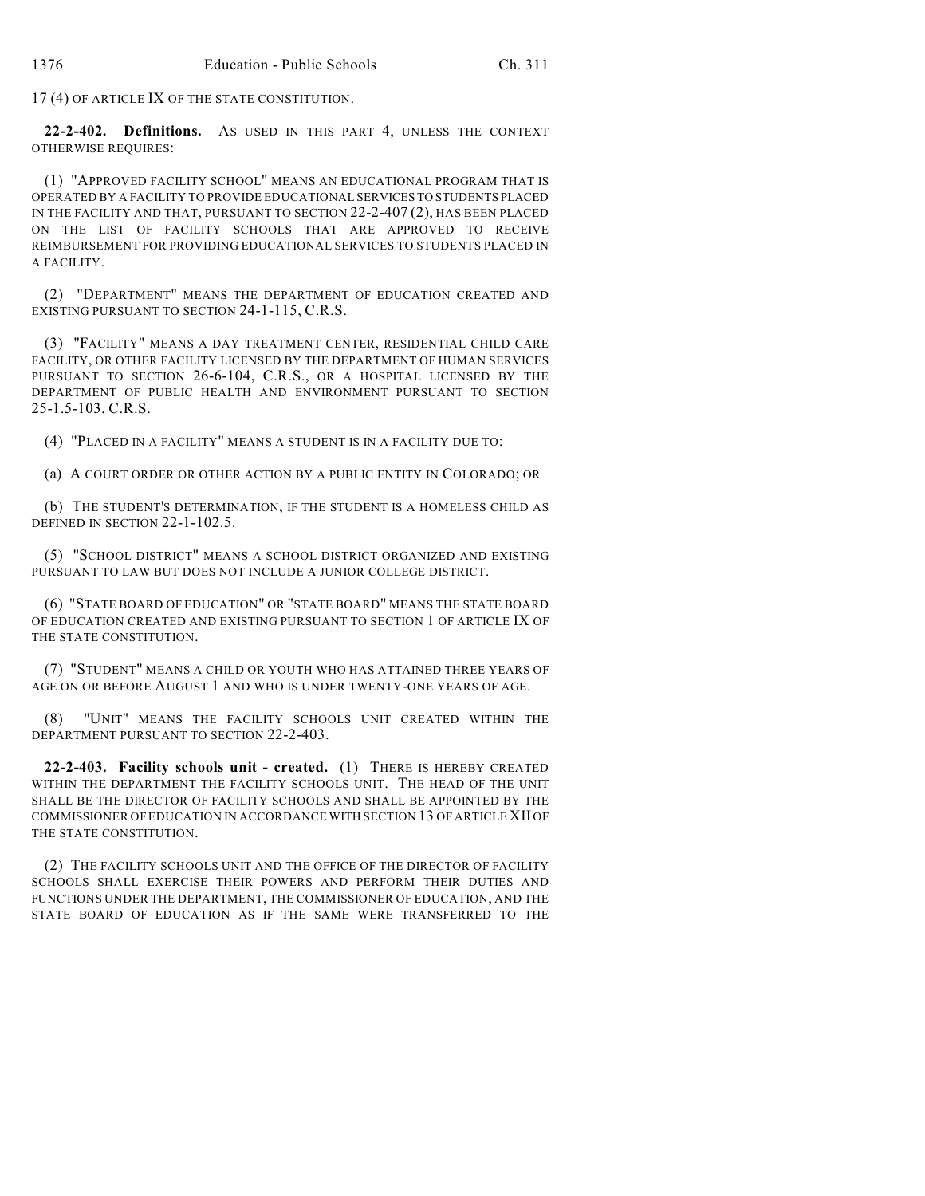17 (4) OF ARTICLE IX OF THE STATE CONSTITUTION.

**22-2-402. Definitions.** AS USED IN THIS PART 4, UNLESS THE CONTEXT OTHERWISE REQUIRES:

(1) "APPROVED FACILITY SCHOOL" MEANS AN EDUCATIONAL PROGRAM THAT IS OPERATED BY A FACILITY TO PROVIDE EDUCATIONAL SERVICES TO STUDENTS PLACED IN THE FACILITY AND THAT, PURSUANT TO SECTION 22-2-407 (2), HAS BEEN PLACED ON THE LIST OF FACILITY SCHOOLS THAT ARE APPROVED TO RECEIVE REIMBURSEMENT FOR PROVIDING EDUCATIONAL SERVICES TO STUDENTS PLACED IN A FACILITY.

(2) "DEPARTMENT" MEANS THE DEPARTMENT OF EDUCATION CREATED AND EXISTING PURSUANT TO SECTION 24-1-115, C.R.S.

(3) "FACILITY" MEANS A DAY TREATMENT CENTER, RESIDENTIAL CHILD CARE FACILITY, OR OTHER FACILITY LICENSED BY THE DEPARTMENT OF HUMAN SERVICES PURSUANT TO SECTION 26-6-104, C.R.S., OR A HOSPITAL LICENSED BY THE DEPARTMENT OF PUBLIC HEALTH AND ENVIRONMENT PURSUANT TO SECTION 25-1.5-103, C.R.S.

(4) "PLACED IN A FACILITY" MEANS A STUDENT IS IN A FACILITY DUE TO:

(a) A COURT ORDER OR OTHER ACTION BY A PUBLIC ENTITY IN COLORADO; OR

(b) THE STUDENT'S DETERMINATION, IF THE STUDENT IS A HOMELESS CHILD AS DEFINED IN SECTION 22-1-102.5.

(5) "SCHOOL DISTRICT" MEANS A SCHOOL DISTRICT ORGANIZED AND EXISTING PURSUANT TO LAW BUT DOES NOT INCLUDE A JUNIOR COLLEGE DISTRICT.

(6) "STATE BOARD OF EDUCATION" OR "STATE BOARD" MEANS THE STATE BOARD OF EDUCATION CREATED AND EXISTING PURSUANT TO SECTION 1 OF ARTICLE IX OF THE STATE CONSTITUTION.

(7) "STUDENT" MEANS A CHILD OR YOUTH WHO HAS ATTAINED THREE YEARS OF AGE ON OR BEFORE AUGUST 1 AND WHO IS UNDER TWENTY-ONE YEARS OF AGE.

(8) "UNIT" MEANS THE FACILITY SCHOOLS UNIT CREATED WITHIN THE DEPARTMENT PURSUANT TO SECTION 22-2-403.

**22-2-403. Facility schools unit - created.** (1) THERE IS HEREBY CREATED WITHIN THE DEPARTMENT THE FACILITY SCHOOLS UNIT. THE HEAD OF THE UNIT SHALL BE THE DIRECTOR OF FACILITY SCHOOLS AND SHALL BE APPOINTED BY THE COMMISSIONER OF EDUCATION IN ACCORDANCE WITH SECTION 13 OF ARTICLE XII OF THE STATE CONSTITUTION.

(2) THE FACILITY SCHOOLS UNIT AND THE OFFICE OF THE DIRECTOR OF FACILITY SCHOOLS SHALL EXERCISE THEIR POWERS AND PERFORM THEIR DUTIES AND FUNCTIONS UNDER THE DEPARTMENT, THE COMMISSIONER OF EDUCATION, AND THE STATE BOARD OF EDUCATION AS IF THE SAME WERE TRANSFERRED TO THE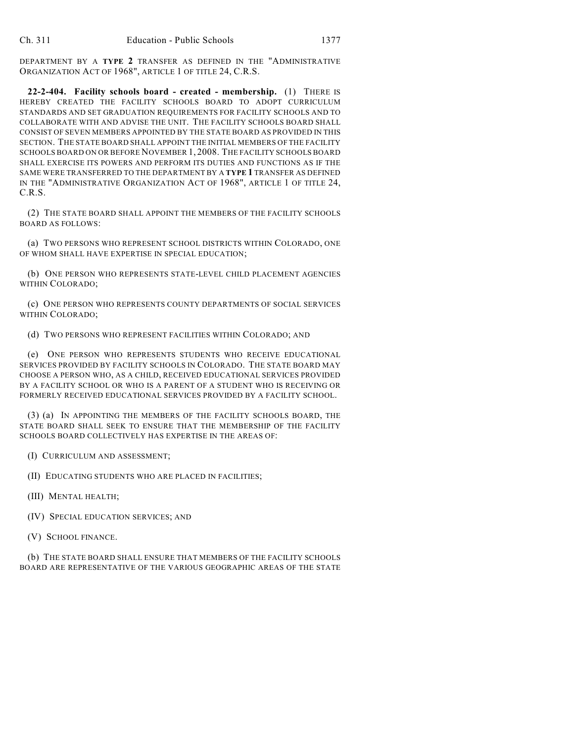DEPARTMENT BY A **TYPE 2** TRANSFER AS DEFINED IN THE "ADMINISTRATIVE ORGANIZATION ACT OF 1968", ARTICLE 1 OF TITLE 24, C.R.S.

**22-2-404. Facility schools board - created - membership.** (1) THERE IS HEREBY CREATED THE FACILITY SCHOOLS BOARD TO ADOPT CURRICULUM STANDARDS AND SET GRADUATION REQUIREMENTS FOR FACILITY SCHOOLS AND TO COLLABORATE WITH AND ADVISE THE UNIT. THE FACILITY SCHOOLS BOARD SHALL CONSIST OF SEVEN MEMBERS APPOINTED BY THE STATE BOARD AS PROVIDED IN THIS SECTION. THE STATE BOARD SHALL APPOINT THE INITIAL MEMBERS OF THE FACILITY SCHOOLS BOARD ON OR BEFORE NOVEMBER 1, 2008. THE FACILITY SCHOOLS BOARD SHALL EXERCISE ITS POWERS AND PERFORM ITS DUTIES AND FUNCTIONS AS IF THE SAME WERE TRANSFERRED TO THE DEPARTMENT BY A **TYPE 1** TRANSFER AS DEFINED IN THE "ADMINISTRATIVE ORGANIZATION ACT OF 1968", ARTICLE 1 OF TITLE 24, C.R.S.

(2) THE STATE BOARD SHALL APPOINT THE MEMBERS OF THE FACILITY SCHOOLS BOARD AS FOLLOWS:

(a) TWO PERSONS WHO REPRESENT SCHOOL DISTRICTS WITHIN COLORADO, ONE OF WHOM SHALL HAVE EXPERTISE IN SPECIAL EDUCATION;

(b) ONE PERSON WHO REPRESENTS STATE-LEVEL CHILD PLACEMENT AGENCIES WITHIN COLORADO;

(c) ONE PERSON WHO REPRESENTS COUNTY DEPARTMENTS OF SOCIAL SERVICES WITHIN COLORADO;

(d) TWO PERSONS WHO REPRESENT FACILITIES WITHIN COLORADO; AND

(e) ONE PERSON WHO REPRESENTS STUDENTS WHO RECEIVE EDUCATIONAL SERVICES PROVIDED BY FACILITY SCHOOLS IN COLORADO. THE STATE BOARD MAY CHOOSE A PERSON WHO, AS A CHILD, RECEIVED EDUCATIONAL SERVICES PROVIDED BY A FACILITY SCHOOL OR WHO IS A PARENT OF A STUDENT WHO IS RECEIVING OR FORMERLY RECEIVED EDUCATIONAL SERVICES PROVIDED BY A FACILITY SCHOOL.

(3) (a) IN APPOINTING THE MEMBERS OF THE FACILITY SCHOOLS BOARD, THE STATE BOARD SHALL SEEK TO ENSURE THAT THE MEMBERSHIP OF THE FACILITY SCHOOLS BOARD COLLECTIVELY HAS EXPERTISE IN THE AREAS OF:

(I) CURRICULUM AND ASSESSMENT;

(II) EDUCATING STUDENTS WHO ARE PLACED IN FACILITIES;

(III) MENTAL HEALTH;

(IV) SPECIAL EDUCATION SERVICES; AND

(V) SCHOOL FINANCE.

(b) THE STATE BOARD SHALL ENSURE THAT MEMBERS OF THE FACILITY SCHOOLS BOARD ARE REPRESENTATIVE OF THE VARIOUS GEOGRAPHIC AREAS OF THE STATE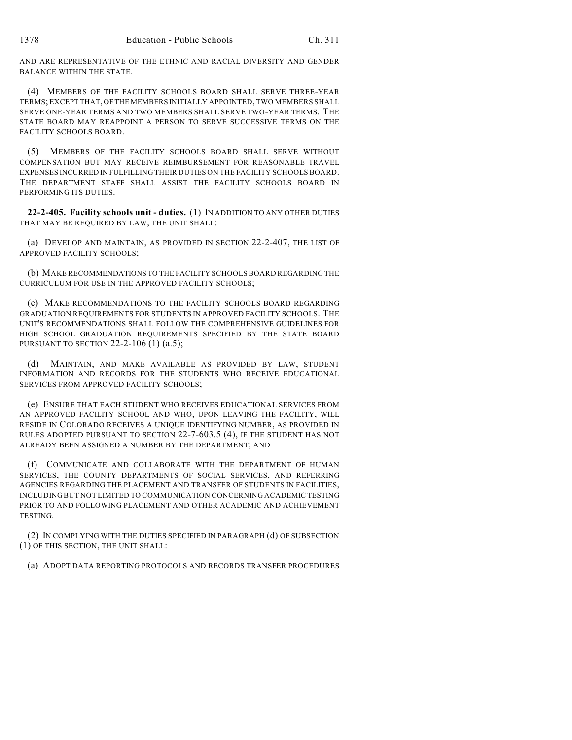AND ARE REPRESENTATIVE OF THE ETHNIC AND RACIAL DIVERSITY AND GENDER BALANCE WITHIN THE STATE.

(4) MEMBERS OF THE FACILITY SCHOOLS BOARD SHALL SERVE THREE-YEAR TERMS; EXCEPT THAT, OF THE MEMBERS INITIALLY APPOINTED, TWO MEMBERS SHALL SERVE ONE-YEAR TERMS AND TWO MEMBERS SHALL SERVE TWO-YEAR TERMS. THE STATE BOARD MAY REAPPOINT A PERSON TO SERVE SUCCESSIVE TERMS ON THE FACILITY SCHOOLS BOARD.

(5) MEMBERS OF THE FACILITY SCHOOLS BOARD SHALL SERVE WITHOUT COMPENSATION BUT MAY RECEIVE REIMBURSEMENT FOR REASONABLE TRAVEL EXPENSES INCURRED IN FULFILLING THEIR DUTIES ON THE FACILITY SCHOOLS BOARD. THE DEPARTMENT STAFF SHALL ASSIST THE FACILITY SCHOOLS BOARD IN PERFORMING ITS DUTIES.

**22-2-405. Facility schools unit - duties.** (1) IN ADDITION TO ANY OTHER DUTIES THAT MAY BE REQUIRED BY LAW, THE UNIT SHALL:

(a) DEVELOP AND MAINTAIN, AS PROVIDED IN SECTION 22-2-407, THE LIST OF APPROVED FACILITY SCHOOLS;

(b) MAKE RECOMMENDATIONS TO THE FACILITY SCHOOLS BOARD REGARDING THE CURRICULUM FOR USE IN THE APPROVED FACILITY SCHOOLS;

(c) MAKE RECOMMENDATIONS TO THE FACILITY SCHOOLS BOARD REGARDING GRADUATION REQUIREMENTS FOR STUDENTS IN APPROVED FACILITY SCHOOLS. THE UNIT'S RECOMMENDATIONS SHALL FOLLOW THE COMPREHENSIVE GUIDELINES FOR HIGH SCHOOL GRADUATION REQUIREMENTS SPECIFIED BY THE STATE BOARD PURSUANT TO SECTION 22-2-106 (1) (a.5);

(d) MAINTAIN, AND MAKE AVAILABLE AS PROVIDED BY LAW, STUDENT INFORMATION AND RECORDS FOR THE STUDENTS WHO RECEIVE EDUCATIONAL SERVICES FROM APPROVED FACILITY SCHOOLS;

(e) ENSURE THAT EACH STUDENT WHO RECEIVES EDUCATIONAL SERVICES FROM AN APPROVED FACILITY SCHOOL AND WHO, UPON LEAVING THE FACILITY, WILL RESIDE IN COLORADO RECEIVES A UNIQUE IDENTIFYING NUMBER, AS PROVIDED IN RULES ADOPTED PURSUANT TO SECTION 22-7-603.5 (4), IF THE STUDENT HAS NOT ALREADY BEEN ASSIGNED A NUMBER BY THE DEPARTMENT; AND

(f) COMMUNICATE AND COLLABORATE WITH THE DEPARTMENT OF HUMAN SERVICES, THE COUNTY DEPARTMENTS OF SOCIAL SERVICES, AND REFERRING AGENCIES REGARDING THE PLACEMENT AND TRANSFER OF STUDENTS IN FACILITIES, INCLUDING BUT NOT LIMITED TO COMMUNICATION CONCERNING ACADEMIC TESTING PRIOR TO AND FOLLOWING PLACEMENT AND OTHER ACADEMIC AND ACHIEVEMENT TESTING.

(2) IN COMPLYING WITH THE DUTIES SPECIFIED IN PARAGRAPH (d) OF SUBSECTION (1) OF THIS SECTION, THE UNIT SHALL:

(a) ADOPT DATA REPORTING PROTOCOLS AND RECORDS TRANSFER PROCEDURES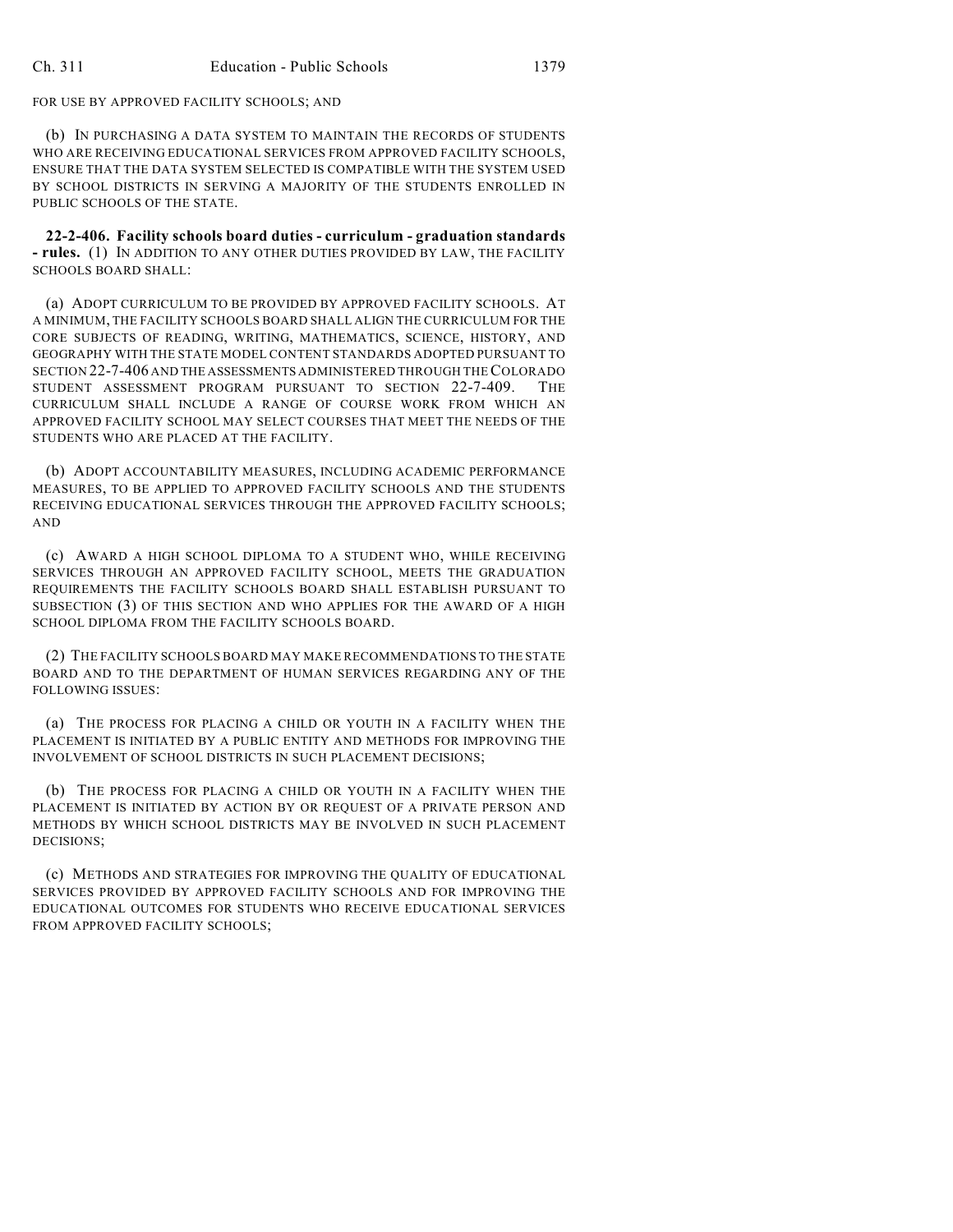FOR USE BY APPROVED FACILITY SCHOOLS; AND

(b) IN PURCHASING A DATA SYSTEM TO MAINTAIN THE RECORDS OF STUDENTS WHO ARE RECEIVING EDUCATIONAL SERVICES FROM APPROVED FACILITY SCHOOLS, ENSURE THAT THE DATA SYSTEM SELECTED IS COMPATIBLE WITH THE SYSTEM USED BY SCHOOL DISTRICTS IN SERVING A MAJORITY OF THE STUDENTS ENROLLED IN PUBLIC SCHOOLS OF THE STATE.

**22-2-406. Facility schools board duties - curriculum - graduation standards - rules.** (1) IN ADDITION TO ANY OTHER DUTIES PROVIDED BY LAW, THE FACILITY SCHOOLS BOARD SHALL:

(a) ADOPT CURRICULUM TO BE PROVIDED BY APPROVED FACILITY SCHOOLS. AT A MINIMUM, THE FACILITY SCHOOLS BOARD SHALL ALIGN THE CURRICULUM FOR THE CORE SUBJECTS OF READING, WRITING, MATHEMATICS, SCIENCE, HISTORY, AND GEOGRAPHY WITH THE STATE MODEL CONTENT STANDARDS ADOPTED PURSUANT TO SECTION 22-7-406 AND THE ASSESSMENTS ADMINISTERED THROUGH THE COLORADO STUDENT ASSESSMENT PROGRAM PURSUANT TO SECTION 22-7-409. THE CURRICULUM SHALL INCLUDE A RANGE OF COURSE WORK FROM WHICH AN APPROVED FACILITY SCHOOL MAY SELECT COURSES THAT MEET THE NEEDS OF THE STUDENTS WHO ARE PLACED AT THE FACILITY.

(b) ADOPT ACCOUNTABILITY MEASURES, INCLUDING ACADEMIC PERFORMANCE MEASURES, TO BE APPLIED TO APPROVED FACILITY SCHOOLS AND THE STUDENTS RECEIVING EDUCATIONAL SERVICES THROUGH THE APPROVED FACILITY SCHOOLS; AND

(c) AWARD A HIGH SCHOOL DIPLOMA TO A STUDENT WHO, WHILE RECEIVING SERVICES THROUGH AN APPROVED FACILITY SCHOOL, MEETS THE GRADUATION REQUIREMENTS THE FACILITY SCHOOLS BOARD SHALL ESTABLISH PURSUANT TO SUBSECTION (3) OF THIS SECTION AND WHO APPLIES FOR THE AWARD OF A HIGH SCHOOL DIPLOMA FROM THE FACILITY SCHOOLS BOARD.

(2) THE FACILITY SCHOOLS BOARD MAY MAKE RECOMMENDATIONS TO THE STATE BOARD AND TO THE DEPARTMENT OF HUMAN SERVICES REGARDING ANY OF THE FOLLOWING ISSUES:

(a) THE PROCESS FOR PLACING A CHILD OR YOUTH IN A FACILITY WHEN THE PLACEMENT IS INITIATED BY A PUBLIC ENTITY AND METHODS FOR IMPROVING THE INVOLVEMENT OF SCHOOL DISTRICTS IN SUCH PLACEMENT DECISIONS;

(b) THE PROCESS FOR PLACING A CHILD OR YOUTH IN A FACILITY WHEN THE PLACEMENT IS INITIATED BY ACTION BY OR REQUEST OF A PRIVATE PERSON AND METHODS BY WHICH SCHOOL DISTRICTS MAY BE INVOLVED IN SUCH PLACEMENT DECISIONS;

(c) METHODS AND STRATEGIES FOR IMPROVING THE QUALITY OF EDUCATIONAL SERVICES PROVIDED BY APPROVED FACILITY SCHOOLS AND FOR IMPROVING THE EDUCATIONAL OUTCOMES FOR STUDENTS WHO RECEIVE EDUCATIONAL SERVICES FROM APPROVED FACILITY SCHOOLS;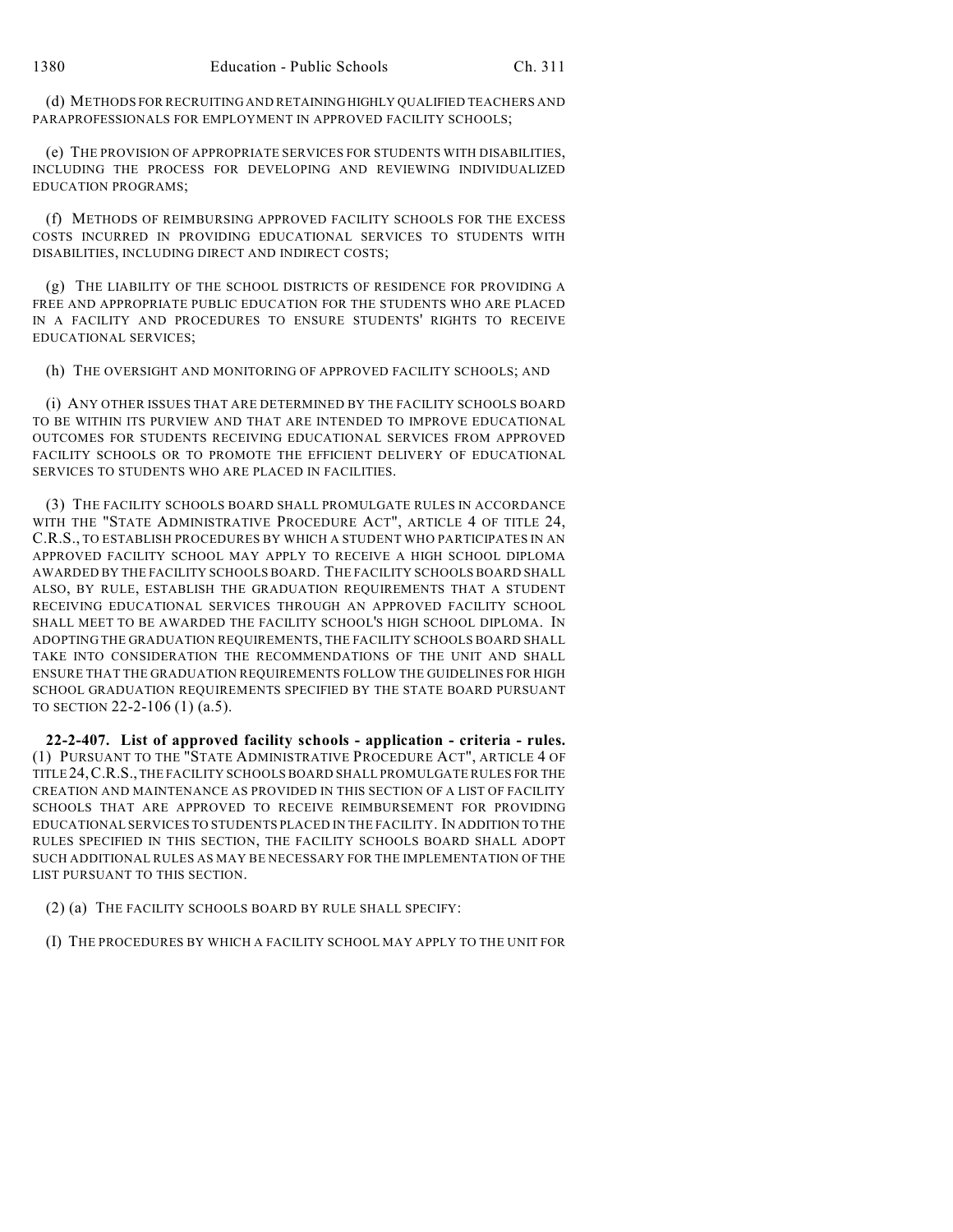(d) METHODS FOR RECRUITING AND RETAINING HIGHLY QUALIFIED TEACHERS AND PARAPROFESSIONALS FOR EMPLOYMENT IN APPROVED FACILITY SCHOOLS;

(e) THE PROVISION OF APPROPRIATE SERVICES FOR STUDENTS WITH DISABILITIES, INCLUDING THE PROCESS FOR DEVELOPING AND REVIEWING INDIVIDUALIZED EDUCATION PROGRAMS;

(f) METHODS OF REIMBURSING APPROVED FACILITY SCHOOLS FOR THE EXCESS COSTS INCURRED IN PROVIDING EDUCATIONAL SERVICES TO STUDENTS WITH DISABILITIES, INCLUDING DIRECT AND INDIRECT COSTS;

(g) THE LIABILITY OF THE SCHOOL DISTRICTS OF RESIDENCE FOR PROVIDING A FREE AND APPROPRIATE PUBLIC EDUCATION FOR THE STUDENTS WHO ARE PLACED IN A FACILITY AND PROCEDURES TO ENSURE STUDENTS' RIGHTS TO RECEIVE EDUCATIONAL SERVICES;

(h) THE OVERSIGHT AND MONITORING OF APPROVED FACILITY SCHOOLS; AND

(i) ANY OTHER ISSUES THAT ARE DETERMINED BY THE FACILITY SCHOOLS BOARD TO BE WITHIN ITS PURVIEW AND THAT ARE INTENDED TO IMPROVE EDUCATIONAL OUTCOMES FOR STUDENTS RECEIVING EDUCATIONAL SERVICES FROM APPROVED FACILITY SCHOOLS OR TO PROMOTE THE EFFICIENT DELIVERY OF EDUCATIONAL SERVICES TO STUDENTS WHO ARE PLACED IN FACILITIES.

(3) THE FACILITY SCHOOLS BOARD SHALL PROMULGATE RULES IN ACCORDANCE WITH THE "STATE ADMINISTRATIVE PROCEDURE ACT", ARTICLE 4 OF TITLE 24, C.R.S., TO ESTABLISH PROCEDURES BY WHICH A STUDENT WHO PARTICIPATES IN AN APPROVED FACILITY SCHOOL MAY APPLY TO RECEIVE A HIGH SCHOOL DIPLOMA AWARDED BY THE FACILITY SCHOOLS BOARD. THE FACILITY SCHOOLS BOARD SHALL ALSO, BY RULE, ESTABLISH THE GRADUATION REQUIREMENTS THAT A STUDENT RECEIVING EDUCATIONAL SERVICES THROUGH AN APPROVED FACILITY SCHOOL SHALL MEET TO BE AWARDED THE FACILITY SCHOOL'S HIGH SCHOOL DIPLOMA. IN ADOPTING THE GRADUATION REQUIREMENTS, THE FACILITY SCHOOLS BOARD SHALL TAKE INTO CONSIDERATION THE RECOMMENDATIONS OF THE UNIT AND SHALL ENSURE THAT THE GRADUATION REQUIREMENTS FOLLOW THE GUIDELINES FOR HIGH SCHOOL GRADUATION REQUIREMENTS SPECIFIED BY THE STATE BOARD PURSUANT TO SECTION 22-2-106 (1) (a.5).

**22-2-407. List of approved facility schools - application - criteria - rules.** (1) PURSUANT TO THE "STATE ADMINISTRATIVE PROCEDURE ACT", ARTICLE 4 OF TITLE 24, C.R.S., THE FACILITY SCHOOLS BOARD SHALL PROMULGATE RULES FOR THE CREATION AND MAINTENANCE AS PROVIDED IN THIS SECTION OF A LIST OF FACILITY SCHOOLS THAT ARE APPROVED TO RECEIVE REIMBURSEMENT FOR PROVIDING EDUCATIONAL SERVICES TO STUDENTS PLACED IN THE FACILITY. IN ADDITION TO THE RULES SPECIFIED IN THIS SECTION, THE FACILITY SCHOOLS BOARD SHALL ADOPT SUCH ADDITIONAL RULES AS MAY BE NECESSARY FOR THE IMPLEMENTATION OF THE LIST PURSUANT TO THIS SECTION.

(2) (a) THE FACILITY SCHOOLS BOARD BY RULE SHALL SPECIFY:

(I) THE PROCEDURES BY WHICH A FACILITY SCHOOL MAY APPLY TO THE UNIT FOR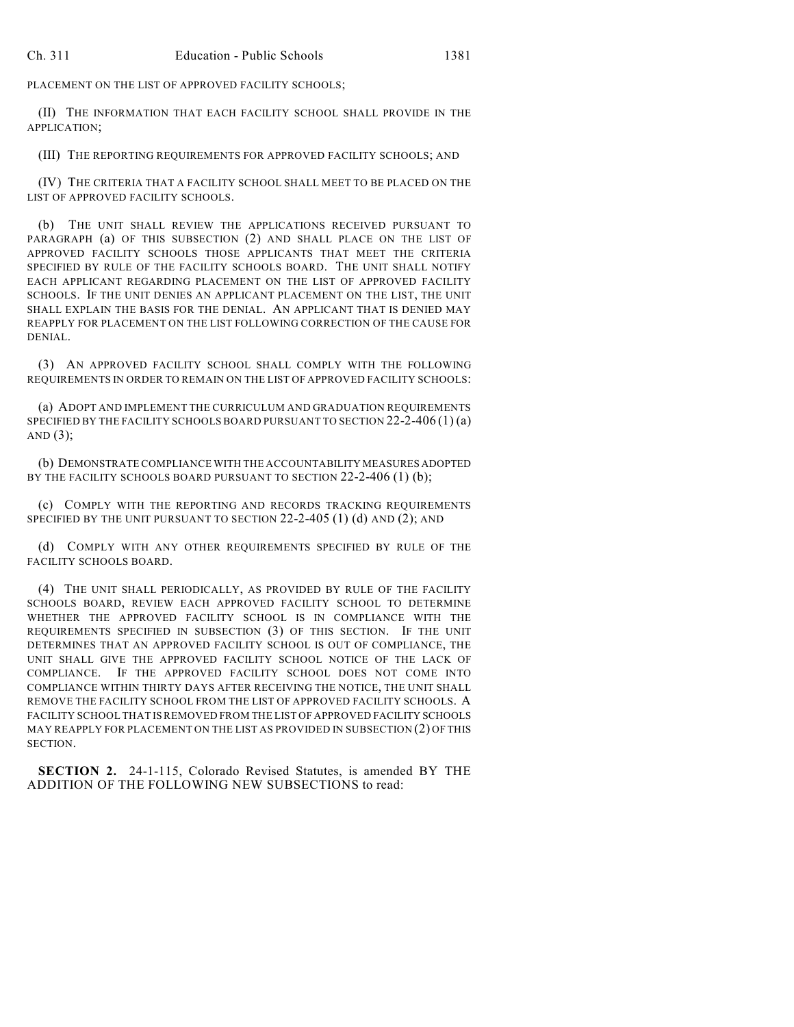PLACEMENT ON THE LIST OF APPROVED FACILITY SCHOOLS;

(II) THE INFORMATION THAT EACH FACILITY SCHOOL SHALL PROVIDE IN THE APPLICATION;

(III) THE REPORTING REQUIREMENTS FOR APPROVED FACILITY SCHOOLS; AND

(IV) THE CRITERIA THAT A FACILITY SCHOOL SHALL MEET TO BE PLACED ON THE LIST OF APPROVED FACILITY SCHOOLS.

(b) THE UNIT SHALL REVIEW THE APPLICATIONS RECEIVED PURSUANT TO PARAGRAPH (a) OF THIS SUBSECTION (2) AND SHALL PLACE ON THE LIST OF APPROVED FACILITY SCHOOLS THOSE APPLICANTS THAT MEET THE CRITERIA SPECIFIED BY RULE OF THE FACILITY SCHOOLS BOARD. THE UNIT SHALL NOTIFY EACH APPLICANT REGARDING PLACEMENT ON THE LIST OF APPROVED FACILITY SCHOOLS. IF THE UNIT DENIES AN APPLICANT PLACEMENT ON THE LIST, THE UNIT SHALL EXPLAIN THE BASIS FOR THE DENIAL. AN APPLICANT THAT IS DENIED MAY REAPPLY FOR PLACEMENT ON THE LIST FOLLOWING CORRECTION OF THE CAUSE FOR DENIAL.

(3) AN APPROVED FACILITY SCHOOL SHALL COMPLY WITH THE FOLLOWING REQUIREMENTS IN ORDER TO REMAIN ON THE LIST OF APPROVED FACILITY SCHOOLS:

(a) ADOPT AND IMPLEMENT THE CURRICULUM AND GRADUATION REQUIREMENTS SPECIFIED BY THE FACILITY SCHOOLS BOARD PURSUANT TO SECTION 22-2-406 (1) (a) AND (3);

(b) DEMONSTRATE COMPLIANCE WITH THE ACCOUNTABILITY MEASURES ADOPTED BY THE FACILITY SCHOOLS BOARD PURSUANT TO SECTION 22-2-406 (1) (b);

(c) COMPLY WITH THE REPORTING AND RECORDS TRACKING REQUIREMENTS SPECIFIED BY THE UNIT PURSUANT TO SECTION 22-2-405 (1) (d) AND (2); AND

(d) COMPLY WITH ANY OTHER REQUIREMENTS SPECIFIED BY RULE OF THE FACILITY SCHOOLS BOARD.

(4) THE UNIT SHALL PERIODICALLY, AS PROVIDED BY RULE OF THE FACILITY SCHOOLS BOARD, REVIEW EACH APPROVED FACILITY SCHOOL TO DETERMINE WHETHER THE APPROVED FACILITY SCHOOL IS IN COMPLIANCE WITH THE REQUIREMENTS SPECIFIED IN SUBSECTION (3) OF THIS SECTION. IF THE UNIT DETERMINES THAT AN APPROVED FACILITY SCHOOL IS OUT OF COMPLIANCE, THE UNIT SHALL GIVE THE APPROVED FACILITY SCHOOL NOTICE OF THE LACK OF COMPLIANCE. IF THE APPROVED FACILITY SCHOOL DOES NOT COME INTO COMPLIANCE WITHIN THIRTY DAYS AFTER RECEIVING THE NOTICE, THE UNIT SHALL REMOVE THE FACILITY SCHOOL FROM THE LIST OF APPROVED FACILITY SCHOOLS. A FACILITY SCHOOL THAT IS REMOVED FROM THE LIST OF APPROVED FACILITY SCHOOLS MAY REAPPLY FOR PLACEMENT ON THE LIST AS PROVIDED IN SUBSECTION (2) OF THIS SECTION.

**SECTION 2.** 24-1-115, Colorado Revised Statutes, is amended BY THE ADDITION OF THE FOLLOWING NEW SUBSECTIONS to read: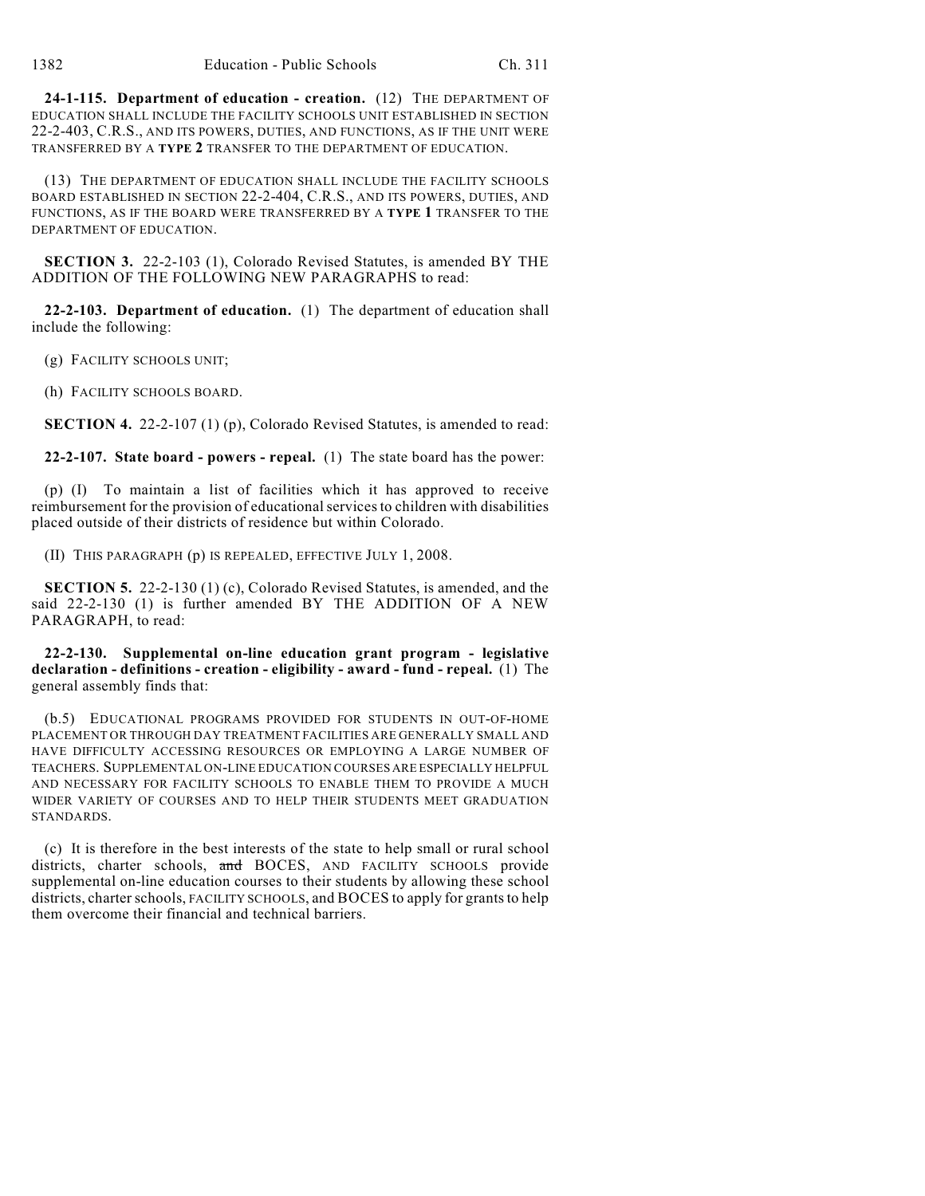**24-1-115. Department of education - creation.** (12) THE DEPARTMENT OF EDUCATION SHALL INCLUDE THE FACILITY SCHOOLS UNIT ESTABLISHED IN SECTION 22-2-403, C.R.S., AND ITS POWERS, DUTIES, AND FUNCTIONS, AS IF THE UNIT WERE TRANSFERRED BY A **TYPE 2** TRANSFER TO THE DEPARTMENT OF EDUCATION.

(13) THE DEPARTMENT OF EDUCATION SHALL INCLUDE THE FACILITY SCHOOLS BOARD ESTABLISHED IN SECTION 22-2-404, C.R.S., AND ITS POWERS, DUTIES, AND FUNCTIONS, AS IF THE BOARD WERE TRANSFERRED BY A **TYPE 1** TRANSFER TO THE DEPARTMENT OF EDUCATION.

**SECTION 3.** 22-2-103 (1), Colorado Revised Statutes, is amended BY THE ADDITION OF THE FOLLOWING NEW PARAGRAPHS to read:

**22-2-103. Department of education.** (1) The department of education shall include the following:

(g) FACILITY SCHOOLS UNIT;

(h) FACILITY SCHOOLS BOARD.

**SECTION 4.** 22-2-107 (1) (p), Colorado Revised Statutes, is amended to read:

**22-2-107. State board - powers - repeal.** (1) The state board has the power:

(p) (I) To maintain a list of facilities which it has approved to receive reimbursement for the provision of educational services to children with disabilities placed outside of their districts of residence but within Colorado.

(II) THIS PARAGRAPH (p) IS REPEALED, EFFECTIVE JULY 1, 2008.

**SECTION 5.** 22-2-130 (1) (c), Colorado Revised Statutes, is amended, and the said 22-2-130 (1) is further amended BY THE ADDITION OF A NEW PARAGRAPH, to read:

**22-2-130. Supplemental on-line education grant program - legislative declaration - definitions - creation - eligibility - award - fund - repeal.** (1) The general assembly finds that:

(b.5) EDUCATIONAL PROGRAMS PROVIDED FOR STUDENTS IN OUT-OF-HOME PLACEMENT OR THROUGH DAY TREATMENT FACILITIES ARE GENERALLY SMALL AND HAVE DIFFICULTY ACCESSING RESOURCES OR EMPLOYING A LARGE NUMBER OF TEACHERS. SUPPLEMENTAL ON-LINE EDUCATION COURSES ARE ESPECIALLY HELPFUL AND NECESSARY FOR FACILITY SCHOOLS TO ENABLE THEM TO PROVIDE A MUCH WIDER VARIETY OF COURSES AND TO HELP THEIR STUDENTS MEET GRADUATION STANDARDS.

(c) It is therefore in the best interests of the state to help small or rural school districts, charter schools, ~~and~~ BOCES, AND FACILITY SCHOOLS provide supplemental on-line education courses to their students by allowing these school districts, charter schools, FACILITY SCHOOLS, and BOCES to apply for grants to help them overcome their financial and technical barriers.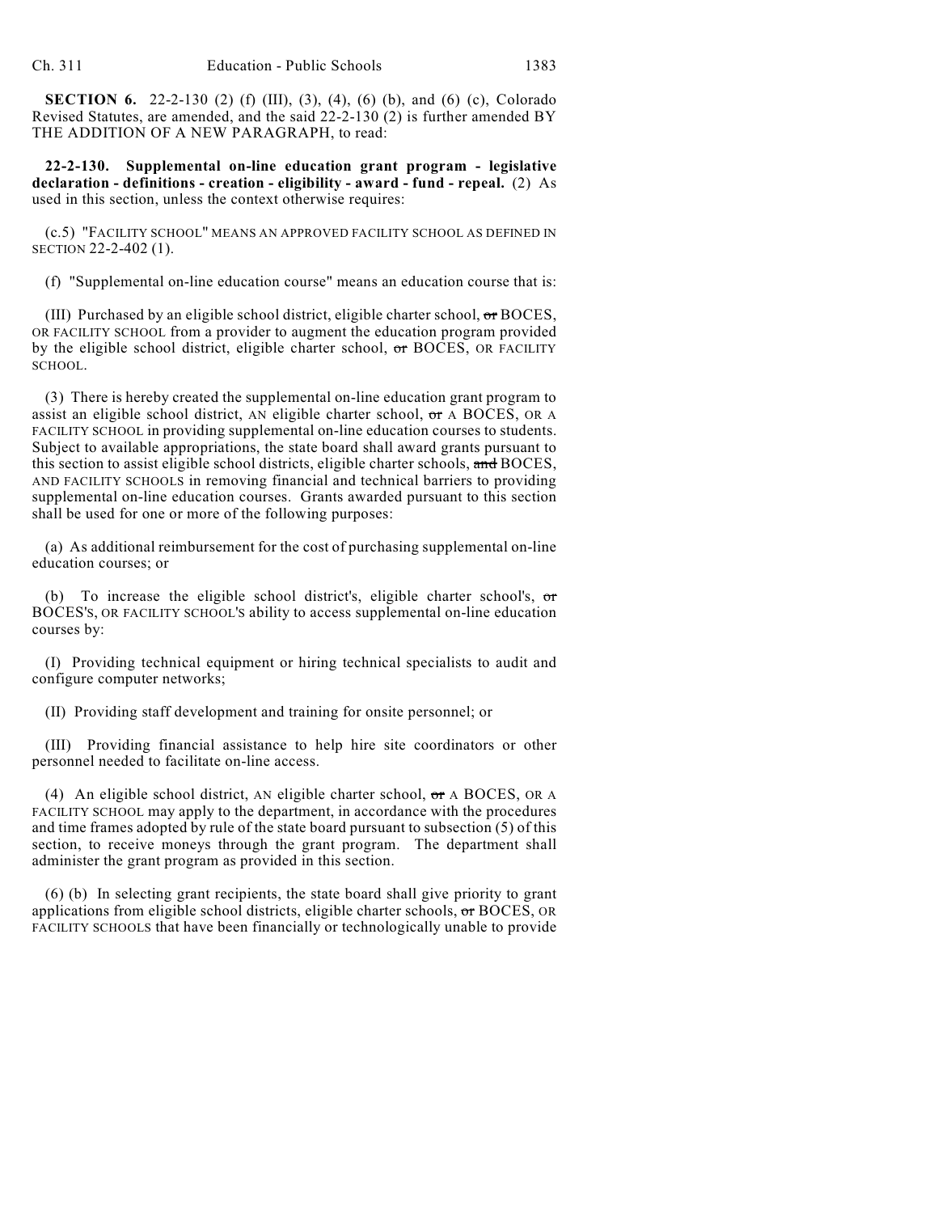**SECTION 6.** 22-2-130 (2) (f) (III), (3), (4), (6) (b), and (6) (c), Colorado Revised Statutes, are amended, and the said 22-2-130 (2) is further amended BY THE ADDITION OF A NEW PARAGRAPH, to read:

**22-2-130. Supplemental on-line education grant program - legislative declaration - definitions - creation - eligibility - award - fund - repeal.** (2) As used in this section, unless the context otherwise requires:

(c.5) "FACILITY SCHOOL" MEANS AN APPROVED FACILITY SCHOOL AS DEFINED IN SECTION 22-2-402 (1).

(f) "Supplemental on-line education course" means an education course that is:

(III) Purchased by an eligible school district, eligible charter school, ~~or~~ BOCES, OR FACILITY SCHOOL from a provider to augment the education program provided by the eligible school district, eligible charter school, ~~or~~ BOCES, OR FACILITY SCHOOL.

(3) There is hereby created the supplemental on-line education grant program to assist an eligible school district, AN eligible charter school, ~~or~~ A BOCES, OR A FACILITY SCHOOL in providing supplemental on-line education courses to students. Subject to available appropriations, the state board shall award grants pursuant to this section to assist eligible school districts, eligible charter schools, ~~and~~ BOCES, AND FACILITY SCHOOLS in removing financial and technical barriers to providing supplemental on-line education courses. Grants awarded pursuant to this section shall be used for one or more of the following purposes:

(a) As additional reimbursement for the cost of purchasing supplemental on-line education courses; or

(b) To increase the eligible school district's, eligible charter school's, ~~or~~ BOCES'S, OR FACILITY SCHOOL'S ability to access supplemental on-line education courses by:

(I) Providing technical equipment or hiring technical specialists to audit and configure computer networks;

(II) Providing staff development and training for onsite personnel; or

(III) Providing financial assistance to help hire site coordinators or other personnel needed to facilitate on-line access.

(4) An eligible school district, AN eligible charter school, ~~or~~ A BOCES, OR A FACILITY SCHOOL may apply to the department, in accordance with the procedures and time frames adopted by rule of the state board pursuant to subsection (5) of this section, to receive moneys through the grant program. The department shall administer the grant program as provided in this section.

(6) (b) In selecting grant recipients, the state board shall give priority to grant applications from eligible school districts, eligible charter schools, ~~or~~ BOCES, OR FACILITY SCHOOLS that have been financially or technologically unable to provide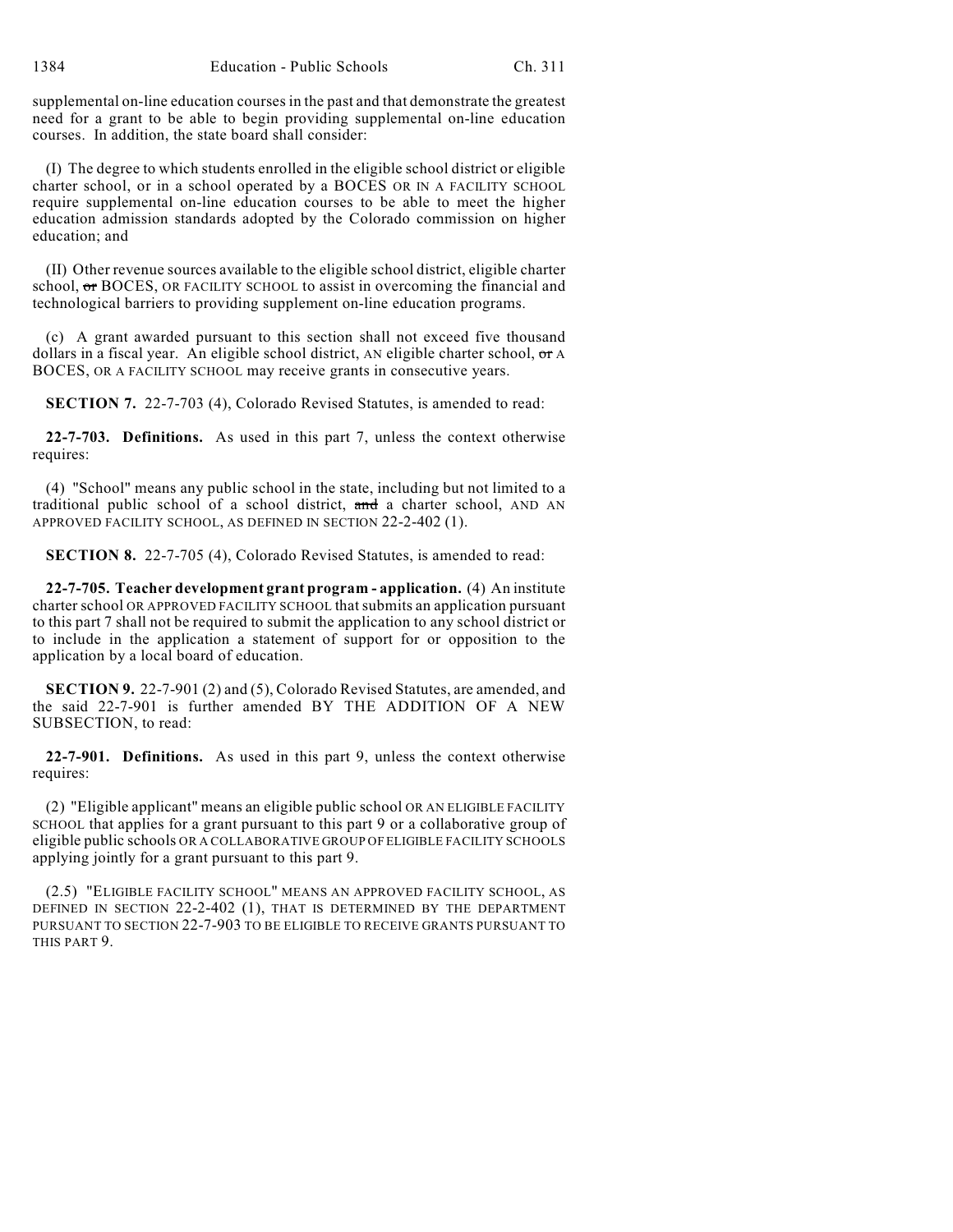supplemental on-line education courses in the past and that demonstrate the greatest need for a grant to be able to begin providing supplemental on-line education courses. In addition, the state board shall consider:

(I) The degree to which students enrolled in the eligible school district or eligible charter school, or in a school operated by a BOCES OR IN A FACILITY SCHOOL require supplemental on-line education courses to be able to meet the higher education admission standards adopted by the Colorado commission on higher education; and

(II) Other revenue sources available to the eligible school district, eligible charter school, ~~or~~ BOCES, OR FACILITY SCHOOL to assist in overcoming the financial and technological barriers to providing supplement on-line education programs.

(c) A grant awarded pursuant to this section shall not exceed five thousand dollars in a fiscal year. An eligible school district, AN eligible charter school, ~~or~~ A BOCES, OR A FACILITY SCHOOL may receive grants in consecutive years.

**SECTION 7.** 22-7-703 (4), Colorado Revised Statutes, is amended to read:

**22-7-703. Definitions.** As used in this part 7, unless the context otherwise requires:

(4) "School" means any public school in the state, including but not limited to a traditional public school of a school district, ~~and~~ a charter school, AND AN APPROVED FACILITY SCHOOL, AS DEFINED IN SECTION 22-2-402 (1).

**SECTION 8.** 22-7-705 (4), Colorado Revised Statutes, is amended to read:

**22-7-705. Teacher development grant program - application.** (4) An institute charter school OR APPROVED FACILITY SCHOOL that submits an application pursuant to this part 7 shall not be required to submit the application to any school district or to include in the application a statement of support for or opposition to the application by a local board of education.

**SECTION 9.** 22-7-901 (2) and (5), Colorado Revised Statutes, are amended, and the said 22-7-901 is further amended BY THE ADDITION OF A NEW SUBSECTION, to read:

**22-7-901. Definitions.** As used in this part 9, unless the context otherwise requires:

(2) "Eligible applicant" means an eligible public school OR AN ELIGIBLE FACILITY SCHOOL that applies for a grant pursuant to this part 9 or a collaborative group of eligible public schools OR A COLLABORATIVE GROUP OF ELIGIBLE FACILITY SCHOOLS applying jointly for a grant pursuant to this part 9.

(2.5) "ELIGIBLE FACILITY SCHOOL" MEANS AN APPROVED FACILITY SCHOOL, AS DEFINED IN SECTION 22-2-402 (1), THAT IS DETERMINED BY THE DEPARTMENT PURSUANT TO SECTION 22-7-903 TO BE ELIGIBLE TO RECEIVE GRANTS PURSUANT TO THIS PART 9.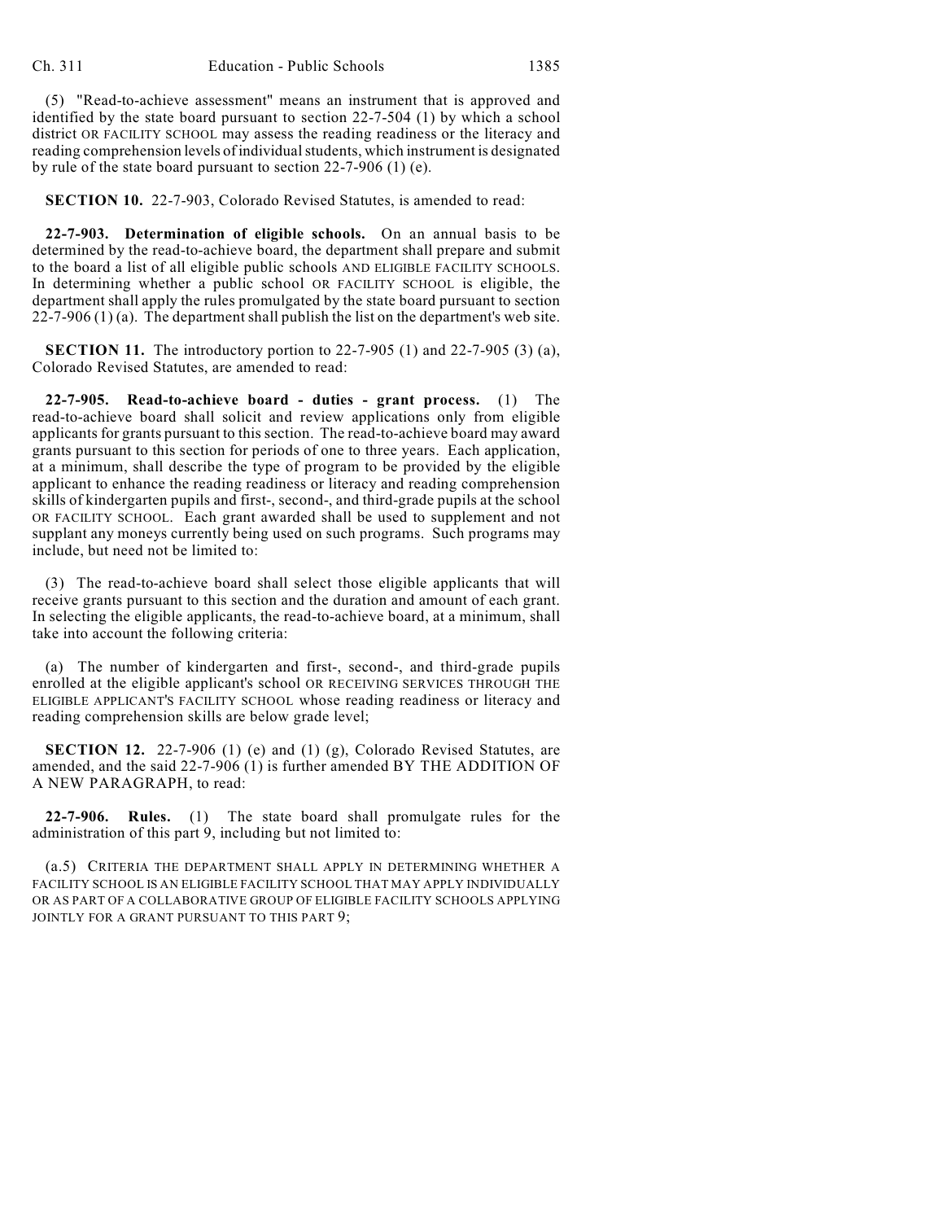(5) "Read-to-achieve assessment" means an instrument that is approved and identified by the state board pursuant to section 22-7-504 (1) by which a school district OR FACILITY SCHOOL may assess the reading readiness or the literacy and reading comprehension levels of individual students, which instrument is designated by rule of the state board pursuant to section 22-7-906 (1) (e).

**SECTION 10.** 22-7-903, Colorado Revised Statutes, is amended to read:

**22-7-903. Determination of eligible schools.** On an annual basis to be determined by the read-to-achieve board, the department shall prepare and submit to the board a list of all eligible public schools AND ELIGIBLE FACILITY SCHOOLS. In determining whether a public school OR FACILITY SCHOOL is eligible, the department shall apply the rules promulgated by the state board pursuant to section 22-7-906 (1) (a). The department shall publish the list on the department's web site.

**SECTION 11.** The introductory portion to 22-7-905 (1) and 22-7-905 (3) (a), Colorado Revised Statutes, are amended to read:

**22-7-905. Read-to-achieve board - duties - grant process.** (1) The read-to-achieve board shall solicit and review applications only from eligible applicants for grants pursuant to this section. The read-to-achieve board may award grants pursuant to this section for periods of one to three years. Each application, at a minimum, shall describe the type of program to be provided by the eligible applicant to enhance the reading readiness or literacy and reading comprehension skills of kindergarten pupils and first-, second-, and third-grade pupils at the school OR FACILITY SCHOOL. Each grant awarded shall be used to supplement and not supplant any moneys currently being used on such programs. Such programs may include, but need not be limited to:

(3) The read-to-achieve board shall select those eligible applicants that will receive grants pursuant to this section and the duration and amount of each grant. In selecting the eligible applicants, the read-to-achieve board, at a minimum, shall take into account the following criteria:

(a) The number of kindergarten and first-, second-, and third-grade pupils enrolled at the eligible applicant's school OR RECEIVING SERVICES THROUGH THE ELIGIBLE APPLICANT'S FACILITY SCHOOL whose reading readiness or literacy and reading comprehension skills are below grade level;

**SECTION 12.** 22-7-906 (1) (e) and (1) (g), Colorado Revised Statutes, are amended, and the said 22-7-906 (1) is further amended BY THE ADDITION OF A NEW PARAGRAPH, to read:

**22-7-906. Rules.** (1) The state board shall promulgate rules for the administration of this part 9, including but not limited to:

(a.5) CRITERIA THE DEPARTMENT SHALL APPLY IN DETERMINING WHETHER A FACILITY SCHOOL IS AN ELIGIBLE FACILITY SCHOOL THAT MAY APPLY INDIVIDUALLY OR AS PART OF A COLLABORATIVE GROUP OF ELIGIBLE FACILITY SCHOOLS APPLYING JOINTLY FOR A GRANT PURSUANT TO THIS PART 9;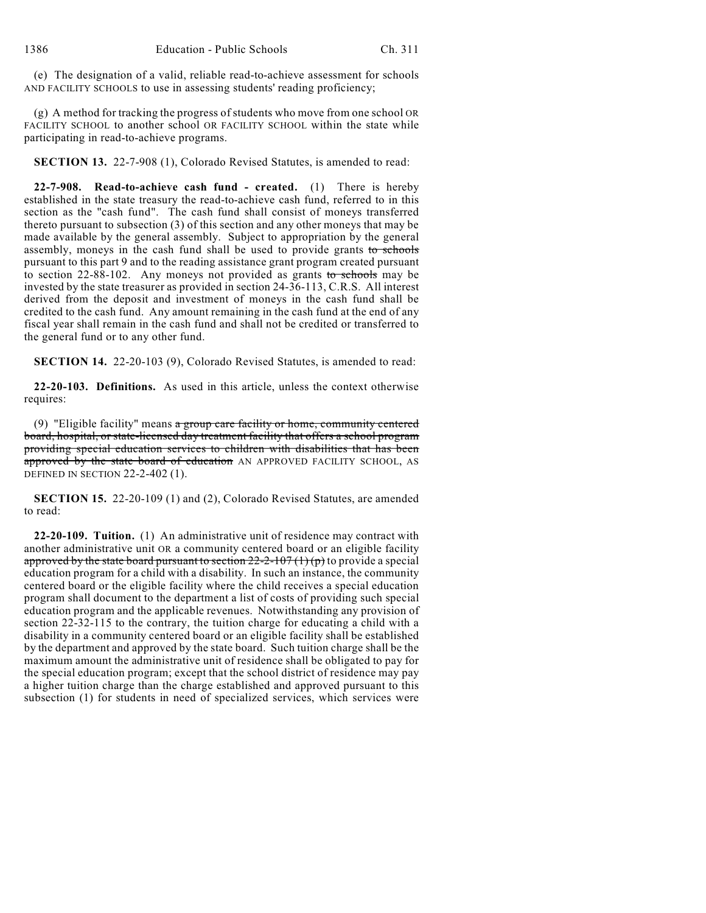(e) The designation of a valid, reliable read-to-achieve assessment for schools AND FACILITY SCHOOLS to use in assessing students' reading proficiency;

(g) A method for tracking the progress of students who move from one school OR FACILITY SCHOOL to another school OR FACILITY SCHOOL within the state while participating in read-to-achieve programs.

**SECTION 13.** 22-7-908 (1), Colorado Revised Statutes, is amended to read:

**22-7-908. Read-to-achieve cash fund - created.** (1) There is hereby established in the state treasury the read-to-achieve cash fund, referred to in this section as the "cash fund". The cash fund shall consist of moneys transferred thereto pursuant to subsection (3) of this section and any other moneys that may be made available by the general assembly. Subject to appropriation by the general assembly, moneys in the cash fund shall be used to provide grants ~~to schools~~ pursuant to this part 9 and to the reading assistance grant program created pursuant to section 22-88-102. Any moneys not provided as grants ~~to schools~~ may be invested by the state treasurer as provided in section 24-36-113, C.R.S. All interest derived from the deposit and investment of moneys in the cash fund shall be credited to the cash fund. Any amount remaining in the cash fund at the end of any fiscal year shall remain in the cash fund and shall not be credited or transferred to the general fund or to any other fund.

**SECTION 14.** 22-20-103 (9), Colorado Revised Statutes, is amended to read:

**22-20-103. Definitions.** As used in this article, unless the context otherwise requires:

(9) "Eligible facility" means ~~a group care facility or home, community centered board, hospital, or state-licensed day treatment facility that offers a school program providing special education services to children with disabilities that has been approved by the state board of education~~ AN APPROVED FACILITY SCHOOL, AS DEFINED IN SECTION 22-2-402 (1).

**SECTION 15.** 22-20-109 (1) and (2), Colorado Revised Statutes, are amended to read:

**22-20-109. Tuition.** (1) An administrative unit of residence may contract with another administrative unit OR a community centered board or an eligible facility ~~approved by the state board pursuant to section 22-2-107 (1) (p)~~ to provide a special education program for a child with a disability. In such an instance, the community centered board or the eligible facility where the child receives a special education program shall document to the department a list of costs of providing such special education program and the applicable revenues. Notwithstanding any provision of section 22-32-115 to the contrary, the tuition charge for educating a child with a disability in a community centered board or an eligible facility shall be established by the department and approved by the state board. Such tuition charge shall be the maximum amount the administrative unit of residence shall be obligated to pay for the special education program; except that the school district of residence may pay a higher tuition charge than the charge established and approved pursuant to this subsection (1) for students in need of specialized services, which services were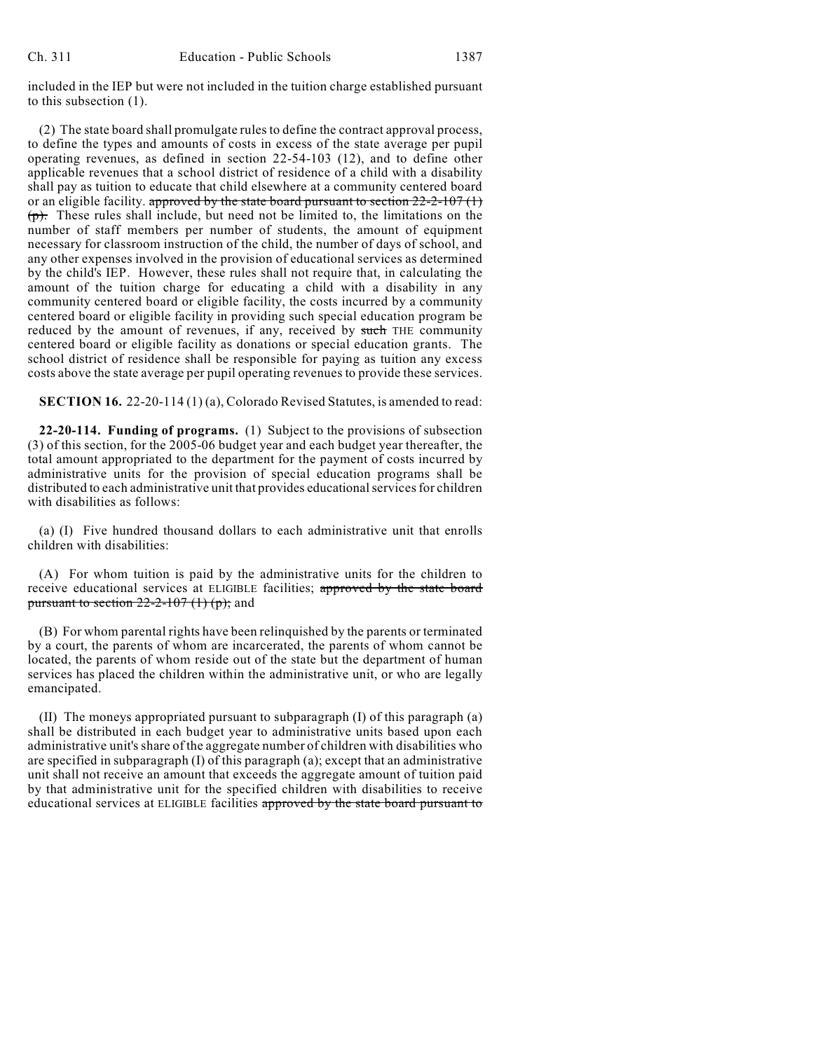included in the IEP but were not included in the tuition charge established pursuant to this subsection (1).

(2) The state board shall promulgate rules to define the contract approval process, to define the types and amounts of costs in excess of the state average per pupil operating revenues, as defined in section 22-54-103 (12), and to define other applicable revenues that a school district of residence of a child with a disability shall pay as tuition to educate that child elsewhere at a community centered board or an eligible facility. ~~approved by the state board pursuant to section 22-2-107 (1) (p).~~ These rules shall include, but need not be limited to, the limitations on the number of staff members per number of students, the amount of equipment necessary for classroom instruction of the child, the number of days of school, and any other expenses involved in the provision of educational services as determined by the child's IEP. However, these rules shall not require that, in calculating the amount of the tuition charge for educating a child with a disability in any community centered board or eligible facility, the costs incurred by a community centered board or eligible facility in providing such special education program be reduced by the amount of revenues, if any, received by ~~such~~ THE community centered board or eligible facility as donations or special education grants. The school district of residence shall be responsible for paying as tuition any excess costs above the state average per pupil operating revenues to provide these services.

**SECTION 16.** 22-20-114 (1) (a), Colorado Revised Statutes, is amended to read:

**22-20-114. Funding of programs.** (1) Subject to the provisions of subsection (3) of this section, for the 2005-06 budget year and each budget year thereafter, the total amount appropriated to the department for the payment of costs incurred by administrative units for the provision of special education programs shall be distributed to each administrative unit that provides educational services for children with disabilities as follows:

(a) (I) Five hundred thousand dollars to each administrative unit that enrolls children with disabilities:

(A) For whom tuition is paid by the administrative units for the children to receive educational services at ELIGIBLE facilities; ~~approved by the state board pursuant to section 22-2-107 (1) (p);~~ and

(B) For whom parental rights have been relinquished by the parents or terminated by a court, the parents of whom are incarcerated, the parents of whom cannot be located, the parents of whom reside out of the state but the department of human services has placed the children within the administrative unit, or who are legally emancipated.

(II) The moneys appropriated pursuant to subparagraph (I) of this paragraph (a) shall be distributed in each budget year to administrative units based upon each administrative unit's share of the aggregate number of children with disabilities who are specified in subparagraph (I) of this paragraph (a); except that an administrative unit shall not receive an amount that exceeds the aggregate amount of tuition paid by that administrative unit for the specified children with disabilities to receive educational services at ELIGIBLE facilities ~~approved by the state board pursuant to~~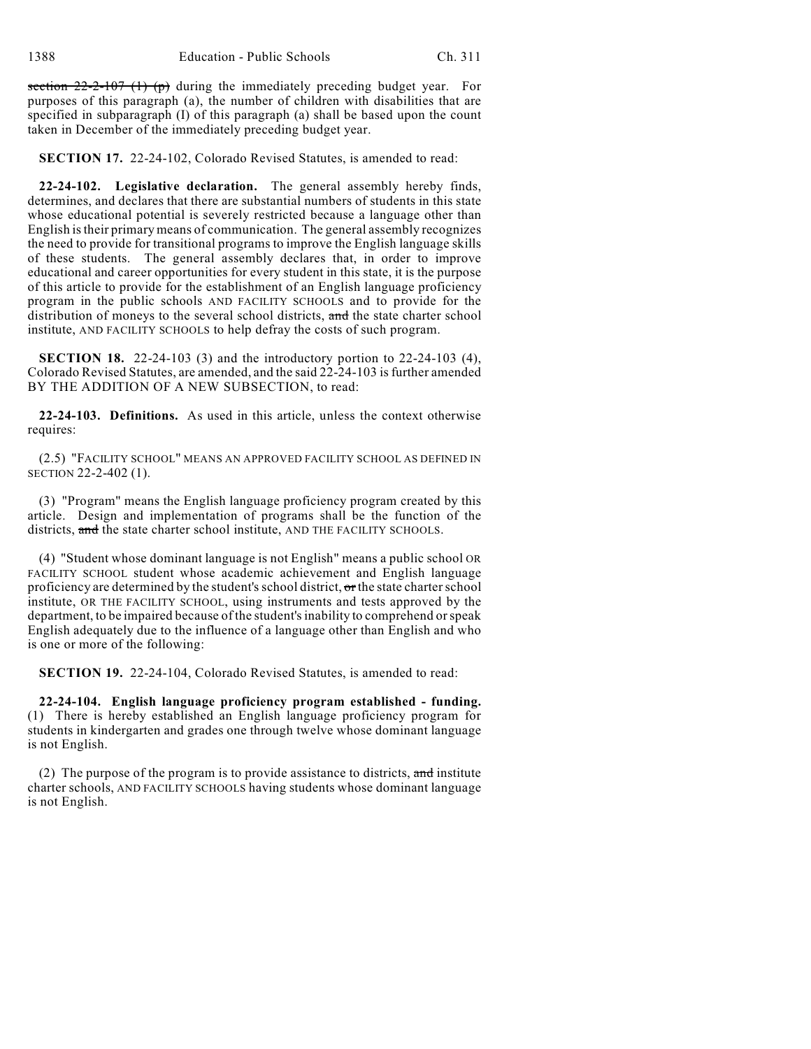section 22-2-107 (1) (p) during the immediately preceding budget year. For purposes of this paragraph (a), the number of children with disabilities that are specified in subparagraph (I) of this paragraph (a) shall be based upon the count taken in December of the immediately preceding budget year.

**SECTION 17.** 22-24-102, Colorado Revised Statutes, is amended to read:

**22-24-102. Legislative declaration.** The general assembly hereby finds, determines, and declares that there are substantial numbers of students in this state whose educational potential is severely restricted because a language other than English is their primary means of communication. The general assembly recognizes the need to provide for transitional programs to improve the English language skills of these students. The general assembly declares that, in order to improve educational and career opportunities for every student in this state, it is the purpose of this article to provide for the establishment of an English language proficiency program in the public schools AND FACILITY SCHOOLS and to provide for the distribution of moneys to the several school districts, and the state charter school institute, AND FACILITY SCHOOLS to help defray the costs of such program.

**SECTION 18.** 22-24-103 (3) and the introductory portion to 22-24-103 (4), Colorado Revised Statutes, are amended, and the said 22-24-103 is further amended BY THE ADDITION OF A NEW SUBSECTION, to read:

**22-24-103. Definitions.** As used in this article, unless the context otherwise requires:

(2.5) "FACILITY SCHOOL" MEANS AN APPROVED FACILITY SCHOOL AS DEFINED IN SECTION 22-2-402 (1).

(3) "Program" means the English language proficiency program created by this article. Design and implementation of programs shall be the function of the districts, and the state charter school institute, AND THE FACILITY SCHOOLS.

(4) "Student whose dominant language is not English" means a public school OR FACILITY SCHOOL student whose academic achievement and English language proficiency are determined by the student's school district, or the state charter school institute, OR THE FACILITY SCHOOL, using instruments and tests approved by the department, to be impaired because of the student's inability to comprehend or speak English adequately due to the influence of a language other than English and who is one or more of the following:

**SECTION 19.** 22-24-104, Colorado Revised Statutes, is amended to read:

**22-24-104. English language proficiency program established - funding.** (1) There is hereby established an English language proficiency program for students in kindergarten and grades one through twelve whose dominant language is not English.

(2) The purpose of the program is to provide assistance to districts, and institute charter schools, AND FACILITY SCHOOLS having students whose dominant language is not English.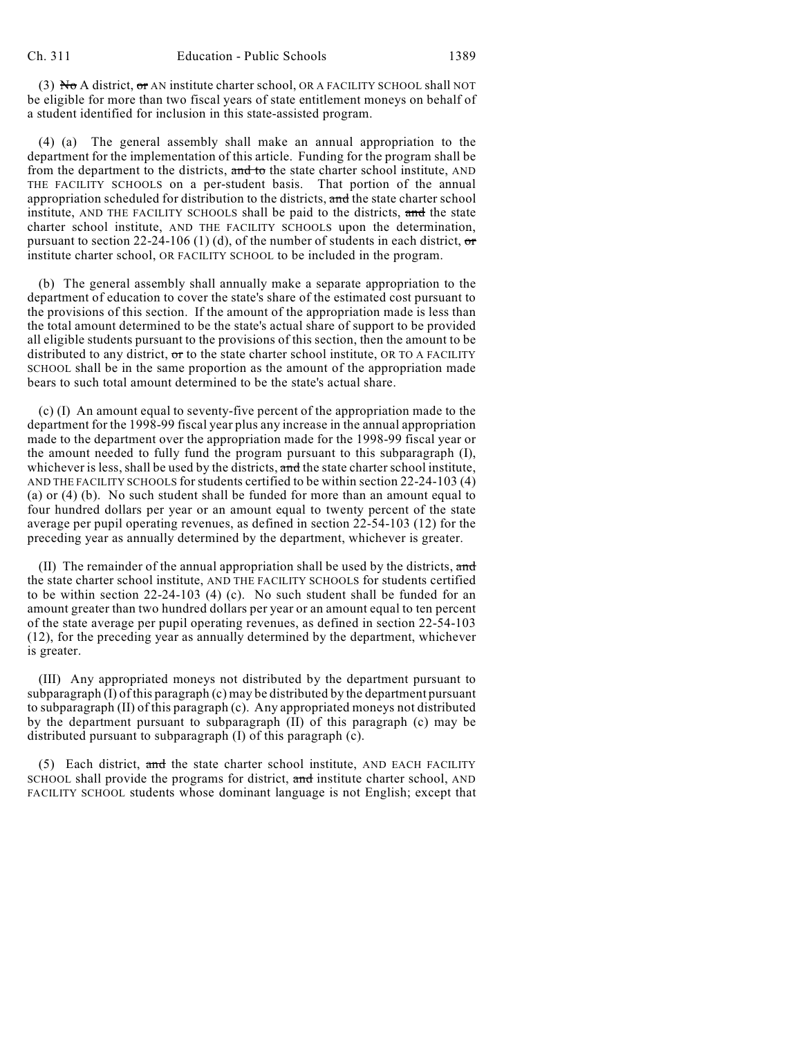(3) ~~No~~ A district, ~~or~~ AN institute charter school, OR A FACILITY SCHOOL shall NOT be eligible for more than two fiscal years of state entitlement moneys on behalf of a student identified for inclusion in this state-assisted program.

(4) (a) The general assembly shall make an annual appropriation to the department for the implementation of this article. Funding for the program shall be from the department to the districts, ~~and to~~ the state charter school institute, AND THE FACILITY SCHOOLS on a per-student basis. That portion of the annual appropriation scheduled for distribution to the districts, ~~and~~ the state charter school institute, AND THE FACILITY SCHOOLS shall be paid to the districts, ~~and~~ the state charter school institute, AND THE FACILITY SCHOOLS upon the determination, pursuant to section 22-24-106 (1) (d), of the number of students in each district, ~~or~~ institute charter school, OR FACILITY SCHOOL to be included in the program.

(b) The general assembly shall annually make a separate appropriation to the department of education to cover the state's share of the estimated cost pursuant to the provisions of this section. If the amount of the appropriation made is less than the total amount determined to be the state's actual share of support to be provided all eligible students pursuant to the provisions of this section, then the amount to be distributed to any district, ~~or~~ to the state charter school institute, OR TO A FACILITY SCHOOL shall be in the same proportion as the amount of the appropriation made bears to such total amount determined to be the state's actual share.

(c) (I) An amount equal to seventy-five percent of the appropriation made to the department for the 1998-99 fiscal year plus any increase in the annual appropriation made to the department over the appropriation made for the 1998-99 fiscal year or the amount needed to fully fund the program pursuant to this subparagraph (I), whichever is less, shall be used by the districts, ~~and~~ the state charter school institute, AND THE FACILITY SCHOOLS for students certified to be within section 22-24-103 (4) (a) or (4) (b). No such student shall be funded for more than an amount equal to four hundred dollars per year or an amount equal to twenty percent of the state average per pupil operating revenues, as defined in section 22-54-103 (12) for the preceding year as annually determined by the department, whichever is greater.

(II) The remainder of the annual appropriation shall be used by the districts, ~~and~~ the state charter school institute, AND THE FACILITY SCHOOLS for students certified to be within section 22-24-103 (4) (c). No such student shall be funded for an amount greater than two hundred dollars per year or an amount equal to ten percent of the state average per pupil operating revenues, as defined in section 22-54-103 (12), for the preceding year as annually determined by the department, whichever is greater.

(III) Any appropriated moneys not distributed by the department pursuant to subparagraph (I) of this paragraph (c) may be distributed by the department pursuant to subparagraph (II) of this paragraph (c). Any appropriated moneys not distributed by the department pursuant to subparagraph (II) of this paragraph (c) may be distributed pursuant to subparagraph (I) of this paragraph (c).

(5) Each district, ~~and~~ the state charter school institute, AND EACH FACILITY SCHOOL shall provide the programs for district, ~~and~~ institute charter school, AND FACILITY SCHOOL students whose dominant language is not English; except that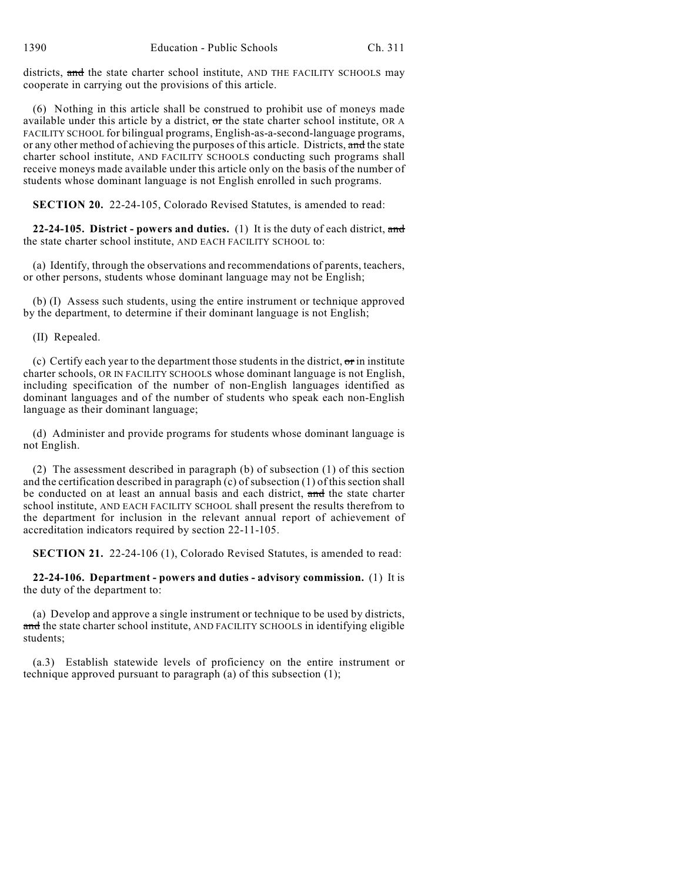districts, ~~and~~ the state charter school institute, AND THE FACILITY SCHOOLS may cooperate in carrying out the provisions of this article.

(6) Nothing in this article shall be construed to prohibit use of moneys made available under this article by a district, ~~or~~ the state charter school institute, OR A FACILITY SCHOOL for bilingual programs, English-as-a-second-language programs, or any other method of achieving the purposes of this article. Districts, ~~and~~ the state charter school institute, AND FACILITY SCHOOLS conducting such programs shall receive moneys made available under this article only on the basis of the number of students whose dominant language is not English enrolled in such programs.

**SECTION 20.** 22-24-105, Colorado Revised Statutes, is amended to read:

**22-24-105. District - powers and duties.** (1) It is the duty of each district, ~~and~~ the state charter school institute, AND EACH FACILITY SCHOOL to:

(a) Identify, through the observations and recommendations of parents, teachers, or other persons, students whose dominant language may not be English;

(b) (I) Assess such students, using the entire instrument or technique approved by the department, to determine if their dominant language is not English;

(II) Repealed.

(c) Certify each year to the department those students in the district, ~~or~~ in institute charter schools, OR IN FACILITY SCHOOLS whose dominant language is not English, including specification of the number of non-English languages identified as dominant languages and of the number of students who speak each non-English language as their dominant language;

(d) Administer and provide programs for students whose dominant language is not English.

(2) The assessment described in paragraph (b) of subsection (1) of this section and the certification described in paragraph (c) of subsection (1) of this section shall be conducted on at least an annual basis and each district, ~~and~~ the state charter school institute, AND EACH FACILITY SCHOOL shall present the results therefrom to the department for inclusion in the relevant annual report of achievement of accreditation indicators required by section 22-11-105.

**SECTION 21.** 22-24-106 (1), Colorado Revised Statutes, is amended to read:

**22-24-106. Department - powers and duties - advisory commission.** (1) It is the duty of the department to:

(a) Develop and approve a single instrument or technique to be used by districts, ~~and~~ the state charter school institute, AND FACILITY SCHOOLS in identifying eligible students;

(a.3) Establish statewide levels of proficiency on the entire instrument or technique approved pursuant to paragraph (a) of this subsection (1);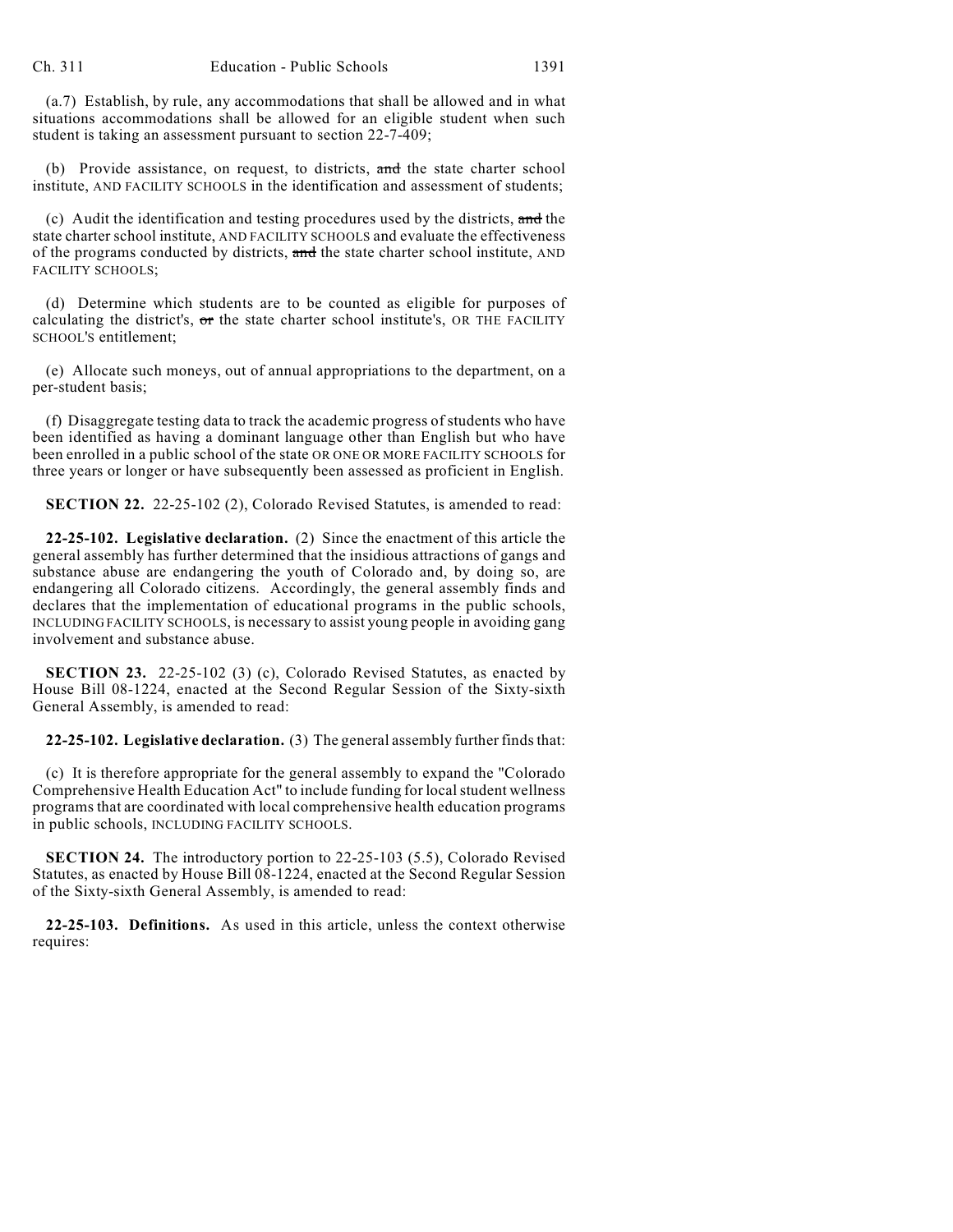(a.7) Establish, by rule, any accommodations that shall be allowed and in what situations accommodations shall be allowed for an eligible student when such student is taking an assessment pursuant to section 22-7-409;

(b) Provide assistance, on request, to districts, ~~and~~ the state charter school institute, AND FACILITY SCHOOLS in the identification and assessment of students;

(c) Audit the identification and testing procedures used by the districts, ~~and~~ the state charter school institute, AND FACILITY SCHOOLS and evaluate the effectiveness of the programs conducted by districts, ~~and~~ the state charter school institute, AND FACILITY SCHOOLS;

(d) Determine which students are to be counted as eligible for purposes of calculating the district's, ~~or~~ the state charter school institute's, OR THE FACILITY SCHOOL'S entitlement;

(e) Allocate such moneys, out of annual appropriations to the department, on a per-student basis;

(f) Disaggregate testing data to track the academic progress of students who have been identified as having a dominant language other than English but who have been enrolled in a public school of the state OR ONE OR MORE FACILITY SCHOOLS for three years or longer or have subsequently been assessed as proficient in English.

**SECTION 22.** 22-25-102 (2), Colorado Revised Statutes, is amended to read:

**22-25-102. Legislative declaration.** (2) Since the enactment of this article the general assembly has further determined that the insidious attractions of gangs and substance abuse are endangering the youth of Colorado and, by doing so, are endangering all Colorado citizens. Accordingly, the general assembly finds and declares that the implementation of educational programs in the public schools, INCLUDING FACILITY SCHOOLS, is necessary to assist young people in avoiding gang involvement and substance abuse.

**SECTION 23.** 22-25-102 (3) (c), Colorado Revised Statutes, as enacted by House Bill 08-1224, enacted at the Second Regular Session of the Sixty-sixth General Assembly, is amended to read:

**22-25-102. Legislative declaration.** (3) The general assembly further finds that:

(c) It is therefore appropriate for the general assembly to expand the "Colorado Comprehensive Health Education Act" to include funding for local student wellness programs that are coordinated with local comprehensive health education programs in public schools, INCLUDING FACILITY SCHOOLS.

**SECTION 24.** The introductory portion to 22-25-103 (5.5), Colorado Revised Statutes, as enacted by House Bill 08-1224, enacted at the Second Regular Session of the Sixty-sixth General Assembly, is amended to read:

**22-25-103. Definitions.** As used in this article, unless the context otherwise requires: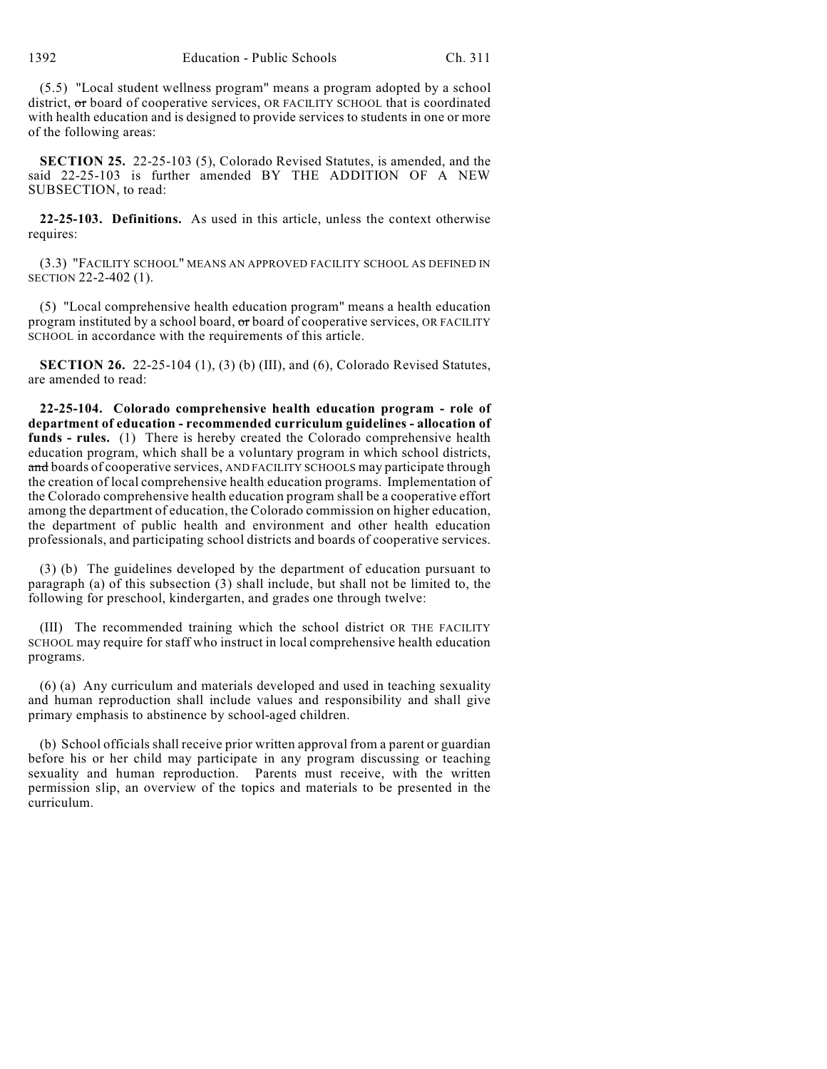(5.5) "Local student wellness program" means a program adopted by a school district, ~~or~~ board of cooperative services, OR FACILITY SCHOOL that is coordinated with health education and is designed to provide services to students in one or more of the following areas:

**SECTION 25.** 22-25-103 (5), Colorado Revised Statutes, is amended, and the said 22-25-103 is further amended BY THE ADDITION OF A NEW SUBSECTION, to read:

**22-25-103. Definitions.** As used in this article, unless the context otherwise requires:

(3.3) "FACILITY SCHOOL" MEANS AN APPROVED FACILITY SCHOOL AS DEFINED IN SECTION 22-2-402 (1).

(5) "Local comprehensive health education program" means a health education program instituted by a school board, ~~or~~ board of cooperative services, OR FACILITY SCHOOL in accordance with the requirements of this article.

**SECTION 26.** 22-25-104 (1), (3) (b) (III), and (6), Colorado Revised Statutes, are amended to read:

**22-25-104. Colorado comprehensive health education program - role of department of education - recommended curriculum guidelines - allocation of funds - rules.** (1) There is hereby created the Colorado comprehensive health education program, which shall be a voluntary program in which school districts, ~~and~~ boards of cooperative services, AND FACILITY SCHOOLS may participate through the creation of local comprehensive health education programs. Implementation of the Colorado comprehensive health education program shall be a cooperative effort among the department of education, the Colorado commission on higher education, the department of public health and environment and other health education professionals, and participating school districts and boards of cooperative services.

(3) (b) The guidelines developed by the department of education pursuant to paragraph (a) of this subsection (3) shall include, but shall not be limited to, the following for preschool, kindergarten, and grades one through twelve:

(III) The recommended training which the school district OR THE FACILITY SCHOOL may require for staff who instruct in local comprehensive health education programs.

(6) (a) Any curriculum and materials developed and used in teaching sexuality and human reproduction shall include values and responsibility and shall give primary emphasis to abstinence by school-aged children.

(b) School officials shall receive prior written approval from a parent or guardian before his or her child may participate in any program discussing or teaching sexuality and human reproduction. Parents must receive, with the written permission slip, an overview of the topics and materials to be presented in the curriculum.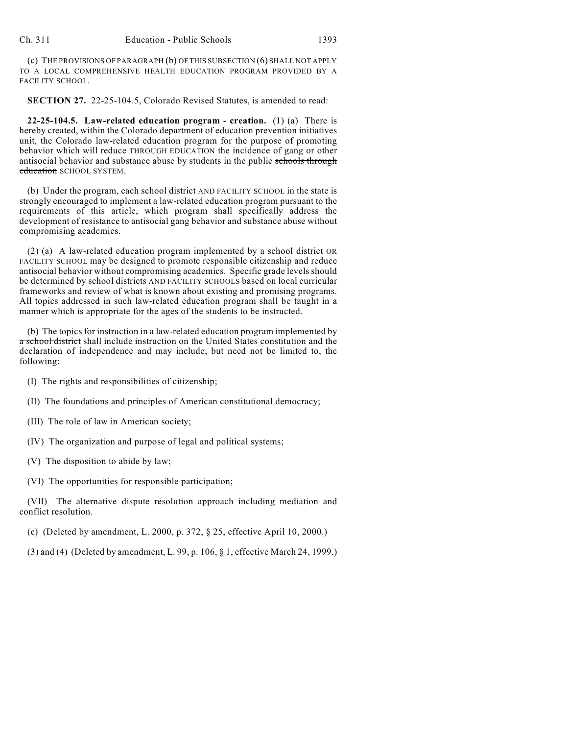(c) THE PROVISIONS OF PARAGRAPH (b) OF THIS SUBSECTION (6) SHALL NOT APPLY TO A LOCAL COMPREHENSIVE HEALTH EDUCATION PROGRAM PROVIDED BY A FACILITY SCHOOL.

**SECTION 27.** 22-25-104.5, Colorado Revised Statutes, is amended to read:

**22-25-104.5. Law-related education program - creation.** (1) (a) There is hereby created, within the Colorado department of education prevention initiatives unit, the Colorado law-related education program for the purpose of promoting behavior which will reduce THROUGH EDUCATION the incidence of gang or other antisocial behavior and substance abuse by students in the public ~~schools through education~~ SCHOOL SYSTEM.

(b) Under the program, each school district AND FACILITY SCHOOL in the state is strongly encouraged to implement a law-related education program pursuant to the requirements of this article, which program shall specifically address the development of resistance to antisocial gang behavior and substance abuse without compromising academics.

(2) (a) A law-related education program implemented by a school district OR FACILITY SCHOOL may be designed to promote responsible citizenship and reduce antisocial behavior without compromising academics. Specific grade levels should be determined by school districts AND FACILITY SCHOOLS based on local curricular frameworks and review of what is known about existing and promising programs. All topics addressed in such law-related education program shall be taught in a manner which is appropriate for the ages of the students to be instructed.

(b) The topics for instruction in a law-related education program ~~implemented by a school district~~ shall include instruction on the United States constitution and the declaration of independence and may include, but need not be limited to, the following:

(I) The rights and responsibilities of citizenship;

(II) The foundations and principles of American constitutional democracy;

(III) The role of law in American society;

(IV) The organization and purpose of legal and political systems;

(V) The disposition to abide by law;

(VI) The opportunities for responsible participation;

(VII) The alternative dispute resolution approach including mediation and conflict resolution.

(c) (Deleted by amendment, L. 2000, p. 372, § 25, effective April 10, 2000.)

(3) and (4) (Deleted by amendment, L. 99, p. 106, § 1, effective March 24, 1999.)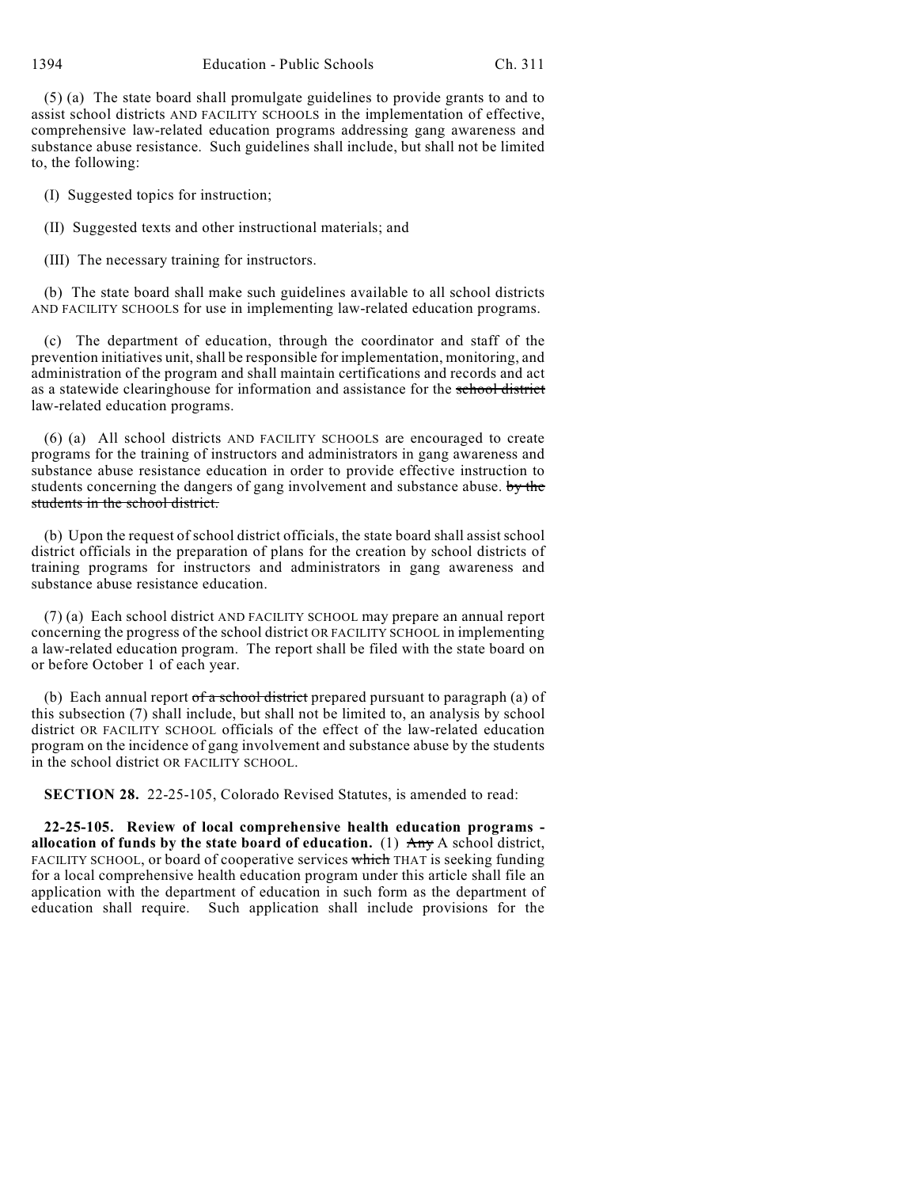(5) (a) The state board shall promulgate guidelines to provide grants to and to assist school districts AND FACILITY SCHOOLS in the implementation of effective, comprehensive law-related education programs addressing gang awareness and substance abuse resistance. Such guidelines shall include, but shall not be limited to, the following:

(I) Suggested topics for instruction;

(II) Suggested texts and other instructional materials; and

(III) The necessary training for instructors.

(b) The state board shall make such guidelines available to all school districts AND FACILITY SCHOOLS for use in implementing law-related education programs.

(c) The department of education, through the coordinator and staff of the prevention initiatives unit, shall be responsible for implementation, monitoring, and administration of the program and shall maintain certifications and records and act as a statewide clearinghouse for information and assistance for the ~~school district~~ law-related education programs.

(6) (a) All school districts AND FACILITY SCHOOLS are encouraged to create programs for the training of instructors and administrators in gang awareness and substance abuse resistance education in order to provide effective instruction to students concerning the dangers of gang involvement and substance abuse. ~~by the students in the school district.~~

(b) Upon the request of school district officials, the state board shall assist school district officials in the preparation of plans for the creation by school districts of training programs for instructors and administrators in gang awareness and substance abuse resistance education.

(7) (a) Each school district AND FACILITY SCHOOL may prepare an annual report concerning the progress of the school district OR FACILITY SCHOOL in implementing a law-related education program. The report shall be filed with the state board on or before October 1 of each year.

(b) Each annual report ~~of a school district~~ prepared pursuant to paragraph (a) of this subsection (7) shall include, but shall not be limited to, an analysis by school district OR FACILITY SCHOOL officials of the effect of the law-related education program on the incidence of gang involvement and substance abuse by the students in the school district OR FACILITY SCHOOL.

**SECTION 28.** 22-25-105, Colorado Revised Statutes, is amended to read:

**22-25-105. Review of local comprehensive health education programs - allocation of funds by the state board of education.** (1) ~~Any~~ A school district, FACILITY SCHOOL, or board of cooperative services ~~which~~ THAT is seeking funding for a local comprehensive health education program under this article shall file an application with the department of education in such form as the department of education shall require. Such application shall include provisions for the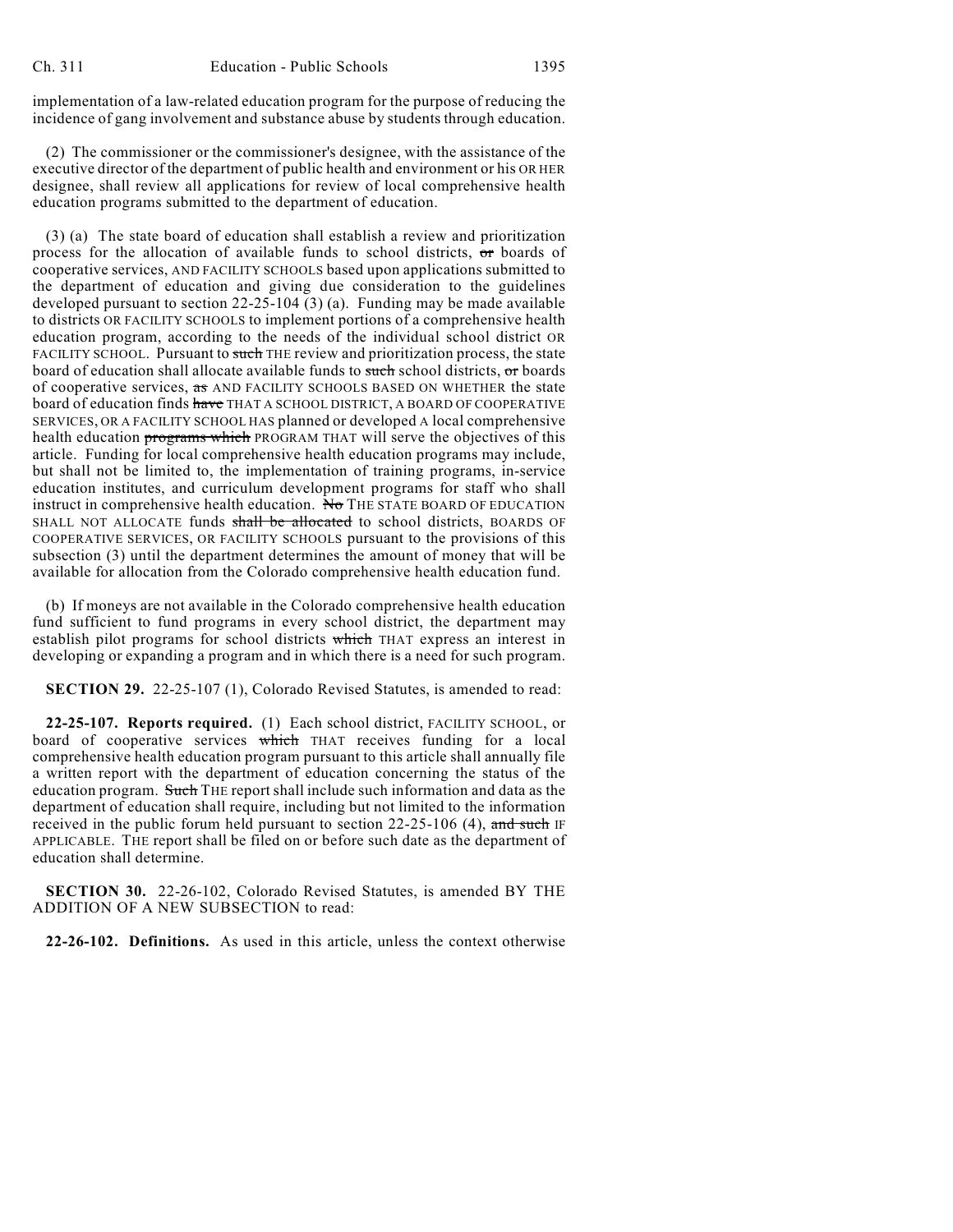implementation of a law-related education program for the purpose of reducing the incidence of gang involvement and substance abuse by students through education.

(2) The commissioner or the commissioner's designee, with the assistance of the executive director of the department of public health and environment or his OR HER designee, shall review all applications for review of local comprehensive health education programs submitted to the department of education.

(3) (a) The state board of education shall establish a review and prioritization process for the allocation of available funds to school districts, ~~or~~ boards of cooperative services, AND FACILITY SCHOOLS based upon applications submitted to the department of education and giving due consideration to the guidelines developed pursuant to section 22-25-104 (3) (a). Funding may be made available to districts OR FACILITY SCHOOLS to implement portions of a comprehensive health education program, according to the needs of the individual school district OR FACILITY SCHOOL. Pursuant to ~~such~~ THE review and prioritization process, the state board of education shall allocate available funds to ~~such~~ school districts, ~~or~~ boards of cooperative services, ~~as~~ AND FACILITY SCHOOLS BASED ON WHETHER the state board of education finds ~~have~~ THAT A SCHOOL DISTRICT, A BOARD OF COOPERATIVE SERVICES, OR A FACILITY SCHOOL HAS planned or developed A local comprehensive health education ~~programs which~~ PROGRAM THAT will serve the objectives of this article. Funding for local comprehensive health education programs may include, but shall not be limited to, the implementation of training programs, in-service education institutes, and curriculum development programs for staff who shall instruct in comprehensive health education. ~~No~~ THE STATE BOARD OF EDUCATION SHALL NOT ALLOCATE funds ~~shall be allocated~~ to school districts, BOARDS OF COOPERATIVE SERVICES, OR FACILITY SCHOOLS pursuant to the provisions of this subsection (3) until the department determines the amount of money that will be available for allocation from the Colorado comprehensive health education fund.

(b) If moneys are not available in the Colorado comprehensive health education fund sufficient to fund programs in every school district, the department may establish pilot programs for school districts ~~which~~ THAT express an interest in developing or expanding a program and in which there is a need for such program.

**SECTION 29.** 22-25-107 (1), Colorado Revised Statutes, is amended to read:

**22-25-107. Reports required.** (1) Each school district, FACILITY SCHOOL, or board of cooperative services ~~which~~ THAT receives funding for a local comprehensive health education program pursuant to this article shall annually file a written report with the department of education concerning the status of the education program. ~~Such~~ THE report shall include such information and data as the department of education shall require, including but not limited to the information received in the public forum held pursuant to section 22-25-106 (4), ~~and such~~ IF APPLICABLE. THE report shall be filed on or before such date as the department of education shall determine.

**SECTION 30.** 22-26-102, Colorado Revised Statutes, is amended BY THE ADDITION OF A NEW SUBSECTION to read:

**22-26-102. Definitions.** As used in this article, unless the context otherwise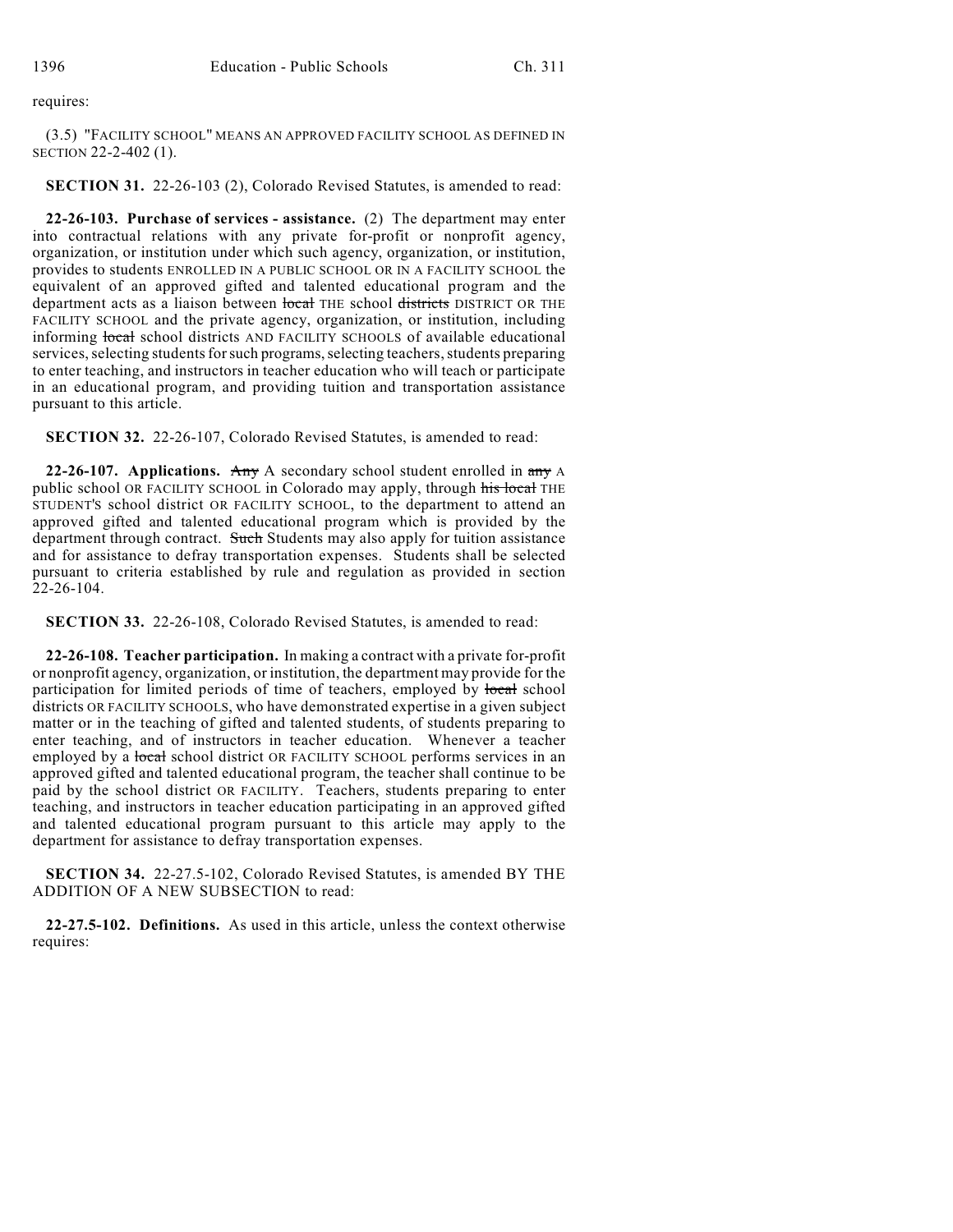requires:

(3.5) "FACILITY SCHOOL" MEANS AN APPROVED FACILITY SCHOOL AS DEFINED IN SECTION 22-2-402 (1).

**SECTION 31.** 22-26-103 (2), Colorado Revised Statutes, is amended to read:

**22-26-103. Purchase of services - assistance.** (2) The department may enter into contractual relations with any private for-profit or nonprofit agency, organization, or institution under which such agency, organization, or institution, provides to students ENROLLED IN A PUBLIC SCHOOL OR IN A FACILITY SCHOOL the equivalent of an approved gifted and talented educational program and the department acts as a liaison between ~~local~~ THE school ~~districts~~ DISTRICT OR THE FACILITY SCHOOL and the private agency, organization, or institution, including informing ~~local~~ school districts AND FACILITY SCHOOLS of available educational services, selecting students for such programs, selecting teachers, students preparing to enter teaching, and instructors in teacher education who will teach or participate in an educational program, and providing tuition and transportation assistance pursuant to this article.

**SECTION 32.** 22-26-107, Colorado Revised Statutes, is amended to read:

**22-26-107. Applications.** ~~Any~~ A secondary school student enrolled in ~~any~~ A public school OR FACILITY SCHOOL in Colorado may apply, through ~~his local~~ THE STUDENT'S school district OR FACILITY SCHOOL, to the department to attend an approved gifted and talented educational program which is provided by the department through contract. ~~Such~~ Students may also apply for tuition assistance and for assistance to defray transportation expenses. Students shall be selected pursuant to criteria established by rule and regulation as provided in section 22-26-104.

**SECTION 33.** 22-26-108, Colorado Revised Statutes, is amended to read:

**22-26-108. Teacher participation.** In making a contract with a private for-profit or nonprofit agency, organization, or institution, the department may provide for the participation for limited periods of time of teachers, employed by ~~local~~ school districts OR FACILITY SCHOOLS, who have demonstrated expertise in a given subject matter or in the teaching of gifted and talented students, of students preparing to enter teaching, and of instructors in teacher education. Whenever a teacher employed by a ~~local~~ school district OR FACILITY SCHOOL performs services in an approved gifted and talented educational program, the teacher shall continue to be paid by the school district OR FACILITY. Teachers, students preparing to enter teaching, and instructors in teacher education participating in an approved gifted and talented educational program pursuant to this article may apply to the department for assistance to defray transportation expenses.

**SECTION 34.** 22-27.5-102, Colorado Revised Statutes, is amended BY THE ADDITION OF A NEW SUBSECTION to read:

**22-27.5-102. Definitions.** As used in this article, unless the context otherwise requires: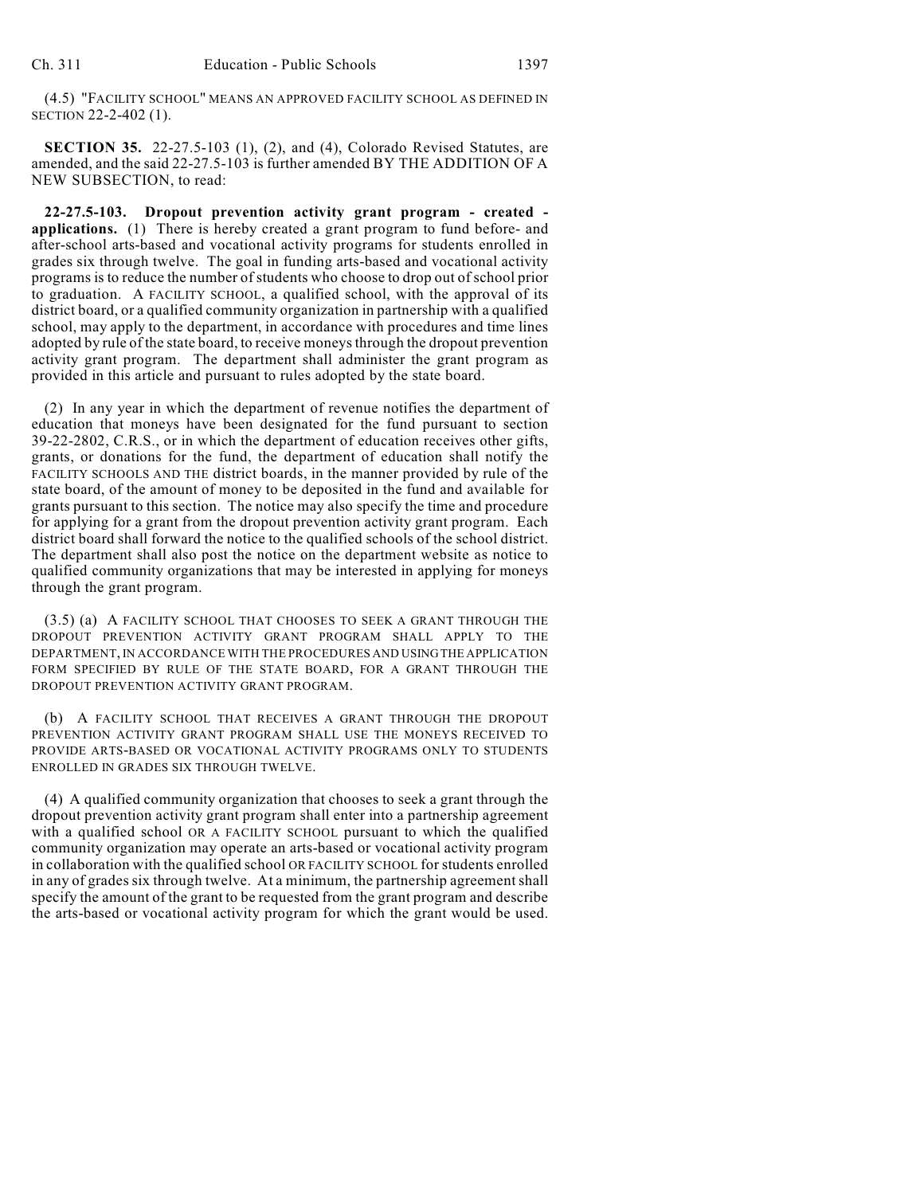(4.5) "FACILITY SCHOOL" MEANS AN APPROVED FACILITY SCHOOL AS DEFINED IN SECTION 22-2-402 (1).

**SECTION 35.** 22-27.5-103 (1), (2), and (4), Colorado Revised Statutes, are amended, and the said 22-27.5-103 is further amended BY THE ADDITION OF A NEW SUBSECTION, to read:

**22-27.5-103. Dropout prevention activity grant program - created - applications.** (1) There is hereby created a grant program to fund before- and after-school arts-based and vocational activity programs for students enrolled in grades six through twelve. The goal in funding arts-based and vocational activity programs is to reduce the number of students who choose to drop out of school prior to graduation. A FACILITY SCHOOL, a qualified school, with the approval of its district board, or a qualified community organization in partnership with a qualified school, may apply to the department, in accordance with procedures and time lines adopted by rule of the state board, to receive moneys through the dropout prevention activity grant program. The department shall administer the grant program as provided in this article and pursuant to rules adopted by the state board.

(2) In any year in which the department of revenue notifies the department of education that moneys have been designated for the fund pursuant to section 39-22-2802, C.R.S., or in which the department of education receives other gifts, grants, or donations for the fund, the department of education shall notify the FACILITY SCHOOLS AND THE district boards, in the manner provided by rule of the state board, of the amount of money to be deposited in the fund and available for grants pursuant to this section. The notice may also specify the time and procedure for applying for a grant from the dropout prevention activity grant program. Each district board shall forward the notice to the qualified schools of the school district. The department shall also post the notice on the department website as notice to qualified community organizations that may be interested in applying for moneys through the grant program.

(3.5) (a) A FACILITY SCHOOL THAT CHOOSES TO SEEK A GRANT THROUGH THE DROPOUT PREVENTION ACTIVITY GRANT PROGRAM SHALL APPLY TO THE DEPARTMENT, IN ACCORDANCE WITH THE PROCEDURES AND USING THE APPLICATION FORM SPECIFIED BY RULE OF THE STATE BOARD, FOR A GRANT THROUGH THE DROPOUT PREVENTION ACTIVITY GRANT PROGRAM.

(b) A FACILITY SCHOOL THAT RECEIVES A GRANT THROUGH THE DROPOUT PREVENTION ACTIVITY GRANT PROGRAM SHALL USE THE MONEYS RECEIVED TO PROVIDE ARTS-BASED OR VOCATIONAL ACTIVITY PROGRAMS ONLY TO STUDENTS ENROLLED IN GRADES SIX THROUGH TWELVE.

(4) A qualified community organization that chooses to seek a grant through the dropout prevention activity grant program shall enter into a partnership agreement with a qualified school OR A FACILITY SCHOOL pursuant to which the qualified community organization may operate an arts-based or vocational activity program in collaboration with the qualified school OR FACILITY SCHOOL for students enrolled in any of grades six through twelve. At a minimum, the partnership agreement shall specify the amount of the grant to be requested from the grant program and describe the arts-based or vocational activity program for which the grant would be used.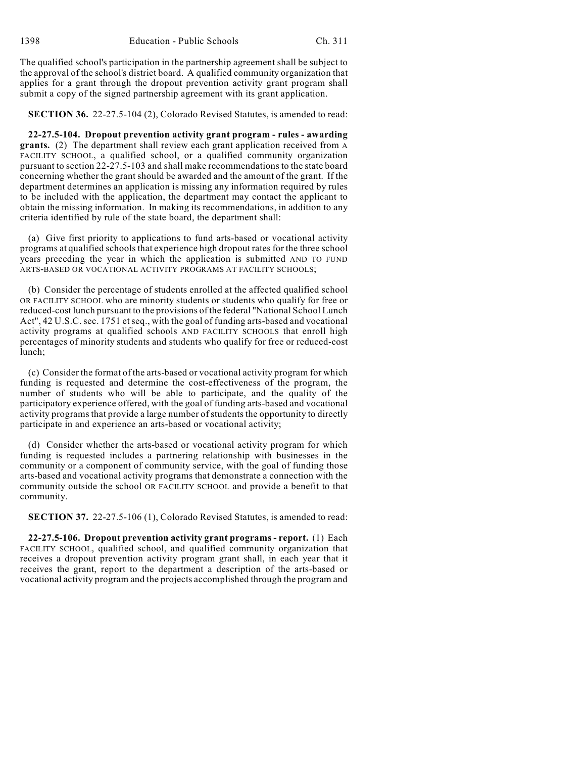The qualified school's participation in the partnership agreement shall be subject to the approval of the school's district board. A qualified community organization that applies for a grant through the dropout prevention activity grant program shall submit a copy of the signed partnership agreement with its grant application.

**SECTION 36.** 22-27.5-104 (2), Colorado Revised Statutes, is amended to read:

**22-27.5-104. Dropout prevention activity grant program - rules - awarding grants.** (2) The department shall review each grant application received from A FACILITY SCHOOL, a qualified school, or a qualified community organization pursuant to section 22-27.5-103 and shall make recommendations to the state board concerning whether the grant should be awarded and the amount of the grant. If the department determines an application is missing any information required by rules to be included with the application, the department may contact the applicant to obtain the missing information. In making its recommendations, in addition to any criteria identified by rule of the state board, the department shall:

(a) Give first priority to applications to fund arts-based or vocational activity programs at qualified schools that experience high dropout rates for the three school years preceding the year in which the application is submitted AND TO FUND ARTS-BASED OR VOCATIONAL ACTIVITY PROGRAMS AT FACILITY SCHOOLS;

(b) Consider the percentage of students enrolled at the affected qualified school OR FACILITY SCHOOL who are minority students or students who qualify for free or reduced-cost lunch pursuant to the provisions of the federal "National School Lunch Act", 42 U.S.C. sec. 1751 et seq., with the goal of funding arts-based and vocational activity programs at qualified schools AND FACILITY SCHOOLS that enroll high percentages of minority students and students who qualify for free or reduced-cost lunch;

(c) Consider the format of the arts-based or vocational activity program for which funding is requested and determine the cost-effectiveness of the program, the number of students who will be able to participate, and the quality of the participatory experience offered, with the goal of funding arts-based and vocational activity programs that provide a large number of students the opportunity to directly participate in and experience an arts-based or vocational activity;

(d) Consider whether the arts-based or vocational activity program for which funding is requested includes a partnering relationship with businesses in the community or a component of community service, with the goal of funding those arts-based and vocational activity programs that demonstrate a connection with the community outside the school OR FACILITY SCHOOL and provide a benefit to that community.

**SECTION 37.** 22-27.5-106 (1), Colorado Revised Statutes, is amended to read:

**22-27.5-106. Dropout prevention activity grant programs - report.** (1) Each FACILITY SCHOOL, qualified school, and qualified community organization that receives a dropout prevention activity program grant shall, in each year that it receives the grant, report to the department a description of the arts-based or vocational activity program and the projects accomplished through the program and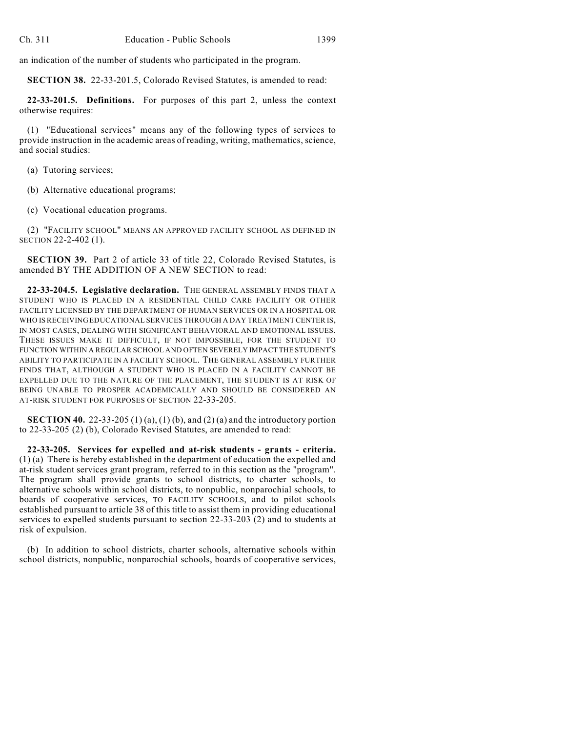an indication of the number of students who participated in the program.

**SECTION 38.** 22-33-201.5, Colorado Revised Statutes, is amended to read:

**22-33-201.5. Definitions.** For purposes of this part 2, unless the context otherwise requires:

(1) "Educational services" means any of the following types of services to provide instruction in the academic areas of reading, writing, mathematics, science, and social studies:

(a) Tutoring services;

(b) Alternative educational programs;

(c) Vocational education programs.

(2) "FACILITY SCHOOL" MEANS AN APPROVED FACILITY SCHOOL AS DEFINED IN SECTION 22-2-402 (1).

**SECTION 39.** Part 2 of article 33 of title 22, Colorado Revised Statutes, is amended BY THE ADDITION OF A NEW SECTION to read:

**22-33-204.5. Legislative declaration.** THE GENERAL ASSEMBLY FINDS THAT A STUDENT WHO IS PLACED IN A RESIDENTIAL CHILD CARE FACILITY OR OTHER FACILITY LICENSED BY THE DEPARTMENT OF HUMAN SERVICES OR IN A HOSPITAL OR WHO IS RECEIVING EDUCATIONAL SERVICES THROUGH A DAY TREATMENT CENTER IS, IN MOST CASES, DEALING WITH SIGNIFICANT BEHAVIORAL AND EMOTIONAL ISSUES. THESE ISSUES MAKE IT DIFFICULT, IF NOT IMPOSSIBLE, FOR THE STUDENT TO FUNCTION WITHIN A REGULAR SCHOOL AND OFTEN SEVERELY IMPACT THE STUDENT'S ABILITY TO PARTICIPATE IN A FACILITY SCHOOL. THE GENERAL ASSEMBLY FURTHER FINDS THAT, ALTHOUGH A STUDENT WHO IS PLACED IN A FACILITY CANNOT BE EXPELLED DUE TO THE NATURE OF THE PLACEMENT, THE STUDENT IS AT RISK OF BEING UNABLE TO PROSPER ACADEMICALLY AND SHOULD BE CONSIDERED AN AT-RISK STUDENT FOR PURPOSES OF SECTION 22-33-205.

**SECTION 40.** 22-33-205 (1) (a), (1) (b), and (2) (a) and the introductory portion to 22-33-205 (2) (b), Colorado Revised Statutes, are amended to read:

**22-33-205. Services for expelled and at-risk students - grants - criteria.** (1) (a) There is hereby established in the department of education the expelled and at-risk student services grant program, referred to in this section as the "program". The program shall provide grants to school districts, to charter schools, to alternative schools within school districts, to nonpublic, nonparochial schools, to boards of cooperative services, TO FACILITY SCHOOLS, and to pilot schools established pursuant to article 38 of this title to assist them in providing educational services to expelled students pursuant to section 22-33-203 (2) and to students at risk of expulsion.

(b) In addition to school districts, charter schools, alternative schools within school districts, nonpublic, nonparochial schools, boards of cooperative services,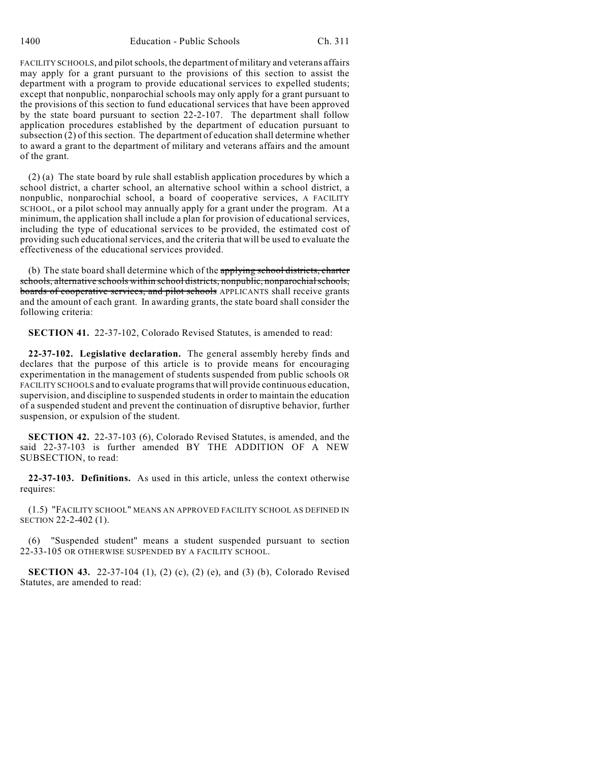FACILITY SCHOOLS, and pilot schools, the department of military and veterans affairs may apply for a grant pursuant to the provisions of this section to assist the department with a program to provide educational services to expelled students; except that nonpublic, nonparochial schools may only apply for a grant pursuant to the provisions of this section to fund educational services that have been approved by the state board pursuant to section 22-2-107. The department shall follow application procedures established by the department of education pursuant to subsection (2) of this section. The department of education shall determine whether to award a grant to the department of military and veterans affairs and the amount of the grant.

(2) (a) The state board by rule shall establish application procedures by which a school district, a charter school, an alternative school within a school district, a nonpublic, nonparochial school, a board of cooperative services, A FACILITY SCHOOL, or a pilot school may annually apply for a grant under the program. At a minimum, the application shall include a plan for provision of educational services, including the type of educational services to be provided, the estimated cost of providing such educational services, and the criteria that will be used to evaluate the effectiveness of the educational services provided.

(b) The state board shall determine which of the ~~applying school districts, charter schools, alternative schools within school districts, nonpublic, nonparochial schools, boards of cooperative services, and pilot schools~~ APPLICANTS shall receive grants and the amount of each grant. In awarding grants, the state board shall consider the following criteria:

**SECTION 41.** 22-37-102, Colorado Revised Statutes, is amended to read:

**22-37-102. Legislative declaration.** The general assembly hereby finds and declares that the purpose of this article is to provide means for encouraging experimentation in the management of students suspended from public schools OR FACILITY SCHOOLS and to evaluate programs that will provide continuous education, supervision, and discipline to suspended students in order to maintain the education of a suspended student and prevent the continuation of disruptive behavior, further suspension, or expulsion of the student.

**SECTION 42.** 22-37-103 (6), Colorado Revised Statutes, is amended, and the said 22-37-103 is further amended BY THE ADDITION OF A NEW SUBSECTION, to read:

**22-37-103. Definitions.** As used in this article, unless the context otherwise requires:

(1.5) "FACILITY SCHOOL" MEANS AN APPROVED FACILITY SCHOOL AS DEFINED IN SECTION 22-2-402 (1).

(6) "Suspended student" means a student suspended pursuant to section 22-33-105 OR OTHERWISE SUSPENDED BY A FACILITY SCHOOL.

**SECTION 43.** 22-37-104 (1), (2) (c), (2) (e), and (3) (b), Colorado Revised Statutes, are amended to read: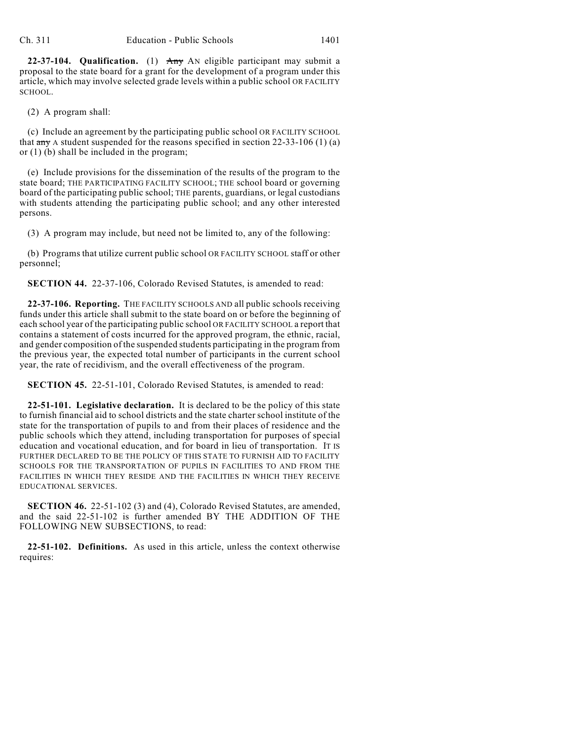**22-37-104. Qualification.** (1) ~~Any~~ AN eligible participant may submit a proposal to the state board for a grant for the development of a program under this article, which may involve selected grade levels within a public school OR FACILITY SCHOOL.

(2) A program shall:

(c) Include an agreement by the participating public school OR FACILITY SCHOOL that ~~any~~ A student suspended for the reasons specified in section 22-33-106 (1) (a) or (1) (b) shall be included in the program;

(e) Include provisions for the dissemination of the results of the program to the state board; THE PARTICIPATING FACILITY SCHOOL; THE school board or governing board of the participating public school; THE parents, guardians, or legal custodians with students attending the participating public school; and any other interested persons.

(3) A program may include, but need not be limited to, any of the following:

(b) Programs that utilize current public school OR FACILITY SCHOOL staff or other personnel;

**SECTION 44.** 22-37-106, Colorado Revised Statutes, is amended to read:

**22-37-106. Reporting.** THE FACILITY SCHOOLS AND all public schools receiving funds under this article shall submit to the state board on or before the beginning of each school year of the participating public school OR FACILITY SCHOOL a report that contains a statement of costs incurred for the approved program, the ethnic, racial, and gender composition of the suspended students participating in the program from the previous year, the expected total number of participants in the current school year, the rate of recidivism, and the overall effectiveness of the program.

**SECTION 45.** 22-51-101, Colorado Revised Statutes, is amended to read:

**22-51-101. Legislative declaration.** It is declared to be the policy of this state to furnish financial aid to school districts and the state charter school institute of the state for the transportation of pupils to and from their places of residence and the public schools which they attend, including transportation for purposes of special education and vocational education, and for board in lieu of transportation. IT IS FURTHER DECLARED TO BE THE POLICY OF THIS STATE TO FURNISH AID TO FACILITY SCHOOLS FOR THE TRANSPORTATION OF PUPILS IN FACILITIES TO AND FROM THE FACILITIES IN WHICH THEY RESIDE AND THE FACILITIES IN WHICH THEY RECEIVE EDUCATIONAL SERVICES.

**SECTION 46.** 22-51-102 (3) and (4), Colorado Revised Statutes, are amended, and the said 22-51-102 is further amended BY THE ADDITION OF THE FOLLOWING NEW SUBSECTIONS, to read:

**22-51-102. Definitions.** As used in this article, unless the context otherwise requires: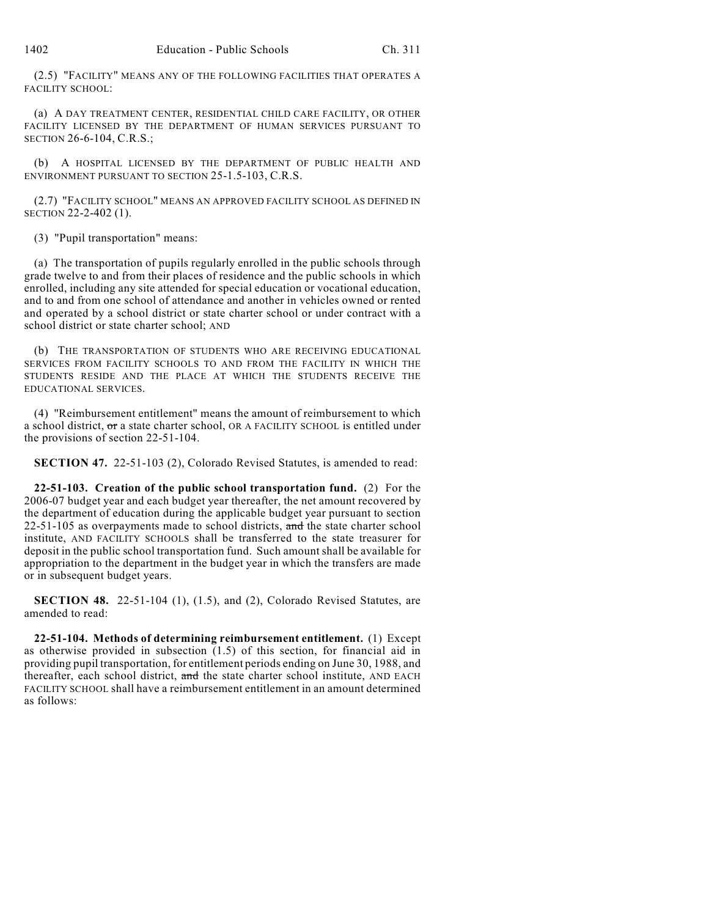(2.5) "FACILITY" MEANS ANY OF THE FOLLOWING FACILITIES THAT OPERATES A FACILITY SCHOOL:

(a) A DAY TREATMENT CENTER, RESIDENTIAL CHILD CARE FACILITY, OR OTHER FACILITY LICENSED BY THE DEPARTMENT OF HUMAN SERVICES PURSUANT TO SECTION 26-6-104, C.R.S.;

(b) A HOSPITAL LICENSED BY THE DEPARTMENT OF PUBLIC HEALTH AND ENVIRONMENT PURSUANT TO SECTION 25-1.5-103, C.R.S.

(2.7) "FACILITY SCHOOL" MEANS AN APPROVED FACILITY SCHOOL AS DEFINED IN SECTION 22-2-402 (1).

(3) "Pupil transportation" means:

(a) The transportation of pupils regularly enrolled in the public schools through grade twelve to and from their places of residence and the public schools in which enrolled, including any site attended for special education or vocational education, and to and from one school of attendance and another in vehicles owned or rented and operated by a school district or state charter school or under contract with a school district or state charter school; AND

(b) THE TRANSPORTATION OF STUDENTS WHO ARE RECEIVING EDUCATIONAL SERVICES FROM FACILITY SCHOOLS TO AND FROM THE FACILITY IN WHICH THE STUDENTS RESIDE AND THE PLACE AT WHICH THE STUDENTS RECEIVE THE EDUCATIONAL SERVICES.

(4) "Reimbursement entitlement" means the amount of reimbursement to which a school district, ~~or~~ a state charter school, OR A FACILITY SCHOOL is entitled under the provisions of section 22-51-104.

**SECTION 47.** 22-51-103 (2), Colorado Revised Statutes, is amended to read:

**22-51-103. Creation of the public school transportation fund.** (2) For the 2006-07 budget year and each budget year thereafter, the net amount recovered by the department of education during the applicable budget year pursuant to section 22-51-105 as overpayments made to school districts, ~~and~~ the state charter school institute, AND FACILITY SCHOOLS shall be transferred to the state treasurer for deposit in the public school transportation fund. Such amount shall be available for appropriation to the department in the budget year in which the transfers are made or in subsequent budget years.

**SECTION 48.** 22-51-104 (1), (1.5), and (2), Colorado Revised Statutes, are amended to read:

**22-51-104. Methods of determining reimbursement entitlement.** (1) Except as otherwise provided in subsection (1.5) of this section, for financial aid in providing pupil transportation, for entitlement periods ending on June 30, 1988, and thereafter, each school district, ~~and~~ the state charter school institute, AND EACH FACILITY SCHOOL shall have a reimbursement entitlement in an amount determined as follows: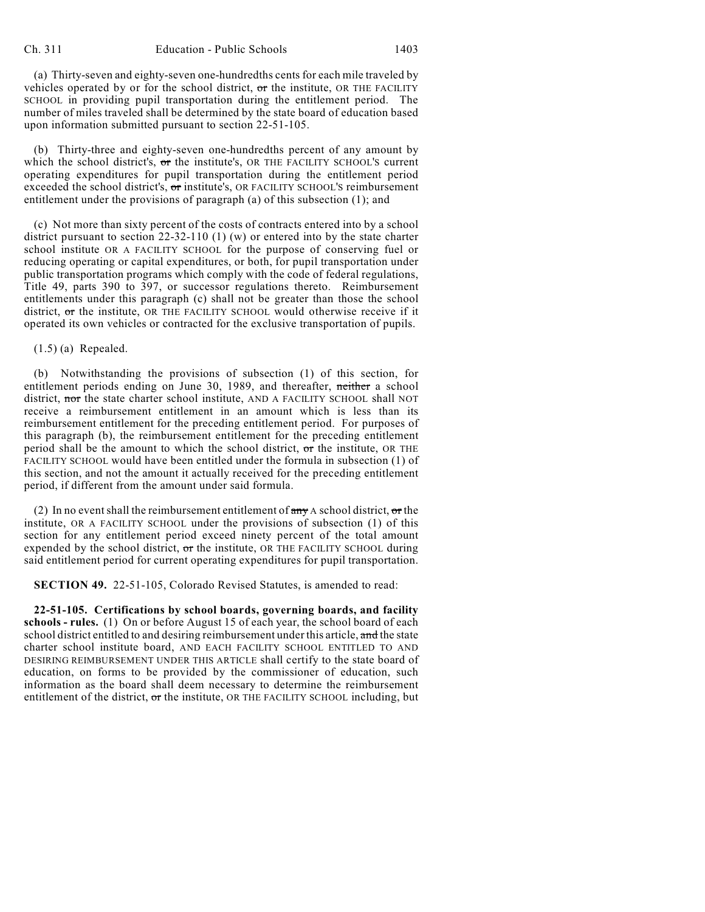(a) Thirty-seven and eighty-seven one-hundredths cents for each mile traveled by vehicles operated by or for the school district, or the institute, OR THE FACILITY SCHOOL in providing pupil transportation during the entitlement period. The number of miles traveled shall be determined by the state board of education based upon information submitted pursuant to section 22-51-105.

(b) Thirty-three and eighty-seven one-hundredths percent of any amount by which the school district's, or the institute's, OR THE FACILITY SCHOOL'S current operating expenditures for pupil transportation during the entitlement period exceeded the school district's, or institute's, OR FACILITY SCHOOL'S reimbursement entitlement under the provisions of paragraph (a) of this subsection (1); and

(c) Not more than sixty percent of the costs of contracts entered into by a school district pursuant to section 22-32-110 (1) (w) or entered into by the state charter school institute OR A FACILITY SCHOOL for the purpose of conserving fuel or reducing operating or capital expenditures, or both, for pupil transportation under public transportation programs which comply with the code of federal regulations, Title 49, parts 390 to 397, or successor regulations thereto. Reimbursement entitlements under this paragraph (c) shall not be greater than those the school district, or the institute, OR THE FACILITY SCHOOL would otherwise receive if it operated its own vehicles or contracted for the exclusive transportation of pupils.

(1.5) (a) Repealed.

(b) Notwithstanding the provisions of subsection (1) of this section, for entitlement periods ending on June 30, 1989, and thereafter, neither a school district, nor the state charter school institute, AND A FACILITY SCHOOL shall NOT receive a reimbursement entitlement in an amount which is less than its reimbursement entitlement for the preceding entitlement period. For purposes of this paragraph (b), the reimbursement entitlement for the preceding entitlement period shall be the amount to which the school district, or the institute, OR THE FACILITY SCHOOL would have been entitled under the formula in subsection (1) of this section, and not the amount it actually received for the preceding entitlement period, if different from the amount under said formula.

(2) In no event shall the reimbursement entitlement of any A school district, or the institute, OR A FACILITY SCHOOL under the provisions of subsection (1) of this section for any entitlement period exceed ninety percent of the total amount expended by the school district, or the institute, OR THE FACILITY SCHOOL during said entitlement period for current operating expenditures for pupil transportation.

**SECTION 49.** 22-51-105, Colorado Revised Statutes, is amended to read:

**22-51-105. Certifications by school boards, governing boards, and facility schools - rules.** (1) On or before August 15 of each year, the school board of each school district entitled to and desiring reimbursement under this article, and the state charter school institute board, AND EACH FACILITY SCHOOL ENTITLED TO AND DESIRING REIMBURSEMENT UNDER THIS ARTICLE shall certify to the state board of education, on forms to be provided by the commissioner of education, such information as the board shall deem necessary to determine the reimbursement entitlement of the district, or the institute, OR THE FACILITY SCHOOL including, but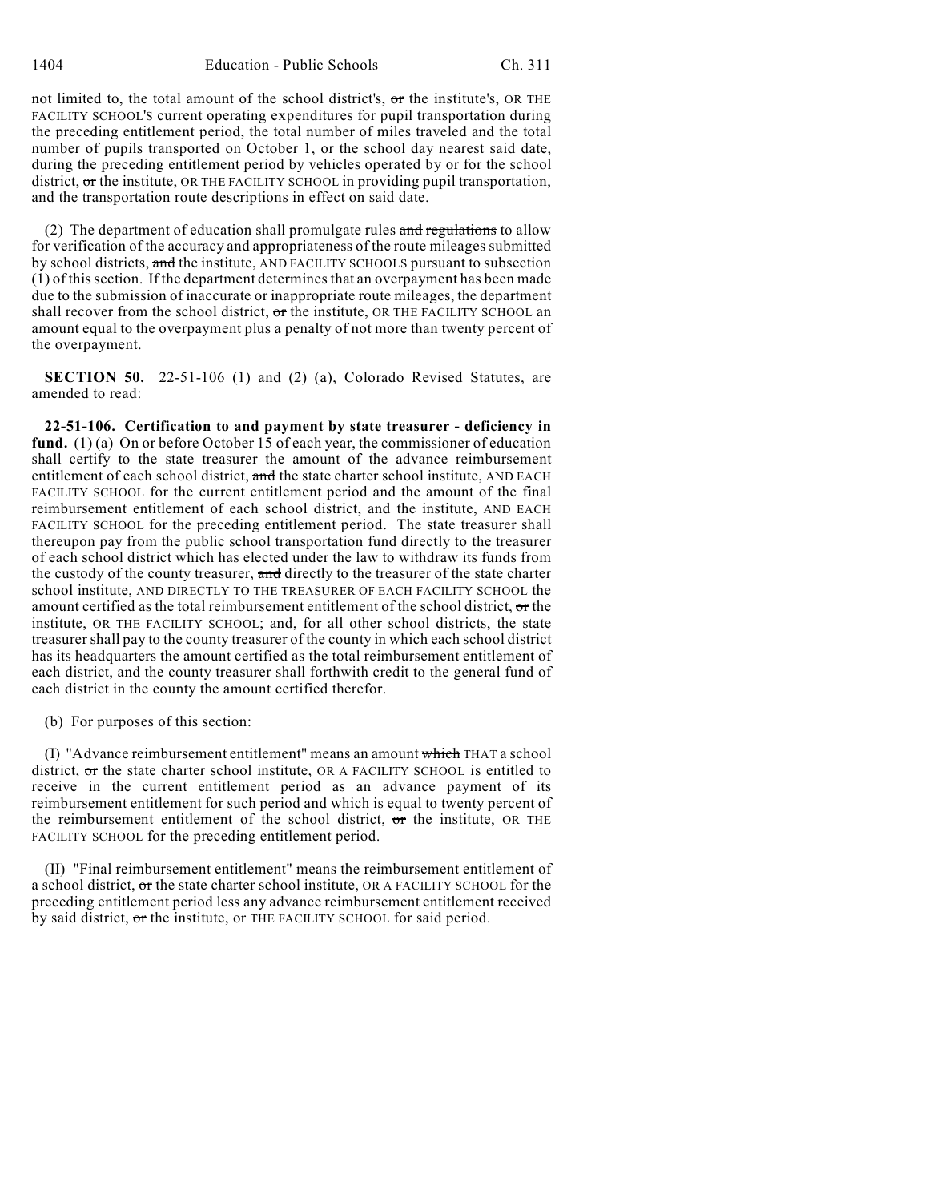not limited to, the total amount of the school district's, or the institute's, OR THE FACILITY SCHOOL'S current operating expenditures for pupil transportation during the preceding entitlement period, the total number of miles traveled and the total number of pupils transported on October 1, or the school day nearest said date, during the preceding entitlement period by vehicles operated by or for the school district, or the institute, OR THE FACILITY SCHOOL in providing pupil transportation, and the transportation route descriptions in effect on said date.

(2) The department of education shall promulgate rules and regulations to allow for verification of the accuracy and appropriateness of the route mileages submitted by school districts, and the institute, AND FACILITY SCHOOLS pursuant to subsection (1) of this section. If the department determines that an overpayment has been made due to the submission of inaccurate or inappropriate route mileages, the department shall recover from the school district, or the institute, OR THE FACILITY SCHOOL an amount equal to the overpayment plus a penalty of not more than twenty percent of the overpayment.

**SECTION 50.** 22-51-106 (1) and (2) (a), Colorado Revised Statutes, are amended to read:

**22-51-106. Certification to and payment by state treasurer - deficiency in fund.** (1) (a) On or before October 15 of each year, the commissioner of education shall certify to the state treasurer the amount of the advance reimbursement entitlement of each school district, and the state charter school institute, AND EACH FACILITY SCHOOL for the current entitlement period and the amount of the final reimbursement entitlement of each school district, and the institute, AND EACH FACILITY SCHOOL for the preceding entitlement period. The state treasurer shall thereupon pay from the public school transportation fund directly to the treasurer of each school district which has elected under the law to withdraw its funds from the custody of the county treasurer, and directly to the treasurer of the state charter school institute, AND DIRECTLY TO THE TREASURER OF EACH FACILITY SCHOOL the amount certified as the total reimbursement entitlement of the school district, or the institute, OR THE FACILITY SCHOOL; and, for all other school districts, the state treasurer shall pay to the county treasurer of the county in which each school district has its headquarters the amount certified as the total reimbursement entitlement of each district, and the county treasurer shall forthwith credit to the general fund of each district in the county the amount certified therefor.

(b) For purposes of this section:

(I) "Advance reimbursement entitlement" means an amount which THAT a school district, or the state charter school institute, OR A FACILITY SCHOOL is entitled to receive in the current entitlement period as an advance payment of its reimbursement entitlement for such period and which is equal to twenty percent of the reimbursement entitlement of the school district, or the institute, OR THE FACILITY SCHOOL for the preceding entitlement period.

(II) "Final reimbursement entitlement" means the reimbursement entitlement of a school district, or the state charter school institute, OR A FACILITY SCHOOL for the preceding entitlement period less any advance reimbursement entitlement received by said district, or the institute, or THE FACILITY SCHOOL for said period.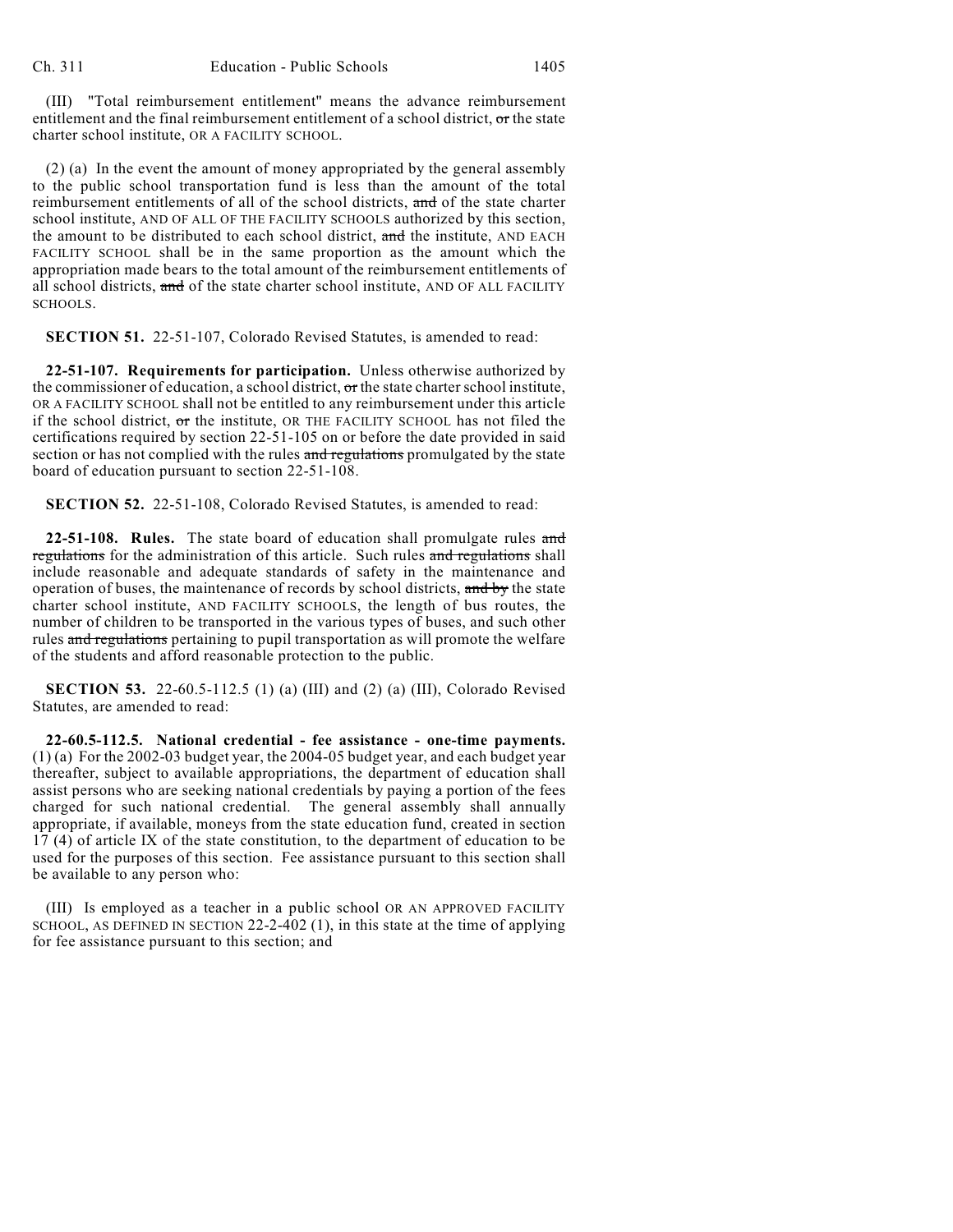(III) "Total reimbursement entitlement" means the advance reimbursement entitlement and the final reimbursement entitlement of a school district, ~~or~~ the state charter school institute, OR A FACILITY SCHOOL.

(2) (a) In the event the amount of money appropriated by the general assembly to the public school transportation fund is less than the amount of the total reimbursement entitlements of all of the school districts, ~~and~~ of the state charter school institute, AND OF ALL OF THE FACILITY SCHOOLS authorized by this section, the amount to be distributed to each school district, ~~and~~ the institute, AND EACH FACILITY SCHOOL shall be in the same proportion as the amount which the appropriation made bears to the total amount of the reimbursement entitlements of all school districts, ~~and~~ of the state charter school institute, AND OF ALL FACILITY SCHOOLS.

**SECTION 51.** 22-51-107, Colorado Revised Statutes, is amended to read:

**22-51-107. Requirements for participation.** Unless otherwise authorized by the commissioner of education, a school district, ~~or~~ the state charter school institute, OR A FACILITY SCHOOL shall not be entitled to any reimbursement under this article if the school district, ~~or~~ the institute, OR THE FACILITY SCHOOL has not filed the certifications required by section 22-51-105 on or before the date provided in said section or has not complied with the rules ~~and regulations~~ promulgated by the state board of education pursuant to section 22-51-108.

**SECTION 52.** 22-51-108, Colorado Revised Statutes, is amended to read:

**22-51-108. Rules.** The state board of education shall promulgate rules ~~and regulations~~ for the administration of this article. Such rules ~~and regulations~~ shall include reasonable and adequate standards of safety in the maintenance and operation of buses, the maintenance of records by school districts, ~~and by~~ the state charter school institute, AND FACILITY SCHOOLS, the length of bus routes, the number of children to be transported in the various types of buses, and such other rules ~~and regulations~~ pertaining to pupil transportation as will promote the welfare of the students and afford reasonable protection to the public.

**SECTION 53.** 22-60.5-112.5 (1) (a) (III) and (2) (a) (III), Colorado Revised Statutes, are amended to read:

**22-60.5-112.5. National credential - fee assistance - one-time payments.** (1) (a) For the 2002-03 budget year, the 2004-05 budget year, and each budget year thereafter, subject to available appropriations, the department of education shall assist persons who are seeking national credentials by paying a portion of the fees charged for such national credential. The general assembly shall annually appropriate, if available, moneys from the state education fund, created in section 17 (4) of article IX of the state constitution, to the department of education to be used for the purposes of this section. Fee assistance pursuant to this section shall be available to any person who:

(III) Is employed as a teacher in a public school OR AN APPROVED FACILITY SCHOOL, AS DEFINED IN SECTION 22-2-402 (1), in this state at the time of applying for fee assistance pursuant to this section; and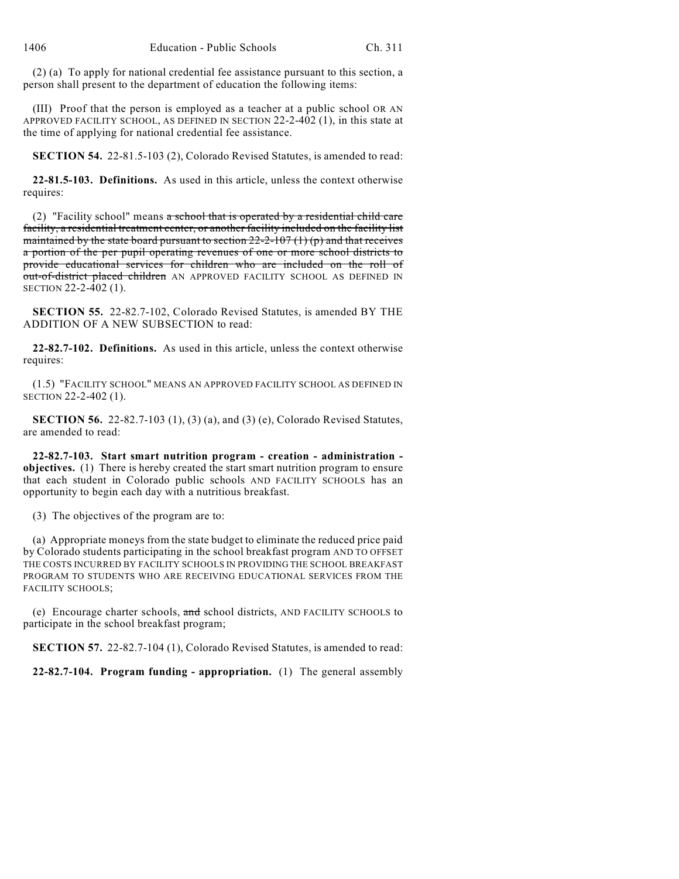(2) (a) To apply for national credential fee assistance pursuant to this section, a person shall present to the department of education the following items:

(III) Proof that the person is employed as a teacher at a public school OR AN APPROVED FACILITY SCHOOL, AS DEFINED IN SECTION 22-2-402 (1), in this state at the time of applying for national credential fee assistance.

**SECTION 54.** 22-81.5-103 (2), Colorado Revised Statutes, is amended to read:

**22-81.5-103. Definitions.** As used in this article, unless the context otherwise requires:

(2) "Facility school" means ~~a school that is operated by a residential child care facility, a residential treatment center, or another facility included on the facility list maintained by the state board pursuant to section 22-2-107 (1) (p) and that receives a portion of the per pupil operating revenues of one or more school districts to provide educational services for children who are included on the roll of out-of-district placed children~~ AN APPROVED FACILITY SCHOOL AS DEFINED IN SECTION 22-2-402 (1).

**SECTION 55.** 22-82.7-102, Colorado Revised Statutes, is amended BY THE ADDITION OF A NEW SUBSECTION to read:

**22-82.7-102. Definitions.** As used in this article, unless the context otherwise requires:

(1.5) "FACILITY SCHOOL" MEANS AN APPROVED FACILITY SCHOOL AS DEFINED IN SECTION 22-2-402 (1).

**SECTION 56.** 22-82.7-103 (1), (3) (a), and (3) (e), Colorado Revised Statutes, are amended to read:

**22-82.7-103. Start smart nutrition program - creation - administration - objectives.** (1) There is hereby created the start smart nutrition program to ensure that each student in Colorado public schools AND FACILITY SCHOOLS has an opportunity to begin each day with a nutritious breakfast.

(3) The objectives of the program are to:

(a) Appropriate moneys from the state budget to eliminate the reduced price paid by Colorado students participating in the school breakfast program AND TO OFFSET THE COSTS INCURRED BY FACILITY SCHOOLS IN PROVIDING THE SCHOOL BREAKFAST PROGRAM TO STUDENTS WHO ARE RECEIVING EDUCATIONAL SERVICES FROM THE FACILITY SCHOOLS;

(e) Encourage charter schools, ~~and~~ school districts, AND FACILITY SCHOOLS to participate in the school breakfast program;

**SECTION 57.** 22-82.7-104 (1), Colorado Revised Statutes, is amended to read:

**22-82.7-104. Program funding - appropriation.** (1) The general assembly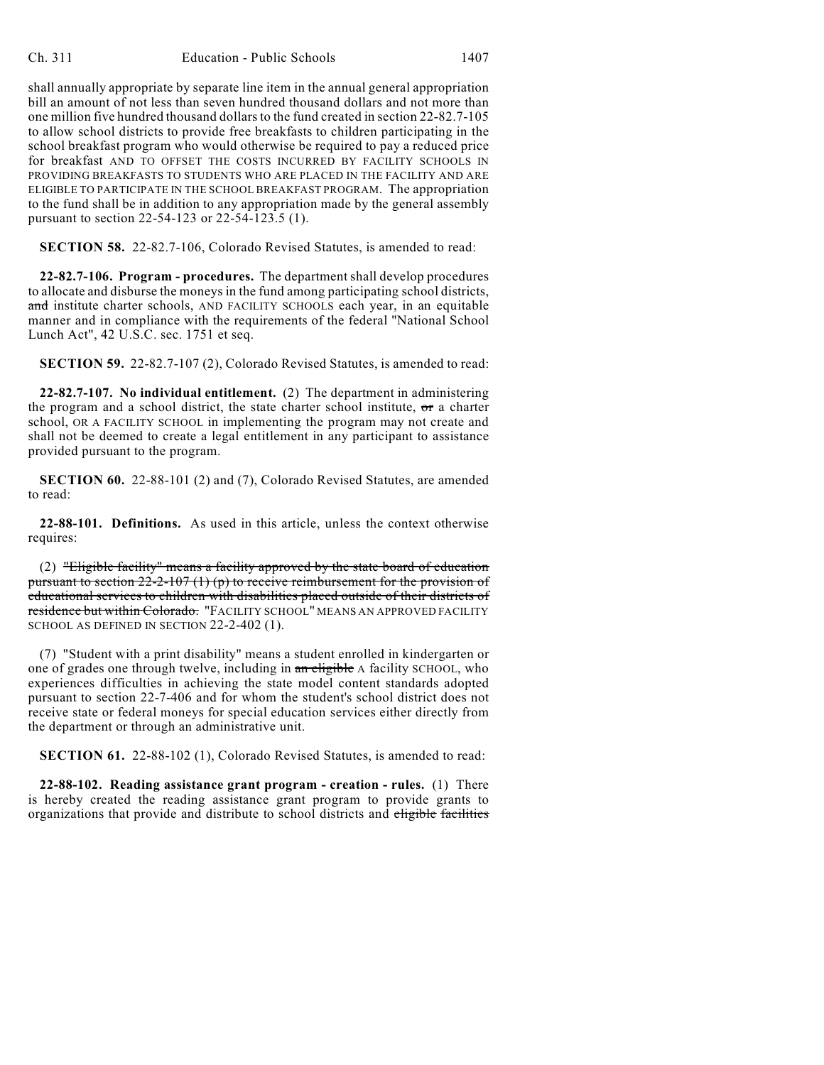shall annually appropriate by separate line item in the annual general appropriation bill an amount of not less than seven hundred thousand dollars and not more than one million five hundred thousand dollars to the fund created in section 22-82.7-105 to allow school districts to provide free breakfasts to children participating in the school breakfast program who would otherwise be required to pay a reduced price for breakfast AND TO OFFSET THE COSTS INCURRED BY FACILITY SCHOOLS IN PROVIDING BREAKFASTS TO STUDENTS WHO ARE PLACED IN THE FACILITY AND ARE ELIGIBLE TO PARTICIPATE IN THE SCHOOL BREAKFAST PROGRAM. The appropriation to the fund shall be in addition to any appropriation made by the general assembly pursuant to section 22-54-123 or 22-54-123.5 (1).

**SECTION 58.** 22-82.7-106, Colorado Revised Statutes, is amended to read:

**22-82.7-106. Program - procedures.** The department shall develop procedures to allocate and disburse the moneys in the fund among participating school districts, ~~and~~ institute charter schools, AND FACILITY SCHOOLS each year, in an equitable manner and in compliance with the requirements of the federal "National School Lunch Act", 42 U.S.C. sec. 1751 et seq.

**SECTION 59.** 22-82.7-107 (2), Colorado Revised Statutes, is amended to read:

**22-82.7-107. No individual entitlement.** (2) The department in administering the program and a school district, the state charter school institute, ~~or~~ a charter school, OR A FACILITY SCHOOL in implementing the program may not create and shall not be deemed to create a legal entitlement in any participant to assistance provided pursuant to the program.

**SECTION 60.** 22-88-101 (2) and (7), Colorado Revised Statutes, are amended to read:

**22-88-101. Definitions.** As used in this article, unless the context otherwise requires:

(2) ~~"Eligible facility" means a facility approved by the state board of education pursuant to section 22-2-107 (1) (p) to receive reimbursement for the provision of educational services to children with disabilities placed outside of their districts of residence but within Colorado.~~ "FACILITY SCHOOL" MEANS AN APPROVED FACILITY SCHOOL AS DEFINED IN SECTION 22-2-402 (1).

(7) "Student with a print disability" means a student enrolled in kindergarten or one of grades one through twelve, including in ~~an eligible~~ A facility SCHOOL, who experiences difficulties in achieving the state model content standards adopted pursuant to section 22-7-406 and for whom the student's school district does not receive state or federal moneys for special education services either directly from the department or through an administrative unit.

**SECTION 61.** 22-88-102 (1), Colorado Revised Statutes, is amended to read:

**22-88-102. Reading assistance grant program - creation - rules.** (1) There is hereby created the reading assistance grant program to provide grants to organizations that provide and distribute to school districts and ~~eligible facilities~~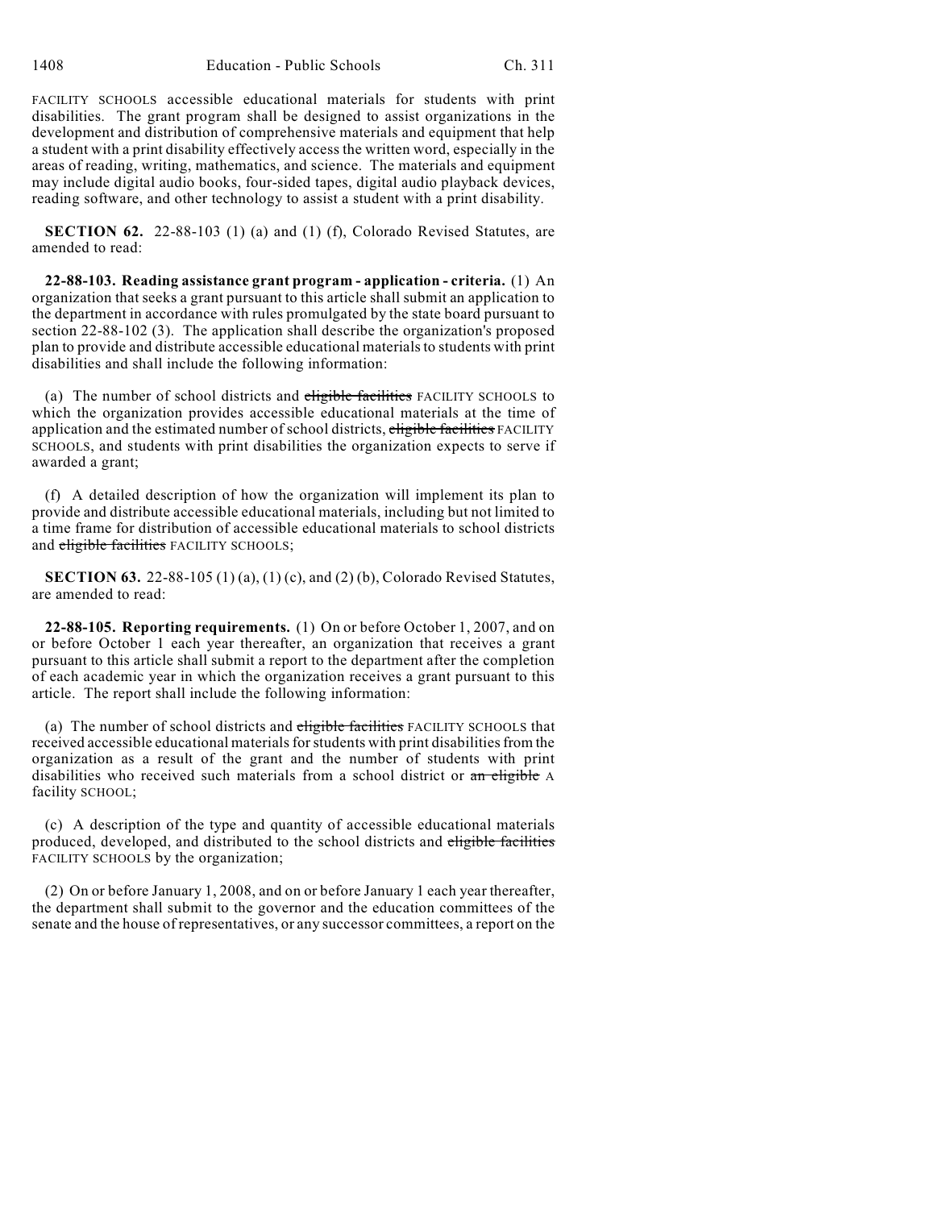FACILITY SCHOOLS accessible educational materials for students with print disabilities. The grant program shall be designed to assist organizations in the development and distribution of comprehensive materials and equipment that help a student with a print disability effectively access the written word, especially in the areas of reading, writing, mathematics, and science. The materials and equipment may include digital audio books, four-sided tapes, digital audio playback devices, reading software, and other technology to assist a student with a print disability.

**SECTION 62.** 22-88-103 (1) (a) and (1) (f), Colorado Revised Statutes, are amended to read:

**22-88-103. Reading assistance grant program - application - criteria.** (1) An organization that seeks a grant pursuant to this article shall submit an application to the department in accordance with rules promulgated by the state board pursuant to section 22-88-102 (3). The application shall describe the organization's proposed plan to provide and distribute accessible educational materials to students with print disabilities and shall include the following information:

(a) The number of school districts and ~~eligible facilities~~ FACILITY SCHOOLS to which the organization provides accessible educational materials at the time of application and the estimated number of school districts, ~~eligible facilities~~ FACILITY SCHOOLS, and students with print disabilities the organization expects to serve if awarded a grant;

(f) A detailed description of how the organization will implement its plan to provide and distribute accessible educational materials, including but not limited to a time frame for distribution of accessible educational materials to school districts and ~~eligible facilities~~ FACILITY SCHOOLS;

**SECTION 63.** 22-88-105 (1) (a), (1) (c), and (2) (b), Colorado Revised Statutes, are amended to read:

**22-88-105. Reporting requirements.** (1) On or before October 1, 2007, and on or before October 1 each year thereafter, an organization that receives a grant pursuant to this article shall submit a report to the department after the completion of each academic year in which the organization receives a grant pursuant to this article. The report shall include the following information:

(a) The number of school districts and ~~eligible facilities~~ FACILITY SCHOOLS that received accessible educational materials for students with print disabilities from the organization as a result of the grant and the number of students with print disabilities who received such materials from a school district or ~~an eligible~~ A facility SCHOOL;

(c) A description of the type and quantity of accessible educational materials produced, developed, and distributed to the school districts and ~~eligible facilities~~ FACILITY SCHOOLS by the organization;

(2) On or before January 1, 2008, and on or before January 1 each year thereafter, the department shall submit to the governor and the education committees of the senate and the house of representatives, or any successor committees, a report on the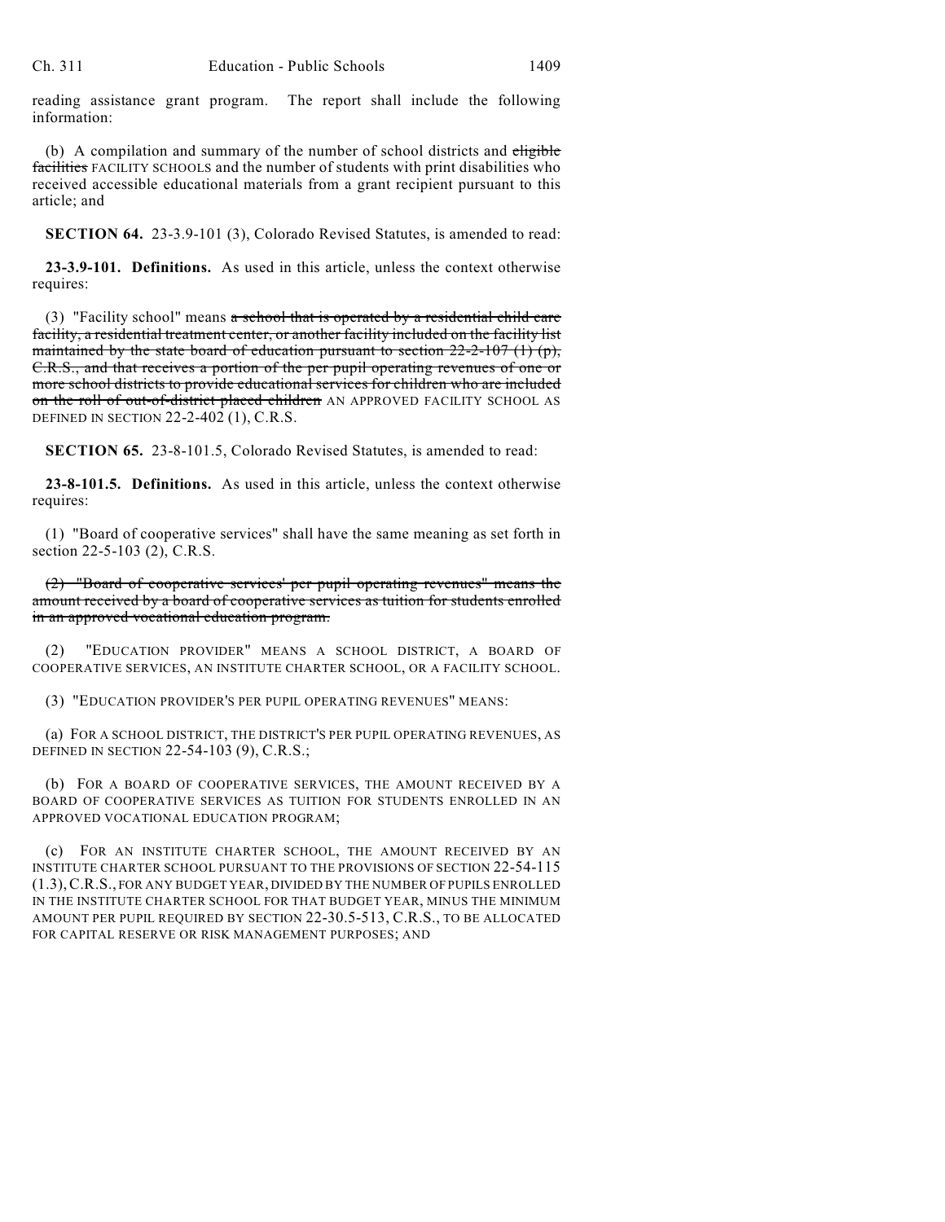reading assistance grant program. The report shall include the following information:

(b) A compilation and summary of the number of school districts and ~~eligible facilities~~ FACILITY SCHOOLS and the number of students with print disabilities who received accessible educational materials from a grant recipient pursuant to this article; and

**SECTION 64.** 23-3.9-101 (3), Colorado Revised Statutes, is amended to read:

**23-3.9-101. Definitions.** As used in this article, unless the context otherwise requires:

(3) "Facility school" means ~~a school that is operated by a residential child care facility, a residential treatment center, or another facility included on the facility list maintained by the state board of education pursuant to section 22-2-107 (1) (p), C.R.S., and that receives a portion of the per pupil operating revenues of one or more school districts to provide educational services for children who are included on the roll of out-of-district placed children~~ AN APPROVED FACILITY SCHOOL AS DEFINED IN SECTION 22-2-402 (1), C.R.S.

**SECTION 65.** 23-8-101.5, Colorado Revised Statutes, is amended to read:

**23-8-101.5. Definitions.** As used in this article, unless the context otherwise requires:

(1) "Board of cooperative services" shall have the same meaning as set forth in section 22-5-103 (2), C.R.S.

~~(2) "Board of cooperative services' per pupil operating revenues" means the amount received by a board of cooperative services as tuition for students enrolled in an approved vocational education program.~~

(2) "EDUCATION PROVIDER" MEANS A SCHOOL DISTRICT, A BOARD OF COOPERATIVE SERVICES, AN INSTITUTE CHARTER SCHOOL, OR A FACILITY SCHOOL.

(3) "EDUCATION PROVIDER'S PER PUPIL OPERATING REVENUES" MEANS:

(a) FOR A SCHOOL DISTRICT, THE DISTRICT'S PER PUPIL OPERATING REVENUES, AS DEFINED IN SECTION 22-54-103 (9), C.R.S.;

(b) FOR A BOARD OF COOPERATIVE SERVICES, THE AMOUNT RECEIVED BY A BOARD OF COOPERATIVE SERVICES AS TUITION FOR STUDENTS ENROLLED IN AN APPROVED VOCATIONAL EDUCATION PROGRAM;

(c) FOR AN INSTITUTE CHARTER SCHOOL, THE AMOUNT RECEIVED BY AN INSTITUTE CHARTER SCHOOL PURSUANT TO THE PROVISIONS OF SECTION 22-54-115 (1.3), C.R.S., FOR ANY BUDGET YEAR, DIVIDED BY THE NUMBER OF PUPILS ENROLLED IN THE INSTITUTE CHARTER SCHOOL FOR THAT BUDGET YEAR, MINUS THE MINIMUM AMOUNT PER PUPIL REQUIRED BY SECTION 22-30.5-513, C.R.S., TO BE ALLOCATED FOR CAPITAL RESERVE OR RISK MANAGEMENT PURPOSES; AND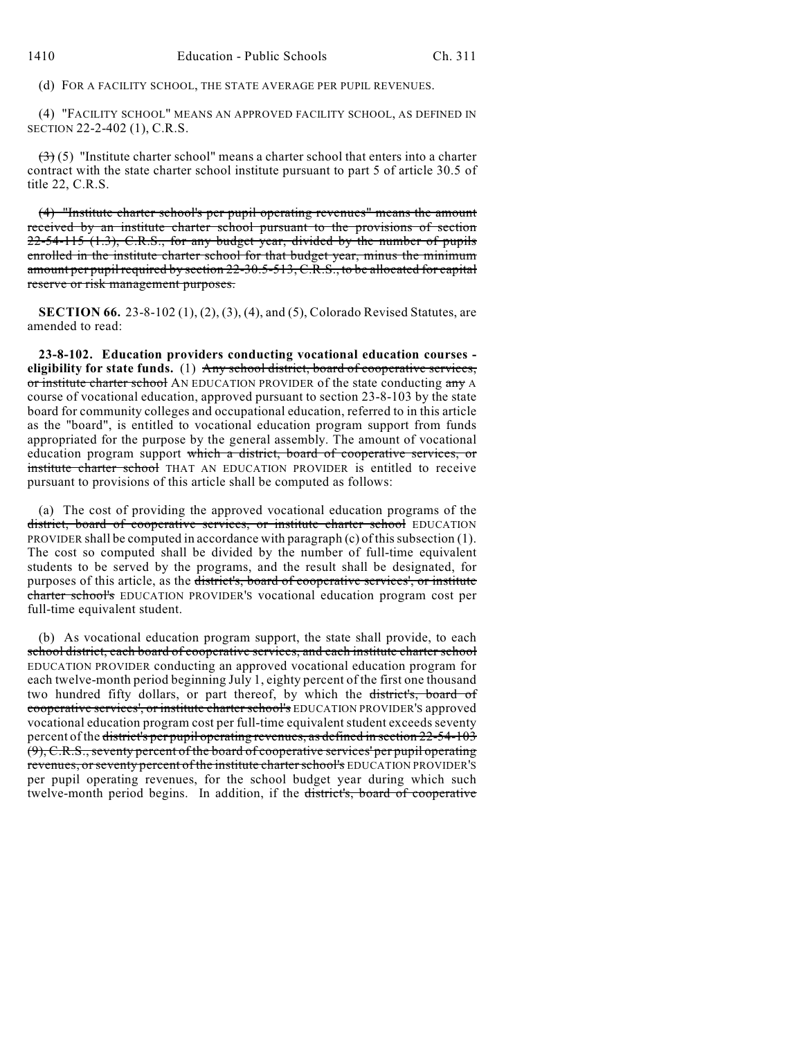(d) FOR A FACILITY SCHOOL, THE STATE AVERAGE PER PUPIL REVENUES.

(4) "FACILITY SCHOOL" MEANS AN APPROVED FACILITY SCHOOL, AS DEFINED IN SECTION 22-2-402 (1), C.R.S.

~~(3)~~ (5) "Institute charter school" means a charter school that enters into a charter contract with the state charter school institute pursuant to part 5 of article 30.5 of title 22, C.R.S.

~~(4) "Institute charter school's per pupil operating revenues" means the amount received by an institute charter school pursuant to the provisions of section 22-54-115 (1.3), C.R.S., for any budget year, divided by the number of pupils enrolled in the institute charter school for that budget year, minus the minimum amount per pupil required by section 22-30.5-513, C.R.S., to be allocated for capital reserve or risk management purposes.~~

**SECTION 66.** 23-8-102 (1), (2), (3), (4), and (5), Colorado Revised Statutes, are amended to read:

**23-8-102. Education providers conducting vocational education courses - eligibility for state funds.** (1) ~~Any school district, board of cooperative services, or institute charter school~~ AN EDUCATION PROVIDER of the state conducting ~~any~~ A course of vocational education, approved pursuant to section 23-8-103 by the state board for community colleges and occupational education, referred to in this article as the "board", is entitled to vocational education program support from funds appropriated for the purpose by the general assembly. The amount of vocational education program support ~~which a district, board of cooperative services, or institute charter school~~ THAT AN EDUCATION PROVIDER is entitled to receive pursuant to provisions of this article shall be computed as follows:

(a) The cost of providing the approved vocational education programs of the ~~district, board of cooperative services, or institute charter school~~ EDUCATION PROVIDER shall be computed in accordance with paragraph (c) of this subsection (1). The cost so computed shall be divided by the number of full-time equivalent students to be served by the programs, and the result shall be designated, for purposes of this article, as the ~~district's, board of cooperative services', or institute charter school's~~ EDUCATION PROVIDER'S vocational education program cost per full-time equivalent student.

(b) As vocational education program support, the state shall provide, to each ~~school district, each board of cooperative services, and each institute charter school~~ EDUCATION PROVIDER conducting an approved vocational education program for each twelve-month period beginning July 1, eighty percent of the first one thousand two hundred fifty dollars, or part thereof, by which the ~~district's, board of cooperative services', or institute charter school's~~ EDUCATION PROVIDER'S approved vocational education program cost per full-time equivalent student exceeds seventy percent of the ~~district's per pupil operating revenues, as defined in section 22-54-103 (9), C.R.S., seventy percent of the board of cooperative services' per pupil operating revenues, or seventy percent of the institute charter school's~~ EDUCATION PROVIDER'S per pupil operating revenues, for the school budget year during which such twelve-month period begins. In addition, if the ~~district's, board of cooperative~~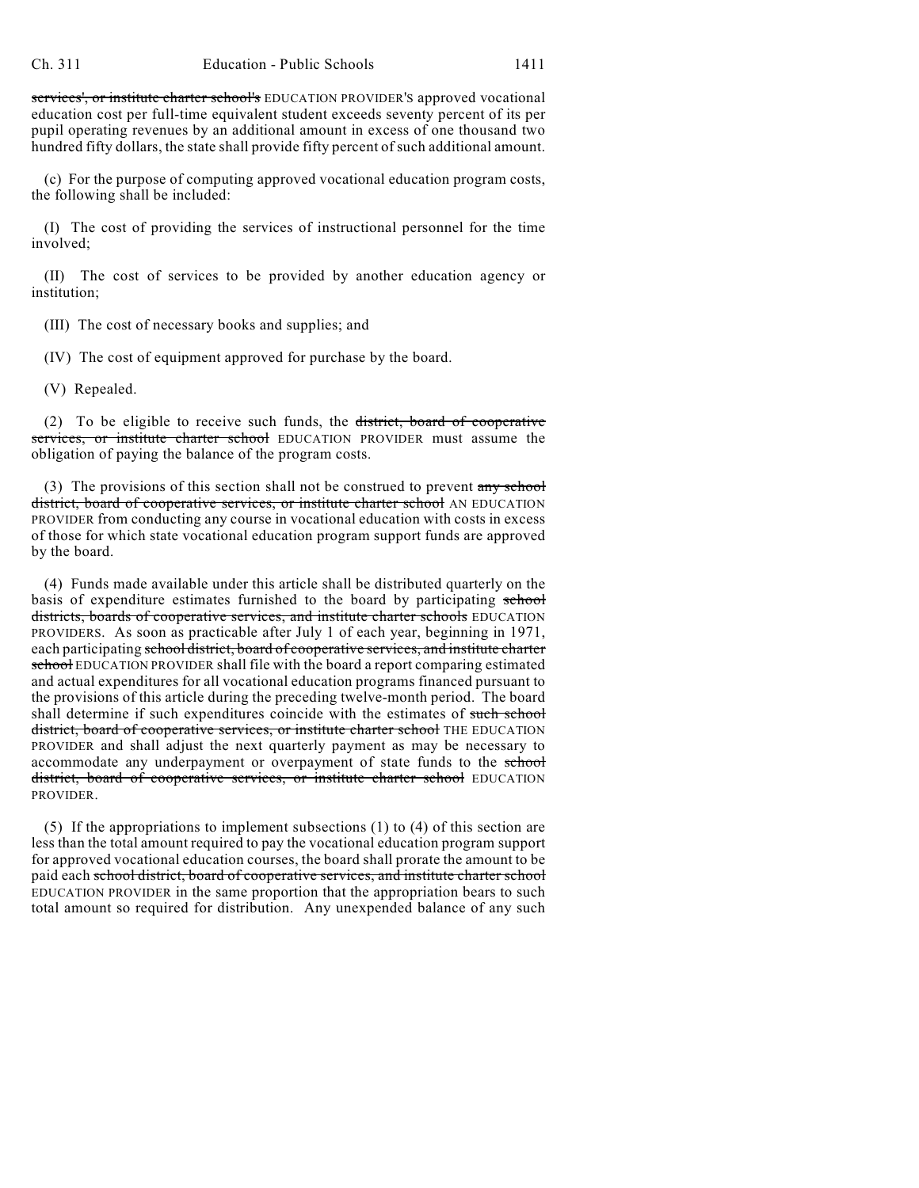~~services', or institute charter school's~~ EDUCATION PROVIDER'S approved vocational education cost per full-time equivalent student exceeds seventy percent of its per pupil operating revenues by an additional amount in excess of one thousand two hundred fifty dollars, the state shall provide fifty percent of such additional amount.

(c) For the purpose of computing approved vocational education program costs, the following shall be included:

(I) The cost of providing the services of instructional personnel for the time involved;

(II) The cost of services to be provided by another education agency or institution;

(III) The cost of necessary books and supplies; and

(IV) The cost of equipment approved for purchase by the board.

(V) Repealed.

(2) To be eligible to receive such funds, the ~~district, board of cooperative services, or institute charter school~~ EDUCATION PROVIDER must assume the obligation of paying the balance of the program costs.

(3) The provisions of this section shall not be construed to prevent ~~any school district, board of cooperative services, or institute charter school~~ AN EDUCATION PROVIDER from conducting any course in vocational education with costs in excess of those for which state vocational education program support funds are approved by the board.

(4) Funds made available under this article shall be distributed quarterly on the basis of expenditure estimates furnished to the board by participating ~~school districts, boards of cooperative services, and institute charter schools~~ EDUCATION PROVIDERS. As soon as practicable after July 1 of each year, beginning in 1971, each participating ~~school district, board of cooperative services, and institute charter school~~ EDUCATION PROVIDER shall file with the board a report comparing estimated and actual expenditures for all vocational education programs financed pursuant to the provisions of this article during the preceding twelve-month period. The board shall determine if such expenditures coincide with the estimates of ~~such school district, board of cooperative services, or institute charter school~~ THE EDUCATION PROVIDER and shall adjust the next quarterly payment as may be necessary to accommodate any underpayment or overpayment of state funds to the ~~school district, board of cooperative services, or institute charter school~~ EDUCATION PROVIDER.

(5) If the appropriations to implement subsections (1) to (4) of this section are less than the total amount required to pay the vocational education program support for approved vocational education courses, the board shall prorate the amount to be paid each ~~school district, board of cooperative services, and institute charter school~~ EDUCATION PROVIDER in the same proportion that the appropriation bears to such total amount so required for distribution. Any unexpended balance of any such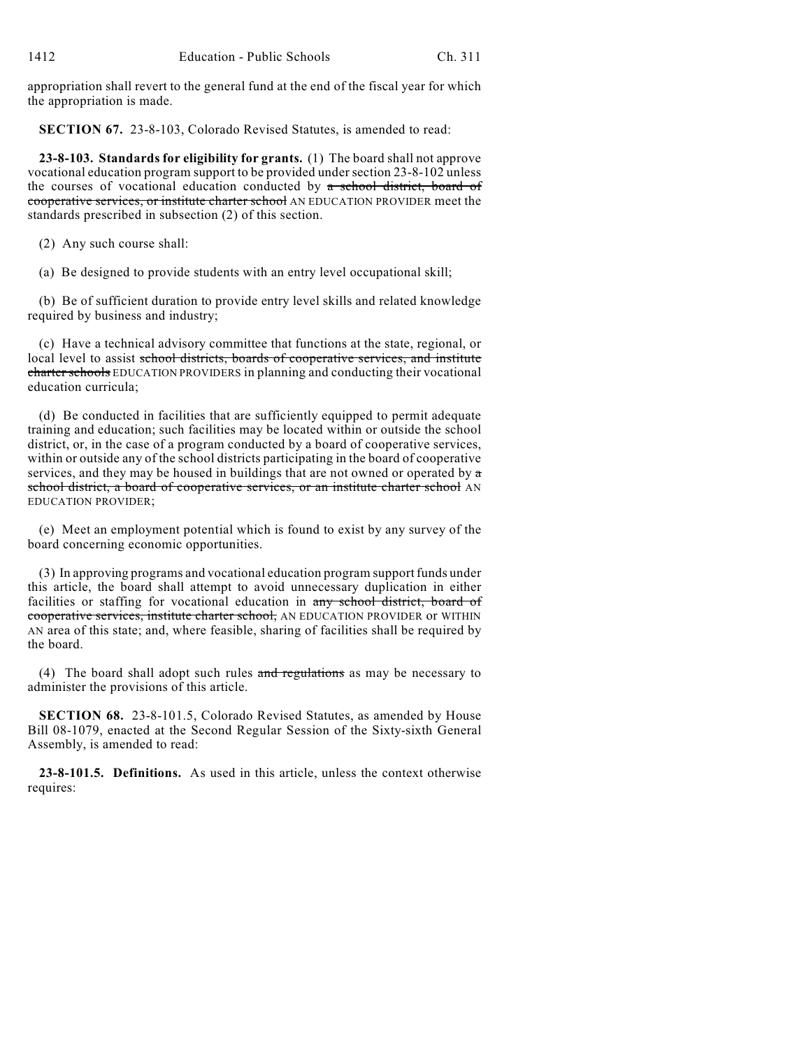appropriation shall revert to the general fund at the end of the fiscal year for which the appropriation is made.

**SECTION 67.** 23-8-103, Colorado Revised Statutes, is amended to read:

**23-8-103. Standards for eligibility for grants.** (1) The board shall not approve vocational education program support to be provided under section 23-8-102 unless the courses of vocational education conducted by ~~a school district, board of cooperative services, or institute charter school~~ AN EDUCATION PROVIDER meet the standards prescribed in subsection (2) of this section.

(2) Any such course shall:

(a) Be designed to provide students with an entry level occupational skill;

(b) Be of sufficient duration to provide entry level skills and related knowledge required by business and industry;

(c) Have a technical advisory committee that functions at the state, regional, or local level to assist ~~school districts, boards of cooperative services, and institute charter schools~~ EDUCATION PROVIDERS in planning and conducting their vocational education curricula;

(d) Be conducted in facilities that are sufficiently equipped to permit adequate training and education; such facilities may be located within or outside the school district, or, in the case of a program conducted by a board of cooperative services, within or outside any of the school districts participating in the board of cooperative services, and they may be housed in buildings that are not owned or operated by ~~a school district, a board of cooperative services, or an institute charter school~~ AN EDUCATION PROVIDER;

(e) Meet an employment potential which is found to exist by any survey of the board concerning economic opportunities.

(3) In approving programs and vocational education program support funds under this article, the board shall attempt to avoid unnecessary duplication in either facilities or staffing for vocational education in ~~any school district, board of cooperative services, institute charter school,~~ AN EDUCATION PROVIDER or WITHIN AN area of this state; and, where feasible, sharing of facilities shall be required by the board.

(4) The board shall adopt such rules ~~and regulations~~ as may be necessary to administer the provisions of this article.

**SECTION 68.** 23-8-101.5, Colorado Revised Statutes, as amended by House Bill 08-1079, enacted at the Second Regular Session of the Sixty-sixth General Assembly, is amended to read:

**23-8-101.5. Definitions.** As used in this article, unless the context otherwise requires: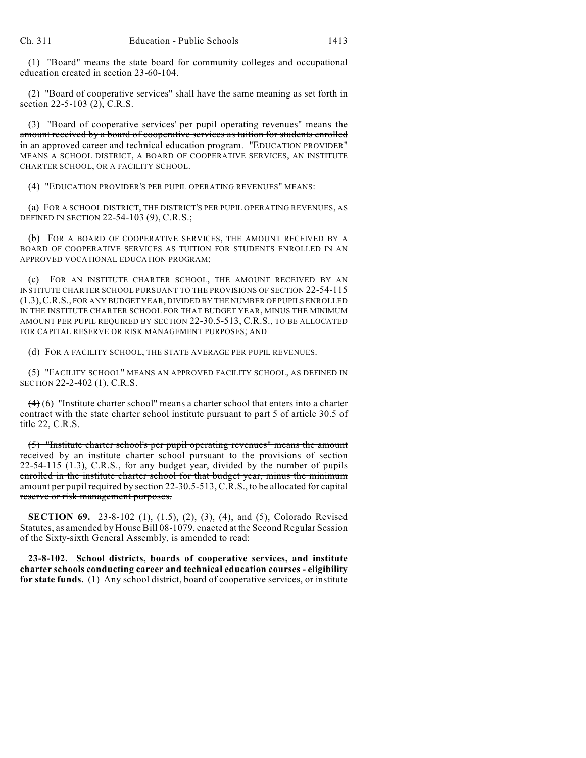(1) "Board" means the state board for community colleges and occupational education created in section 23-60-104.

(2) "Board of cooperative services" shall have the same meaning as set forth in section 22-5-103 (2), C.R.S.

(3) ~~"Board of cooperative services' per pupil operating revenues" means the amount received by a board of cooperative services as tuition for students enrolled in an approved career and technical education program.~~ "EDUCATION PROVIDER" MEANS A SCHOOL DISTRICT, A BOARD OF COOPERATIVE SERVICES, AN INSTITUTE CHARTER SCHOOL, OR A FACILITY SCHOOL.

(4) "EDUCATION PROVIDER'S PER PUPIL OPERATING REVENUES" MEANS:

(a) FOR A SCHOOL DISTRICT, THE DISTRICT'S PER PUPIL OPERATING REVENUES, AS DEFINED IN SECTION 22-54-103 (9), C.R.S.;

(b) FOR A BOARD OF COOPERATIVE SERVICES, THE AMOUNT RECEIVED BY A BOARD OF COOPERATIVE SERVICES AS TUITION FOR STUDENTS ENROLLED IN AN APPROVED VOCATIONAL EDUCATION PROGRAM;

(c) FOR AN INSTITUTE CHARTER SCHOOL, THE AMOUNT RECEIVED BY AN INSTITUTE CHARTER SCHOOL PURSUANT TO THE PROVISIONS OF SECTION 22-54-115 (1.3), C.R.S., FOR ANY BUDGET YEAR, DIVIDED BY THE NUMBER OF PUPILS ENROLLED IN THE INSTITUTE CHARTER SCHOOL FOR THAT BUDGET YEAR, MINUS THE MINIMUM AMOUNT PER PUPIL REQUIRED BY SECTION 22-30.5-513, C.R.S., TO BE ALLOCATED FOR CAPITAL RESERVE OR RISK MANAGEMENT PURPOSES; AND

(d) FOR A FACILITY SCHOOL, THE STATE AVERAGE PER PUPIL REVENUES.

(5) "FACILITY SCHOOL" MEANS AN APPROVED FACILITY SCHOOL, AS DEFINED IN SECTION 22-2-402 (1), C.R.S.

~~(4)~~ (6) "Institute charter school" means a charter school that enters into a charter contract with the state charter school institute pursuant to part 5 of article 30.5 of title 22, C.R.S.

~~(5) "Institute charter school's per pupil operating revenues" means the amount received by an institute charter school pursuant to the provisions of section 22-54-115 (1.3), C.R.S., for any budget year, divided by the number of pupils enrolled in the institute charter school for that budget year, minus the minimum amount per pupil required by section 22-30.5-513, C.R.S., to be allocated for capital reserve or risk management purposes.~~

**SECTION 69.** 23-8-102 (1), (1.5), (2), (3), (4), and (5), Colorado Revised Statutes, as amended by House Bill 08-1079, enacted at the Second Regular Session of the Sixty-sixth General Assembly, is amended to read:

**23-8-102. School districts, boards of cooperative services, and institute charter schools conducting career and technical education courses - eligibility for state funds.** (1) ~~Any school district, board of cooperative services, or institute~~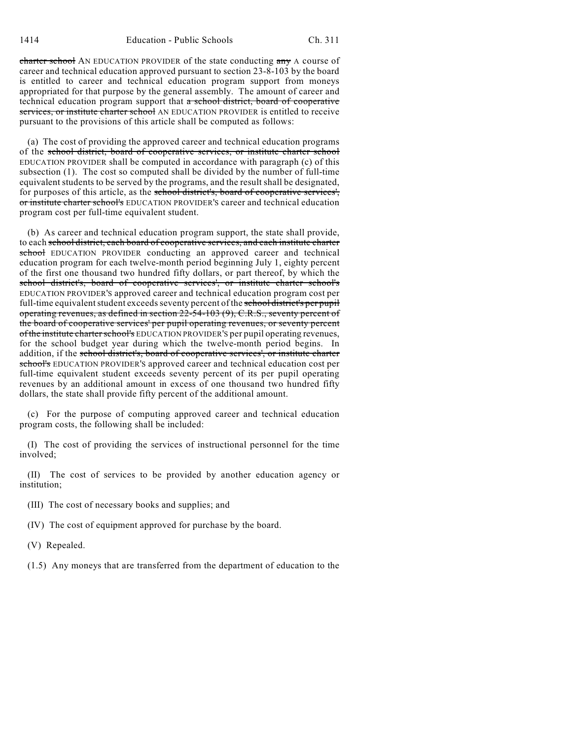~~charter school~~ AN EDUCATION PROVIDER of the state conducting ~~any~~ A course of career and technical education approved pursuant to section 23-8-103 by the board is entitled to career and technical education program support from moneys appropriated for that purpose by the general assembly. The amount of career and technical education program support that ~~a school district, board of cooperative services, or institute charter school~~ AN EDUCATION PROVIDER is entitled to receive pursuant to the provisions of this article shall be computed as follows:

(a) The cost of providing the approved career and technical education programs of the ~~school district, board of cooperative services, or institute charter school~~ EDUCATION PROVIDER shall be computed in accordance with paragraph (c) of this subsection (1). The cost so computed shall be divided by the number of full-time equivalent students to be served by the programs, and the result shall be designated, for purposes of this article, as the ~~school district's, board of cooperative services', or institute charter school's~~ EDUCATION PROVIDER'S career and technical education program cost per full-time equivalent student.

(b) As career and technical education program support, the state shall provide, to each ~~school district, each board of cooperative services, and each institute charter school~~ EDUCATION PROVIDER conducting an approved career and technical education program for each twelve-month period beginning July 1, eighty percent of the first one thousand two hundred fifty dollars, or part thereof, by which the ~~school district's, board of cooperative services', or institute charter school's~~ EDUCATION PROVIDER'S approved career and technical education program cost per full-time equivalent student exceeds seventy percent of the ~~school district's per pupil operating revenues, as defined in section 22-54-103 (9), C.R.S., seventy percent of the board of cooperative services' per pupil operating revenues, or seventy percent of the institute charter school's~~ EDUCATION PROVIDER'S per pupil operating revenues, for the school budget year during which the twelve-month period begins. In addition, if the ~~school district's, board of cooperative services', or institute charter school's~~ EDUCATION PROVIDER'S approved career and technical education cost per full-time equivalent student exceeds seventy percent of its per pupil operating revenues by an additional amount in excess of one thousand two hundred fifty dollars, the state shall provide fifty percent of the additional amount.

(c) For the purpose of computing approved career and technical education program costs, the following shall be included:

(I) The cost of providing the services of instructional personnel for the time involved;

(II) The cost of services to be provided by another education agency or institution;

(III) The cost of necessary books and supplies; and

(IV) The cost of equipment approved for purchase by the board.

(V) Repealed.

(1.5) Any moneys that are transferred from the department of education to the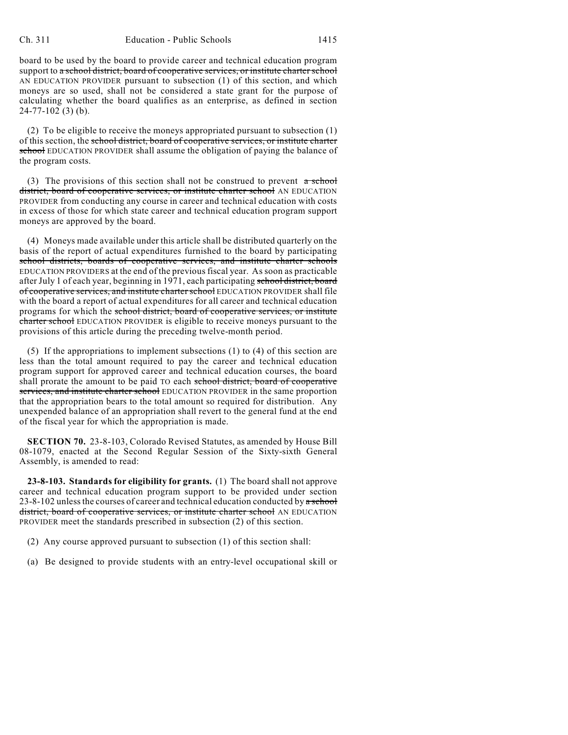board to be used by the board to provide career and technical education program support to ~~a school district, board of cooperative services, or institute charter school~~ AN EDUCATION PROVIDER pursuant to subsection (1) of this section, and which moneys are so used, shall not be considered a state grant for the purpose of calculating whether the board qualifies as an enterprise, as defined in section 24-77-102 (3) (b).

(2) To be eligible to receive the moneys appropriated pursuant to subsection (1) of this section, the ~~school district, board of cooperative services, or institute charter school~~ EDUCATION PROVIDER shall assume the obligation of paying the balance of the program costs.

(3) The provisions of this section shall not be construed to prevent ~~a school district, board of cooperative services, or institute charter school~~ AN EDUCATION PROVIDER from conducting any course in career and technical education with costs in excess of those for which state career and technical education program support moneys are approved by the board.

(4) Moneys made available under this article shall be distributed quarterly on the basis of the report of actual expenditures furnished to the board by participating ~~school districts, boards of cooperative services, and institute charter schools~~ EDUCATION PROVIDERS at the end of the previous fiscal year. As soon as practicable after July 1 of each year, beginning in 1971, each participating ~~school district, board of cooperative services, and institute charter school~~ EDUCATION PROVIDER shall file with the board a report of actual expenditures for all career and technical education programs for which the ~~school district, board of cooperative services, or institute charter school~~ EDUCATION PROVIDER is eligible to receive moneys pursuant to the provisions of this article during the preceding twelve-month period.

(5) If the appropriations to implement subsections (1) to (4) of this section are less than the total amount required to pay the career and technical education program support for approved career and technical education courses, the board shall prorate the amount to be paid TO each ~~school district, board of cooperative services, and institute charter school~~ EDUCATION PROVIDER in the same proportion that the appropriation bears to the total amount so required for distribution. Any unexpended balance of an appropriation shall revert to the general fund at the end of the fiscal year for which the appropriation is made.

**SECTION 70.** 23-8-103, Colorado Revised Statutes, as amended by House Bill 08-1079, enacted at the Second Regular Session of the Sixty-sixth General Assembly, is amended to read:

**23-8-103. Standards for eligibility for grants.** (1) The board shall not approve career and technical education program support to be provided under section 23-8-102 unless the courses of career and technical education conducted by ~~a school district, board of cooperative services, or institute charter school~~ AN EDUCATION PROVIDER meet the standards prescribed in subsection (2) of this section.

(2) Any course approved pursuant to subsection (1) of this section shall:

(a) Be designed to provide students with an entry-level occupational skill or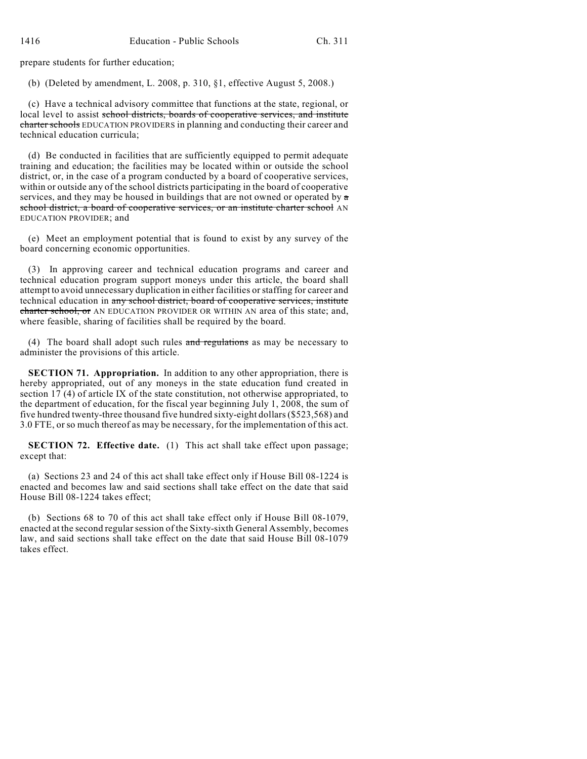prepare students for further education;

(b) (Deleted by amendment, L. 2008, p. 310, §1, effective August 5, 2008.)

(c) Have a technical advisory committee that functions at the state, regional, or local level to assist ~~school districts, boards of cooperative services, and institute charter schools~~ EDUCATION PROVIDERS in planning and conducting their career and technical education curricula;

(d) Be conducted in facilities that are sufficiently equipped to permit adequate training and education; the facilities may be located within or outside the school district, or, in the case of a program conducted by a board of cooperative services, within or outside any of the school districts participating in the board of cooperative services, and they may be housed in buildings that are not owned or operated by ~~a school district, a board of cooperative services, or an institute charter school~~ AN EDUCATION PROVIDER; and

(e) Meet an employment potential that is found to exist by any survey of the board concerning economic opportunities.

(3) In approving career and technical education programs and career and technical education program support moneys under this article, the board shall attempt to avoid unnecessary duplication in either facilities or staffing for career and technical education in ~~any school district, board of cooperative services, institute charter school, or~~ AN EDUCATION PROVIDER OR WITHIN AN area of this state; and, where feasible, sharing of facilities shall be required by the board.

(4) The board shall adopt such rules ~~and regulations~~ as may be necessary to administer the provisions of this article.

**SECTION 71. Appropriation.** In addition to any other appropriation, there is hereby appropriated, out of any moneys in the state education fund created in section 17 (4) of article IX of the state constitution, not otherwise appropriated, to the department of education, for the fiscal year beginning July 1, 2008, the sum of five hundred twenty-three thousand five hundred sixty-eight dollars ($523,568) and 3.0 FTE, or so much thereof as may be necessary, for the implementation of this act.

**SECTION 72. Effective date.** (1) This act shall take effect upon passage; except that:

(a) Sections 23 and 24 of this act shall take effect only if House Bill 08-1224 is enacted and becomes law and said sections shall take effect on the date that said House Bill 08-1224 takes effect;

(b) Sections 68 to 70 of this act shall take effect only if House Bill 08-1079, enacted at the second regular session of the Sixty-sixth General Assembly, becomes law, and said sections shall take effect on the date that said House Bill 08-1079 takes effect.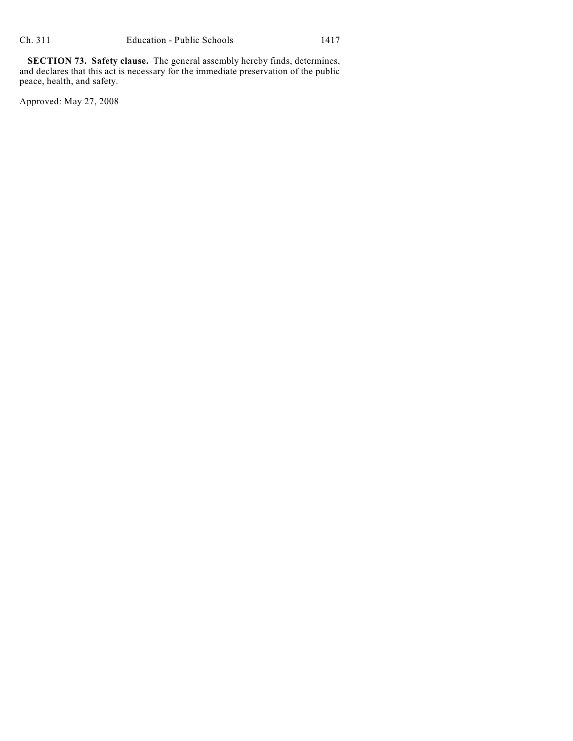**SECTION 73. Safety clause.** The general assembly hereby finds, determines, and declares that this act is necessary for the immediate preservation of the public peace, health, and safety.

Approved: May 27, 2008